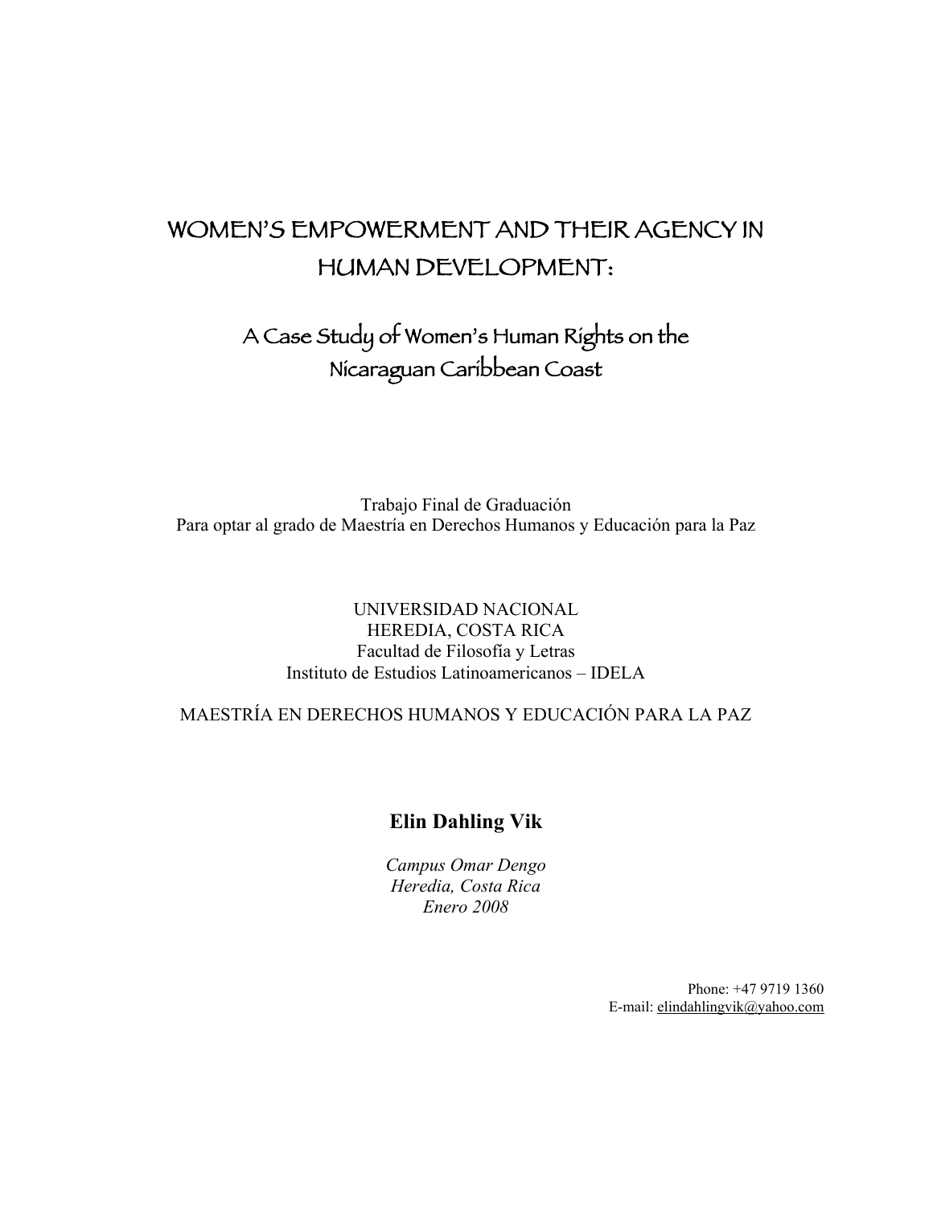# WOMEN'S EMPOWERMENT AND THEIR AGENCY IN HUMAN DEVELOPMENT:

## A Case Study of Women's Human Rights on the Nicaraguan Caribbean Coast

Trabajo Final de Graduación
Para optar al grado de Maestría en Derechos Humanos y Educación para la Paz

UNIVERSIDAD NACIONAL
HEREDIA, COSTA RICA
Facultad de Filosofía y Letras
Instituto de Estudios Latinoamericanos – IDELA

MAESTRÍA EN DERECHOS HUMANOS Y EDUCACIÓN PARA LA PAZ

**Elin Dahling Vik**

*Campus Omar Dengo*
*Heredia, Costa Rica*
*Enero 2008*

Phone: +47 9719 1360
E-mail: elindahlingvik@yahoo.com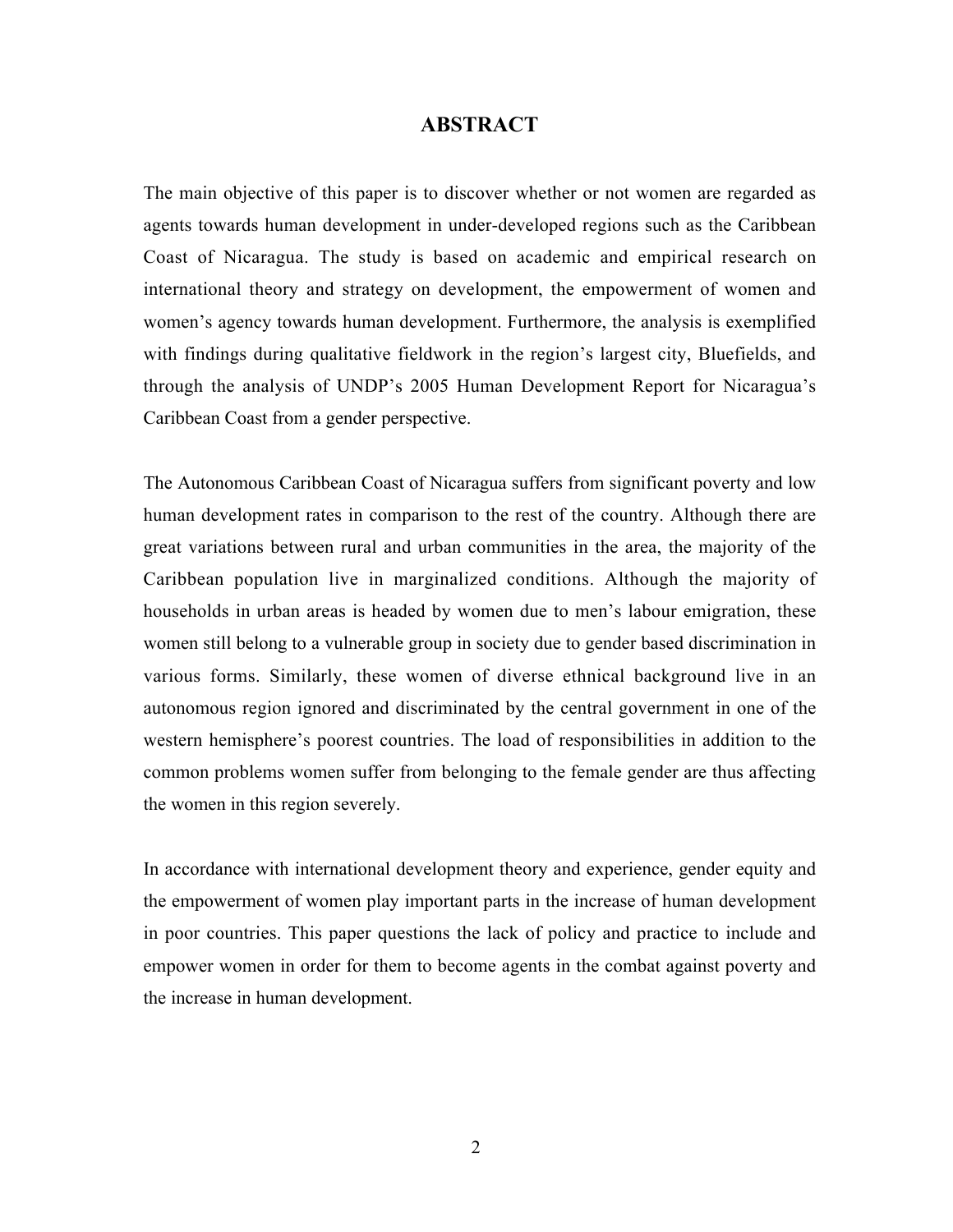# ABSTRACT

The main objective of this paper is to discover whether or not women are regarded as agents towards human development in under-developed regions such as the Caribbean Coast of Nicaragua. The study is based on academic and empirical research on international theory and strategy on development, the empowerment of women and women's agency towards human development. Furthermore, the analysis is exemplified with findings during qualitative fieldwork in the region's largest city, Bluefields, and through the analysis of UNDP's 2005 Human Development Report for Nicaragua's Caribbean Coast from a gender perspective.

The Autonomous Caribbean Coast of Nicaragua suffers from significant poverty and low human development rates in comparison to the rest of the country. Although there are great variations between rural and urban communities in the area, the majority of the Caribbean population live in marginalized conditions. Although the majority of households in urban areas is headed by women due to men's labour emigration, these women still belong to a vulnerable group in society due to gender based discrimination in various forms. Similarly, these women of diverse ethnical background live in an autonomous region ignored and discriminated by the central government in one of the western hemisphere's poorest countries. The load of responsibilities in addition to the common problems women suffer from belonging to the female gender are thus affecting the women in this region severely.

In accordance with international development theory and experience, gender equity and the empowerment of women play important parts in the increase of human development in poor countries. This paper questions the lack of policy and practice to include and empower women in order for them to become agents in the combat against poverty and the increase in human development.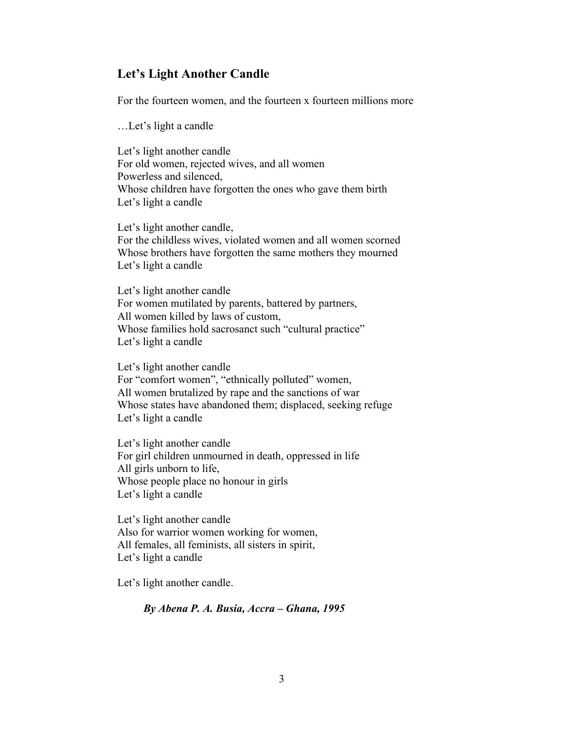## Let's Light Another Candle

For the fourteen women, and the fourteen x fourteen millions more

…Let's light a candle

Let's light another candle  
For old women, rejected wives, and all women  
Powerless and silenced,  
Whose children have forgotten the ones who gave them birth  
Let's light a candle

Let's light another candle,  
For the childless wives, violated women and all women scorned  
Whose brothers have forgotten the same mothers they mourned  
Let's light a candle

Let's light another candle  
For women mutilated by parents, battered by partners,  
All women killed by laws of custom,  
Whose families hold sacrosanct such "cultural practice"  
Let's light a candle

Let's light another candle  
For "comfort women", "ethnically polluted" women,  
All women brutalized by rape and the sanctions of war  
Whose states have abandoned them; displaced, seeking refuge  
Let's light a candle

Let's light another candle  
For girl children unmourned in death, oppressed in life  
All girls unborn to life,  
Whose people place no honour in girls  
Let's light a candle

Let's light another candle  
Also for warrior women working for women,  
All females, all feminists, all sisters in spirit,  
Let's light a candle

Let's light another candle.

***By Abena P. A. Busia, Accra – Ghana, 1995***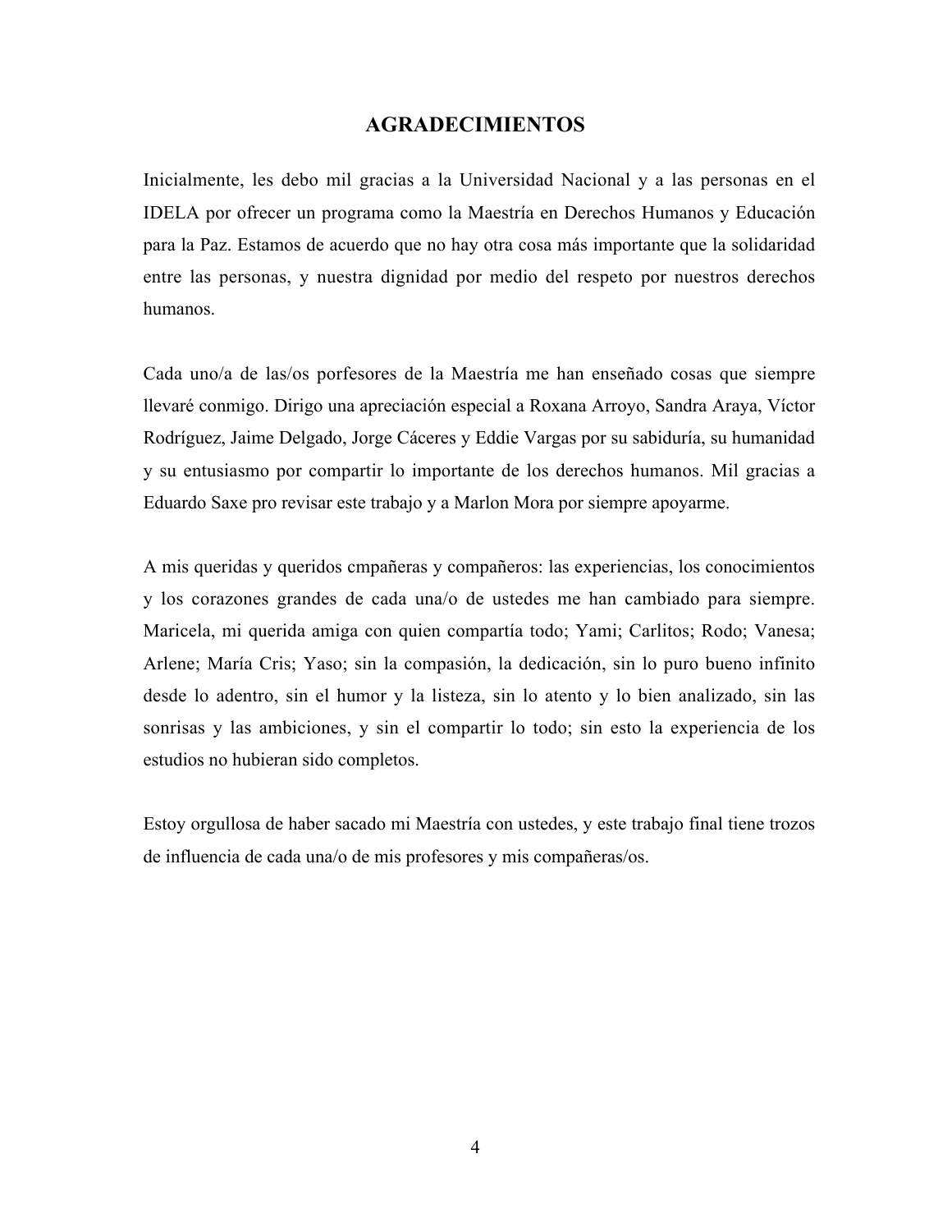# AGRADECIMIENTOS

Inicialmente, les debo mil gracias a la Universidad Nacional y a las personas en el IDELA por ofrecer un programa como la Maestría en Derechos Humanos y Educación para la Paz. Estamos de acuerdo que no hay otra cosa más importante que la solidaridad entre las personas, y nuestra dignidad por medio del respeto por nuestros derechos humanos.

Cada uno/a de las/os porfesores de la Maestría me han enseñado cosas que siempre llevaré conmigo. Dirigo una apreciación especial a Roxana Arroyo, Sandra Araya, Víctor Rodríguez, Jaime Delgado, Jorge Cáceres y Eddie Vargas por su sabiduría, su humanidad y su entusiasmo por compartir lo importante de los derechos humanos. Mil gracias a Eduardo Saxe pro revisar este trabajo y a Marlon Mora por siempre apoyarme.

A mis queridas y queridos cmpañeras y compañeros: las experiencias, los conocimientos y los corazones grandes de cada una/o de ustedes me han cambiado para siempre. Maricela, mi querida amiga con quien compartía todo; Yami; Carlitos; Rodo; Vanesa; Arlene; María Cris; Yaso; sin la compasión, la dedicación, sin lo puro bueno infinito desde lo adentro, sin el humor y la listeza, sin lo atento y lo bien analizado, sin las sonrisas y las ambiciones, y sin el compartir lo todo; sin esto la experiencia de los estudios no hubieran sido completos.

Estoy orgullosa de haber sacado mi Maestría con ustedes, y este trabajo final tiene trozos de influencia de cada una/o de mis profesores y mis compañeras/os.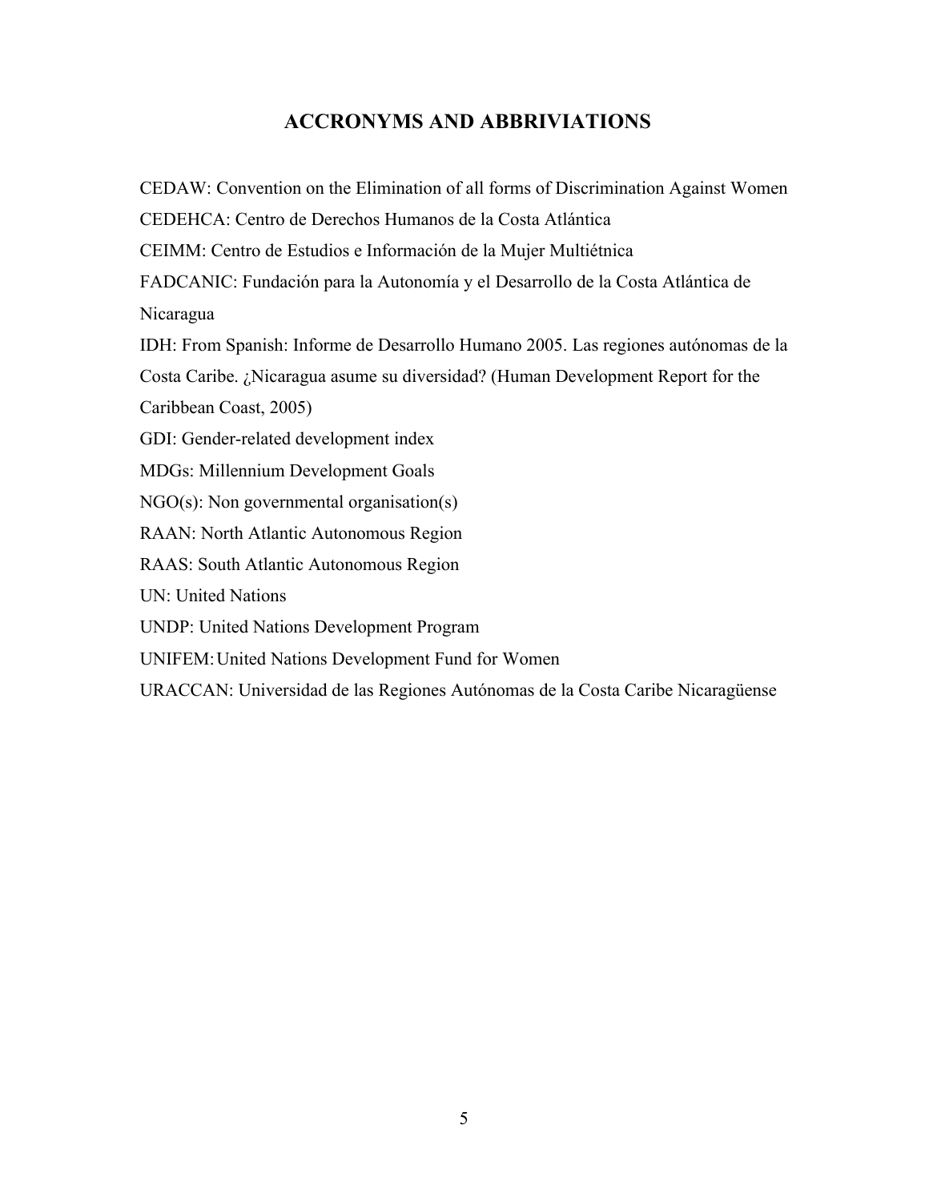# ACCRONYMS AND ABBRIVIATIONS

CEDAW: Convention on the Elimination of all forms of Discrimination Against Women
CEDEHCA: Centro de Derechos Humanos de la Costa Atlántica
CEIMM: Centro de Estudios e Información de la Mujer Multiétnica
FADCANIC: Fundación para la Autonomía y el Desarrollo de la Costa Atlántica de Nicaragua
IDH: From Spanish: Informe de Desarrollo Humano 2005. Las regiones autónomas de la Costa Caribe. ¿Nicaragua asume su diversidad? (Human Development Report for the Caribbean Coast, 2005)
GDI: Gender-related development index
MDGs: Millennium Development Goals
NGO(s): Non governmental organisation(s)
RAAN: North Atlantic Autonomous Region
RAAS: South Atlantic Autonomous Region
UN: United Nations
UNDP: United Nations Development Program
UNIFEM: United Nations Development Fund for Women
URACCAN: Universidad de las Regiones Autónomas de la Costa Caribe Nicaragüense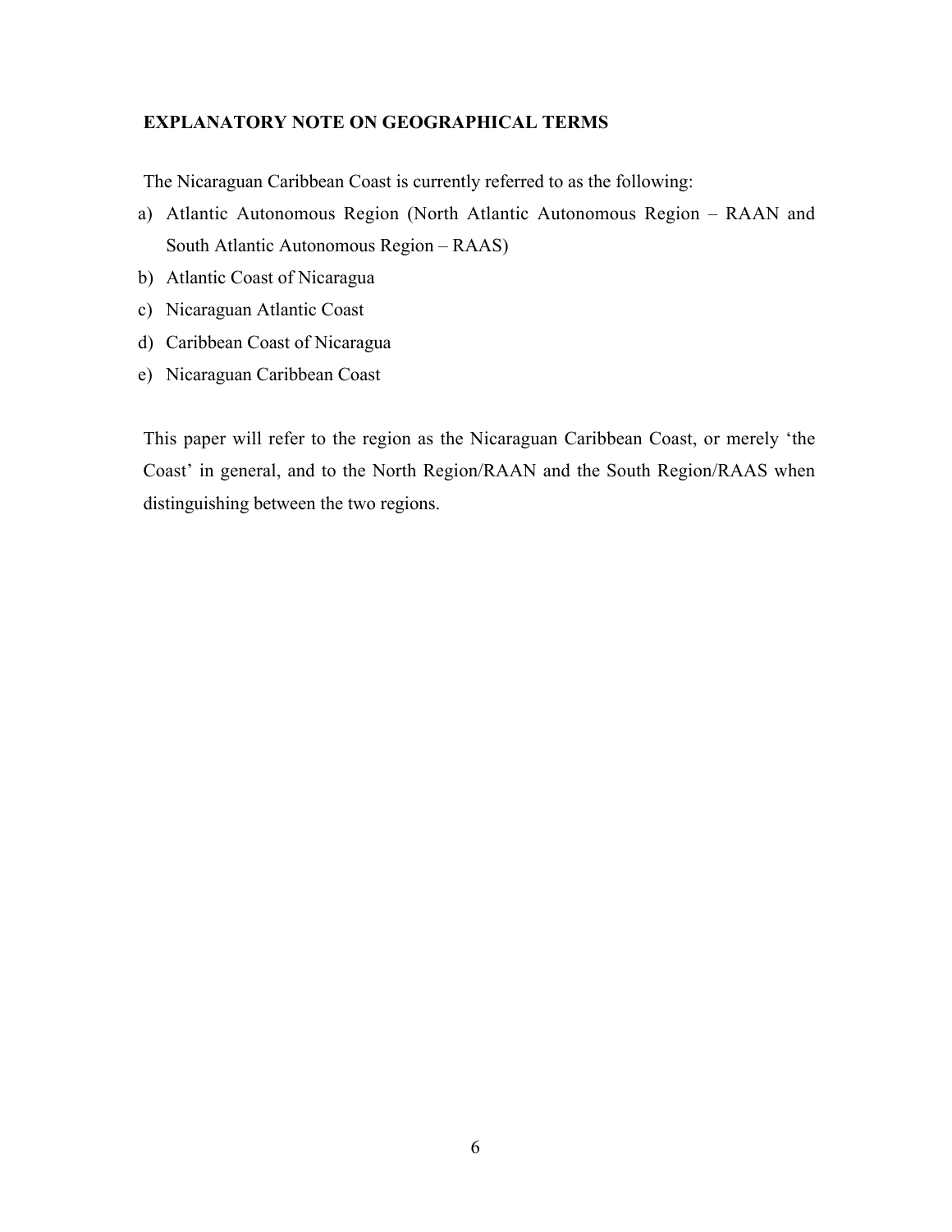## EXPLANATORY NOTE ON GEOGRAPHICAL TERMS

The Nicaraguan Caribbean Coast is currently referred to as the following:

a) Atlantic Autonomous Region (North Atlantic Autonomous Region – RAAN and South Atlantic Autonomous Region – RAAS)
b) Atlantic Coast of Nicaragua
c) Nicaraguan Atlantic Coast
d) Caribbean Coast of Nicaragua
e) Nicaraguan Caribbean Coast

This paper will refer to the region as the Nicaraguan Caribbean Coast, or merely 'the Coast' in general, and to the North Region/RAAN and the South Region/RAAS when distinguishing between the two regions.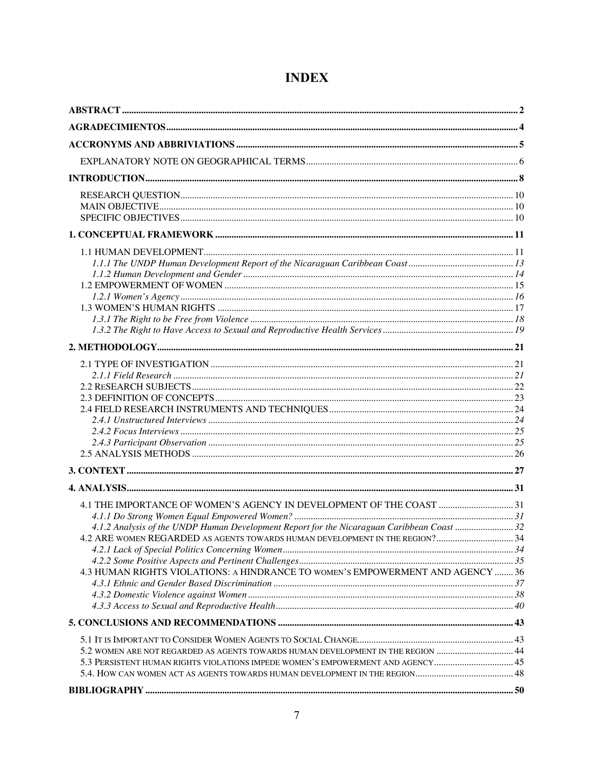# INDEX

**ABSTRACT** ........ **2**

**AGRADECIMIENTOS** ........ **4**

**ACCRONYMS AND ABBRIVIATIONS** ........ **5**

EXPLANATORY NOTE ON GEOGRAPHICAL TERMS ........ 6

**INTRODUCTION** ........ **8**

RESEARCH QUESTION ........ 10
MAIN OBJECTIVE ........ 10
SPECIFIC OBJECTIVES ........ 10

**1. CONCEPTUAL FRAMEWORK** ........ **11**

1.1 HUMAN DEVELOPMENT ........ 11
*1.1.1 The UNDP Human Development Report of the Nicaraguan Caribbean Coast* ........ *13*
*1.1.2 Human Development and Gender* ........ *14*
1.2 EMPOWERMENT OF WOMEN ........ 15
*1.2.1 Women's Agency* ........ *16*
1.3 WOMEN'S HUMAN RIGHTS ........ 17
*1.3.1 The Right to be Free from Violence* ........ *18*
*1.3.2 The Right to Have Access to Sexual and Reproductive Health Services* ........ *19*

**2. METHODOLOGY** ........ **21**

2.1 TYPE OF INVESTIGATION ........ 21
*2.1.1 Field Research* ........ *21*
2.2 RESEARCH SUBJECTS ........ 22
2.3 DEFINITION OF CONCEPTS ........ 23
2.4 FIELD RESEARCH INSTRUMENTS AND TECHNIQUES ........ 24
*2.4.1 Unstructured Interviews* ........ *24*
*2.4.2 Focus Interviews* ........ *25*
*2.4.3 Participant Observation* ........ *25*
2.5 ANALYSIS METHODS ........ 26

**3. CONTEXT** ........ **27**

**4. ANALYSIS** ........ **31**

4.1 THE IMPORTANCE OF WOMEN'S AGENCY IN DEVELOPMENT OF THE COAST ........ 31
*4.1.1 Do Strong Women Equal Empowered Women?* ........ *31*
*4.1.2 Analysis of the UNDP Human Development Report for the Nicaraguan Caribbean Coast* ........ *32*
4.2 ARE WOMEN REGARDED AS AGENTS TOWARDS HUMAN DEVELOPMENT IN THE REGION? ........ 34
*4.2.1 Lack of Special Politics Concerning Women* ........ *34*
*4.2.2 Some Positive Aspects and Pertinent Challenges* ........ *35*
4.3 HUMAN RIGHTS VIOLATIONS: A HINDRANCE TO WOMEN'S EMPOWERMENT AND AGENCY ........ 36
*4.3.1 Ethnic and Gender Based Discrimination* ........ *37*
*4.3.2 Domestic Violence against Women* ........ *38*
*4.3.3 Access to Sexual and Reproductive Health* ........ *40*

**5. CONCLUSIONS AND RECOMMENDATIONS** ........ **43**

5.1 IT IS IMPORTANT TO CONSIDER WOMEN AGENTS TO SOCIAL CHANGE ........ 43
5.2 WOMEN ARE NOT REGARDED AS AGENTS TOWARDS HUMAN DEVELOPMENT IN THE REGION ........ 44
5.3 PERSISTENT HUMAN RIGHTS VIOLATIONS IMPEDE WOMEN'S EMPOWERMENT AND AGENCY ........ 45
5.4. HOW CAN WOMEN ACT AS AGENTS TOWARDS HUMAN DEVELOPMENT IN THE REGION ........ 48

**BIBLIOGRAPHY** ........ **50**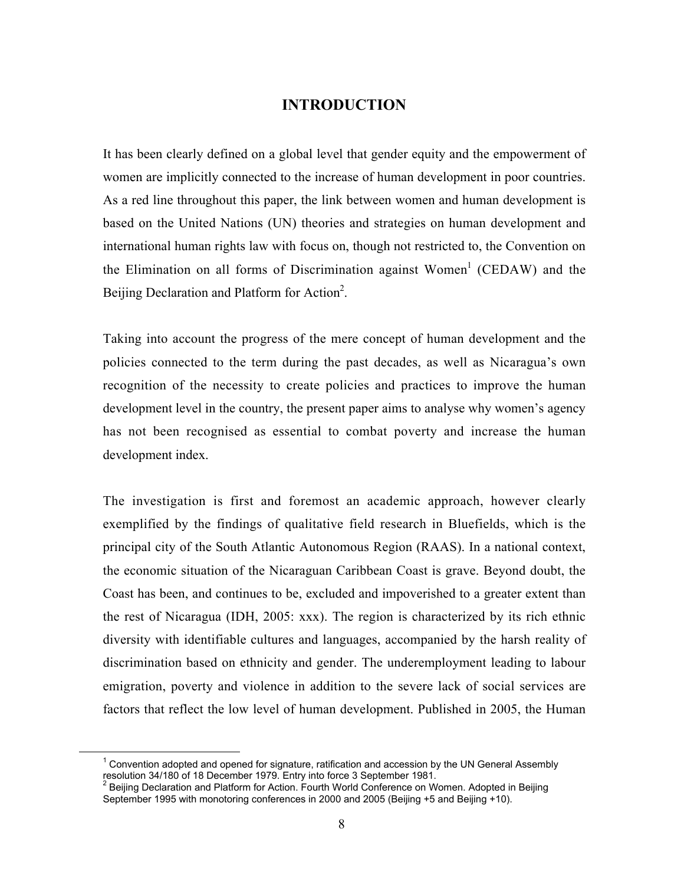# INTRODUCTION

It has been clearly defined on a global level that gender equity and the empowerment of women are implicitly connected to the increase of human development in poor countries. As a red line throughout this paper, the link between women and human development is based on the United Nations (UN) theories and strategies on human development and international human rights law with focus on, though not restricted to, the Convention on the Elimination on all forms of Discrimination against Women[1] (CEDAW) and the Beijing Declaration and Platform for Action[2].

Taking into account the progress of the mere concept of human development and the policies connected to the term during the past decades, as well as Nicaragua's own recognition of the necessity to create policies and practices to improve the human development level in the country, the present paper aims to analyse why women's agency has not been recognised as essential to combat poverty and increase the human development index.

The investigation is first and foremost an academic approach, however clearly exemplified by the findings of qualitative field research in Bluefields, which is the principal city of the South Atlantic Autonomous Region (RAAS). In a national context, the economic situation of the Nicaraguan Caribbean Coast is grave. Beyond doubt, the Coast has been, and continues to be, excluded and impoverished to a greater extent than the rest of Nicaragua (IDH, 2005: xxx). The region is characterized by its rich ethnic diversity with identifiable cultures and languages, accompanied by the harsh reality of discrimination based on ethnicity and gender. The underemployment leading to labour emigration, poverty and violence in addition to the severe lack of social services are factors that reflect the low level of human development. Published in 2005, the Human

---

[1] Convention adopted and opened for signature, ratification and accession by the UN General Assembly resolution 34/180 of 18 December 1979. Entry into force 3 September 1981.

[2] Beijing Declaration and Platform for Action. Fourth World Conference on Women. Adopted in Beijing September 1995 with monotoring conferences in 2000 and 2005 (Beijing +5 and Beijing +10).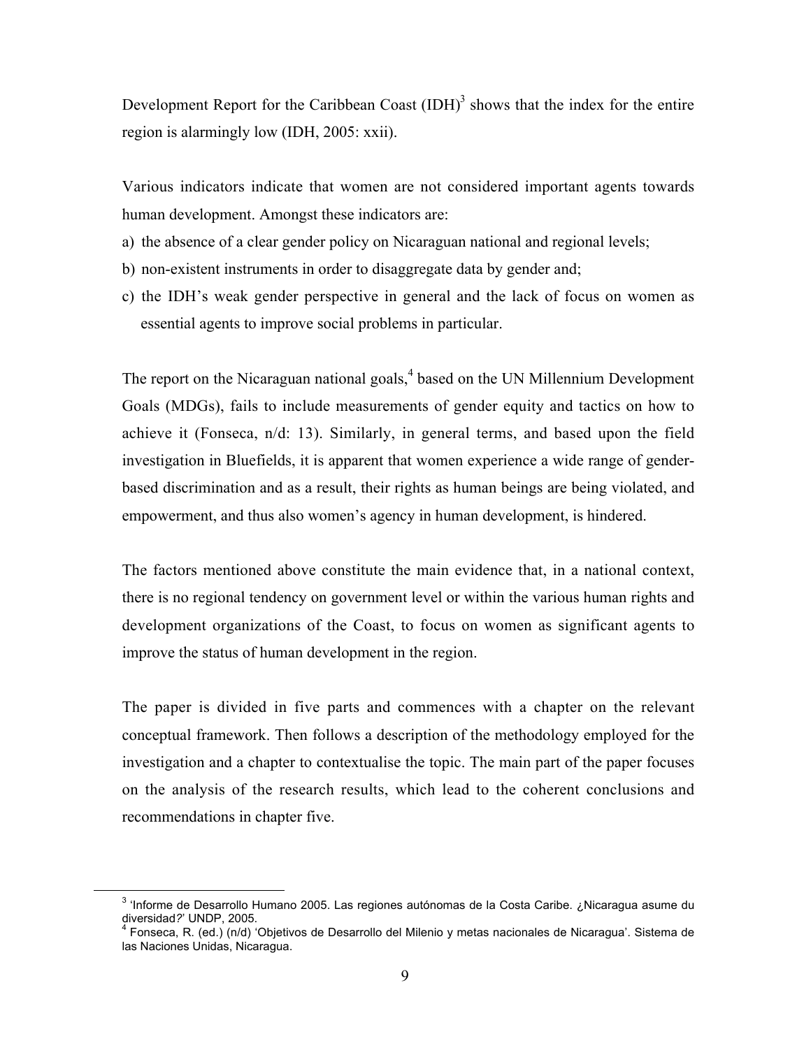Development Report for the Caribbean Coast (IDH)[3] shows that the index for the entire region is alarmingly low (IDH, 2005: xxii).

Various indicators indicate that women are not considered important agents towards human development. Amongst these indicators are:

a) the absence of a clear gender policy on Nicaraguan national and regional levels;
b) non-existent instruments in order to disaggregate data by gender and;
c) the IDH's weak gender perspective in general and the lack of focus on women as essential agents to improve social problems in particular.

The report on the Nicaraguan national goals,[4] based on the UN Millennium Development Goals (MDGs), fails to include measurements of gender equity and tactics on how to achieve it (Fonseca, n/d: 13). Similarly, in general terms, and based upon the field investigation in Bluefields, it is apparent that women experience a wide range of gender-based discrimination and as a result, their rights as human beings are being violated, and empowerment, and thus also women's agency in human development, is hindered.

The factors mentioned above constitute the main evidence that, in a national context, there is no regional tendency on government level or within the various human rights and development organizations of the Coast, to focus on women as significant agents to improve the status of human development in the region.

The paper is divided in five parts and commences with a chapter on the relevant conceptual framework. Then follows a description of the methodology employed for the investigation and a chapter to contextualise the topic. The main part of the paper focuses on the analysis of the research results, which lead to the coherent conclusions and recommendations in chapter five.

---

[3] 'Informe de Desarrollo Humano 2005. Las regiones autónomas de la Costa Caribe. ¿Nicaragua asume du diversidad?' UNDP, 2005.

[4] Fonseca, R. (ed.) (n/d) 'Objetivos de Desarrollo del Milenio y metas nacionales de Nicaragua'. Sistema de las Naciones Unidas, Nicaragua.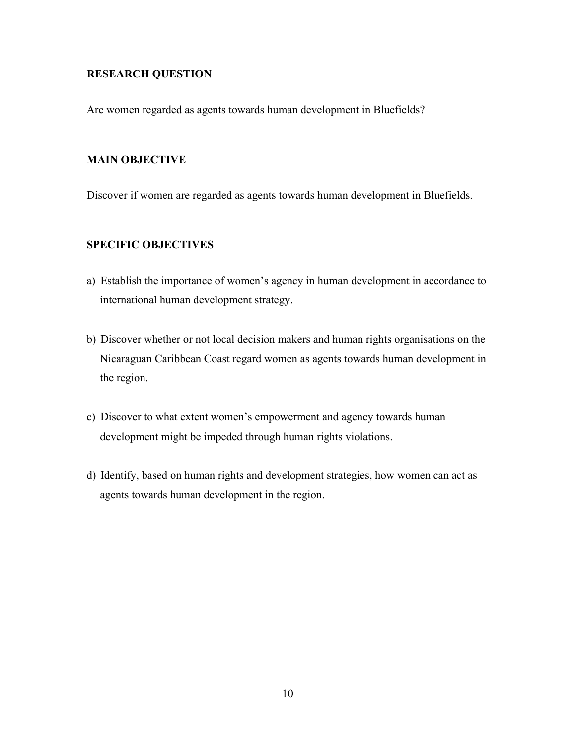## RESEARCH QUESTION

Are women regarded as agents towards human development in Bluefields?

## MAIN OBJECTIVE

Discover if women are regarded as agents towards human development in Bluefields.

## SPECIFIC OBJECTIVES

a) Establish the importance of women's agency in human development in accordance to international human development strategy.

b) Discover whether or not local decision makers and human rights organisations on the Nicaraguan Caribbean Coast regard women as agents towards human development in the region.

c) Discover to what extent women's empowerment and agency towards human development might be impeded through human rights violations.

d) Identify, based on human rights and development strategies, how women can act as agents towards human development in the region.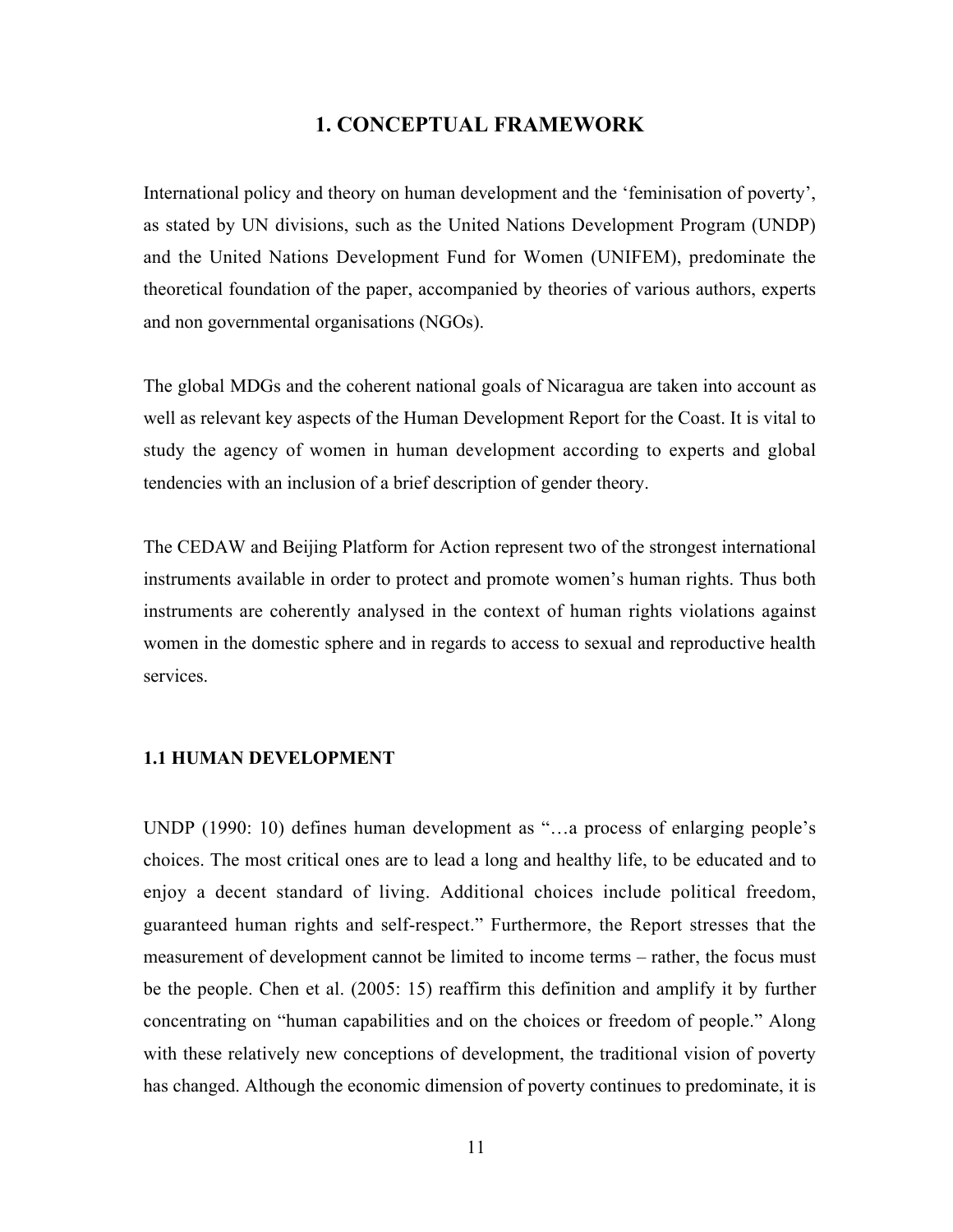# 1. CONCEPTUAL FRAMEWORK

International policy and theory on human development and the 'feminisation of poverty', as stated by UN divisions, such as the United Nations Development Program (UNDP) and the United Nations Development Fund for Women (UNIFEM), predominate the theoretical foundation of the paper, accompanied by theories of various authors, experts and non governmental organisations (NGOs).

The global MDGs and the coherent national goals of Nicaragua are taken into account as well as relevant key aspects of the Human Development Report for the Coast. It is vital to study the agency of women in human development according to experts and global tendencies with an inclusion of a brief description of gender theory.

The CEDAW and Beijing Platform for Action represent two of the strongest international instruments available in order to protect and promote women's human rights. Thus both instruments are coherently analysed in the context of human rights violations against women in the domestic sphere and in regards to access to sexual and reproductive health services.

## 1.1 HUMAN DEVELOPMENT

UNDP (1990: 10) defines human development as "…a process of enlarging people's choices. The most critical ones are to lead a long and healthy life, to be educated and to enjoy a decent standard of living. Additional choices include political freedom, guaranteed human rights and self-respect." Furthermore, the Report stresses that the measurement of development cannot be limited to income terms – rather, the focus must be the people. Chen et al. (2005: 15) reaffirm this definition and amplify it by further concentrating on "human capabilities and on the choices or freedom of people." Along with these relatively new conceptions of development, the traditional vision of poverty has changed. Although the economic dimension of poverty continues to predominate, it is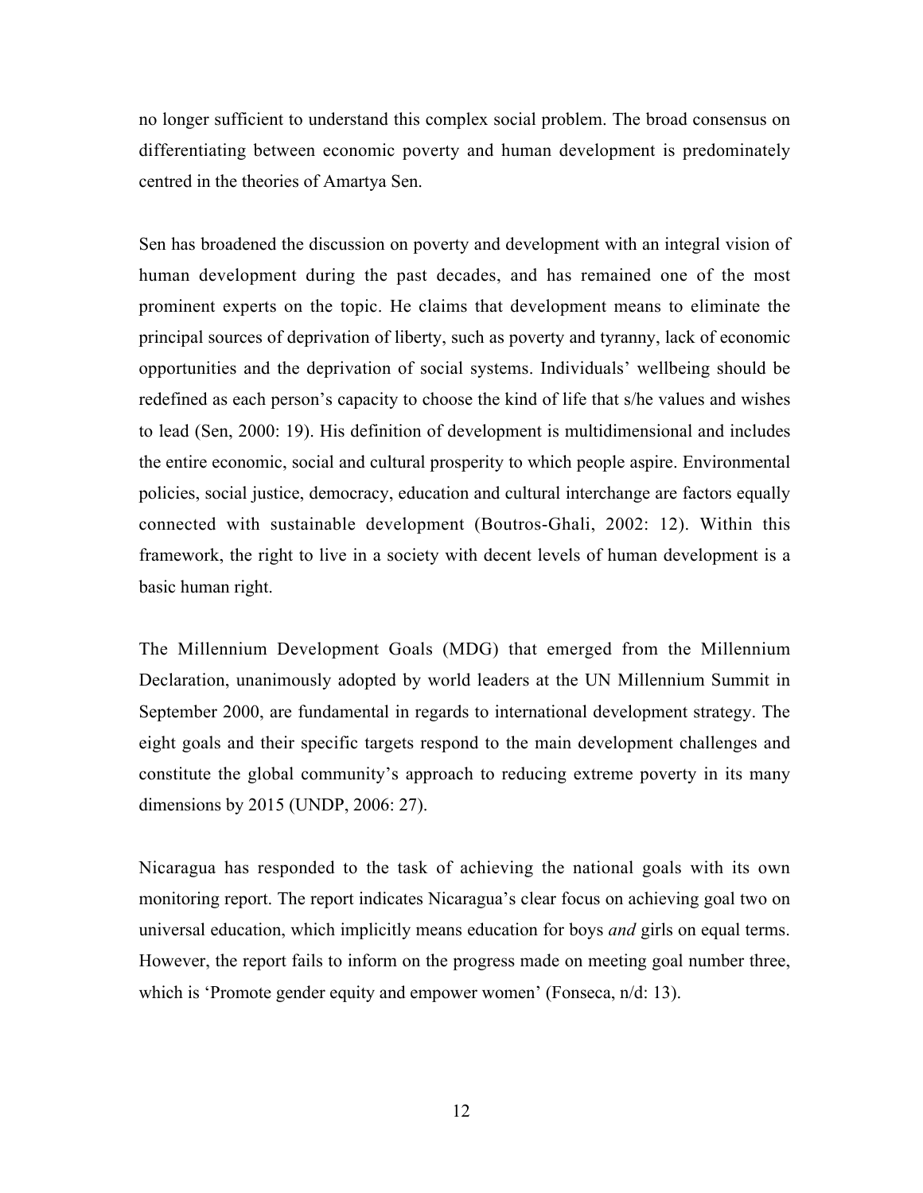no longer sufficient to understand this complex social problem. The broad consensus on differentiating between economic poverty and human development is predominately centred in the theories of Amartya Sen.

Sen has broadened the discussion on poverty and development with an integral vision of human development during the past decades, and has remained one of the most prominent experts on the topic. He claims that development means to eliminate the principal sources of deprivation of liberty, such as poverty and tyranny, lack of economic opportunities and the deprivation of social systems. Individuals' wellbeing should be redefined as each person's capacity to choose the kind of life that s/he values and wishes to lead (Sen, 2000: 19). His definition of development is multidimensional and includes the entire economic, social and cultural prosperity to which people aspire. Environmental policies, social justice, democracy, education and cultural interchange are factors equally connected with sustainable development (Boutros-Ghali, 2002: 12). Within this framework, the right to live in a society with decent levels of human development is a basic human right.

The Millennium Development Goals (MDG) that emerged from the Millennium Declaration, unanimously adopted by world leaders at the UN Millennium Summit in September 2000, are fundamental in regards to international development strategy. The eight goals and their specific targets respond to the main development challenges and constitute the global community's approach to reducing extreme poverty in its many dimensions by 2015 (UNDP, 2006: 27).

Nicaragua has responded to the task of achieving the national goals with its own monitoring report. The report indicates Nicaragua's clear focus on achieving goal two on universal education, which implicitly means education for boys *and* girls on equal terms. However, the report fails to inform on the progress made on meeting goal number three, which is 'Promote gender equity and empower women' (Fonseca, n/d: 13).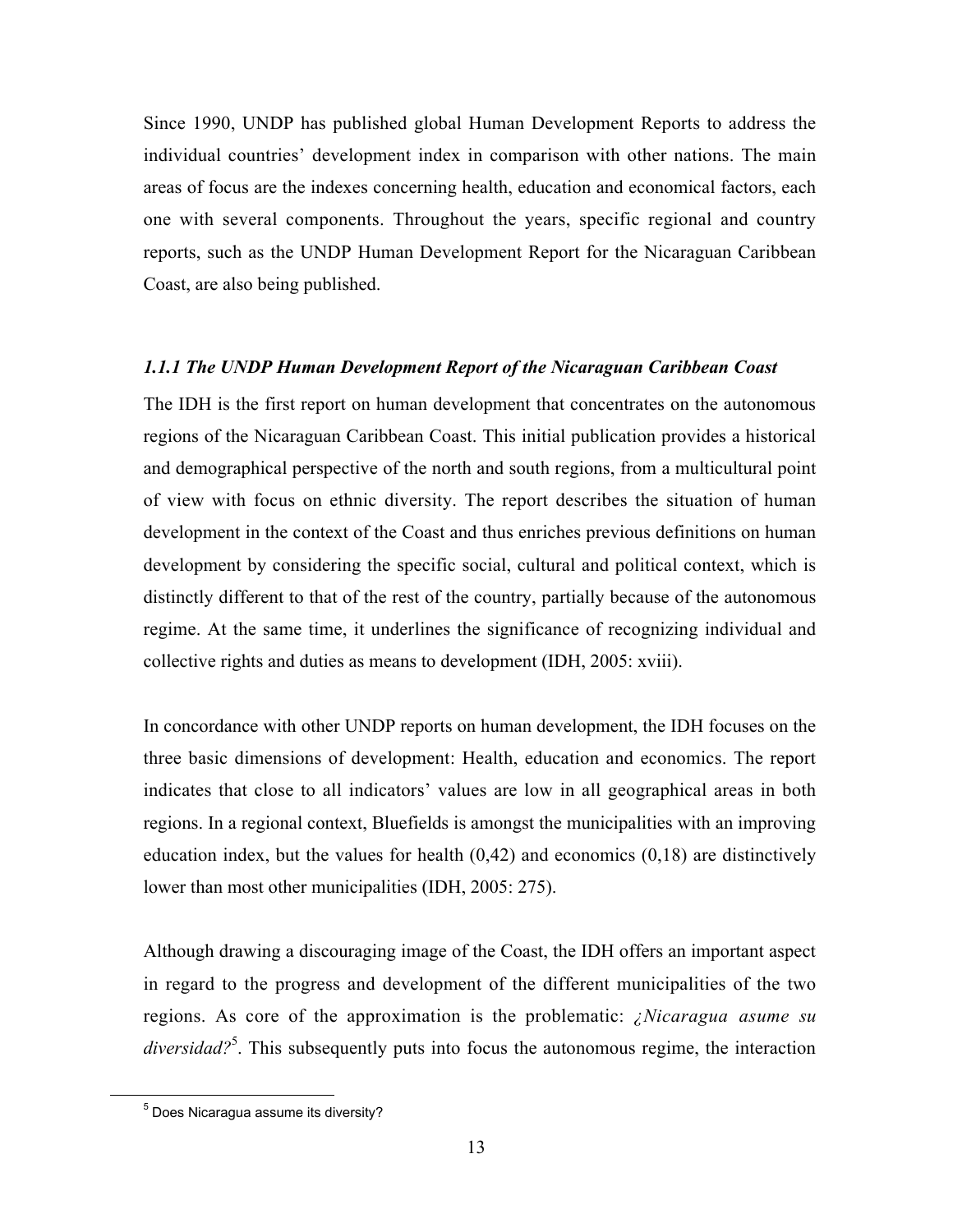Since 1990, UNDP has published global Human Development Reports to address the individual countries' development index in comparison with other nations. The main areas of focus are the indexes concerning health, education and economical factors, each one with several components. Throughout the years, specific regional and country reports, such as the UNDP Human Development Report for the Nicaraguan Caribbean Coast, are also being published.

### *1.1.1 The UNDP Human Development Report of the Nicaraguan Caribbean Coast*

The IDH is the first report on human development that concentrates on the autonomous regions of the Nicaraguan Caribbean Coast. This initial publication provides a historical and demographical perspective of the north and south regions, from a multicultural point of view with focus on ethnic diversity. The report describes the situation of human development in the context of the Coast and thus enriches previous definitions on human development by considering the specific social, cultural and political context, which is distinctly different to that of the rest of the country, partially because of the autonomous regime. At the same time, it underlines the significance of recognizing individual and collective rights and duties as means to development (IDH, 2005: xviii).

In concordance with other UNDP reports on human development, the IDH focuses on the three basic dimensions of development: Health, education and economics. The report indicates that close to all indicators' values are low in all geographical areas in both regions. In a regional context, Bluefields is amongst the municipalities with an improving education index, but the values for health (0,42) and economics (0,18) are distinctively lower than most other municipalities (IDH, 2005: 275).

Although drawing a discouraging image of the Coast, the IDH offers an important aspect in regard to the progress and development of the different municipalities of the two regions. As core of the approximation is the problematic: *¿Nicaragua asume su diversidad?*[5]. This subsequently puts into focus the autonomous regime, the interaction

[5] Does Nicaragua assume its diversity?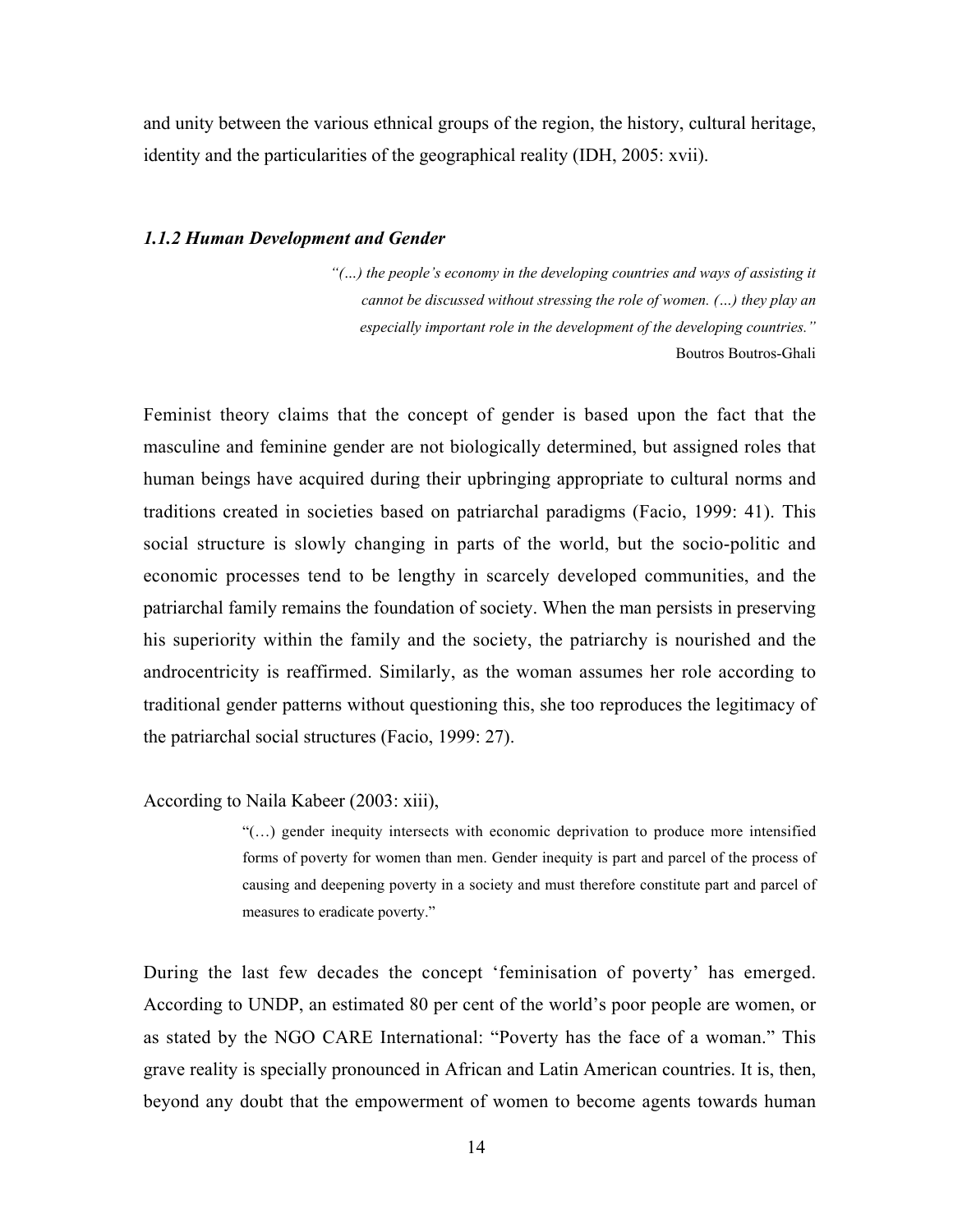and unity between the various ethnical groups of the region, the history, cultural heritage, identity and the particularities of the geographical reality (IDH, 2005: xvii).

### *1.1.2 Human Development and Gender*

> *"(…) the people's economy in the developing countries and ways of assisting it cannot be discussed without stressing the role of women. (…) they play an especially important role in the development of the developing countries."*
>
> Boutros Boutros-Ghali

Feminist theory claims that the concept of gender is based upon the fact that the masculine and feminine gender are not biologically determined, but assigned roles that human beings have acquired during their upbringing appropriate to cultural norms and traditions created in societies based on patriarchal paradigms (Facio, 1999: 41). This social structure is slowly changing in parts of the world, but the socio-politic and economic processes tend to be lengthy in scarcely developed communities, and the patriarchal family remains the foundation of society. When the man persists in preserving his superiority within the family and the society, the patriarchy is nourished and the androcentricity is reaffirmed. Similarly, as the woman assumes her role according to traditional gender patterns without questioning this, she too reproduces the legitimacy of the patriarchal social structures (Facio, 1999: 27).

According to Naila Kabeer (2003: xiii),

> "(…) gender inequity intersects with economic deprivation to produce more intensified forms of poverty for women than men. Gender inequity is part and parcel of the process of causing and deepening poverty in a society and must therefore constitute part and parcel of measures to eradicate poverty."

During the last few decades the concept 'feminisation of poverty' has emerged. According to UNDP, an estimated 80 per cent of the world's poor people are women, or as stated by the NGO CARE International: "Poverty has the face of a woman." This grave reality is specially pronounced in African and Latin American countries. It is, then, beyond any doubt that the empowerment of women to become agents towards human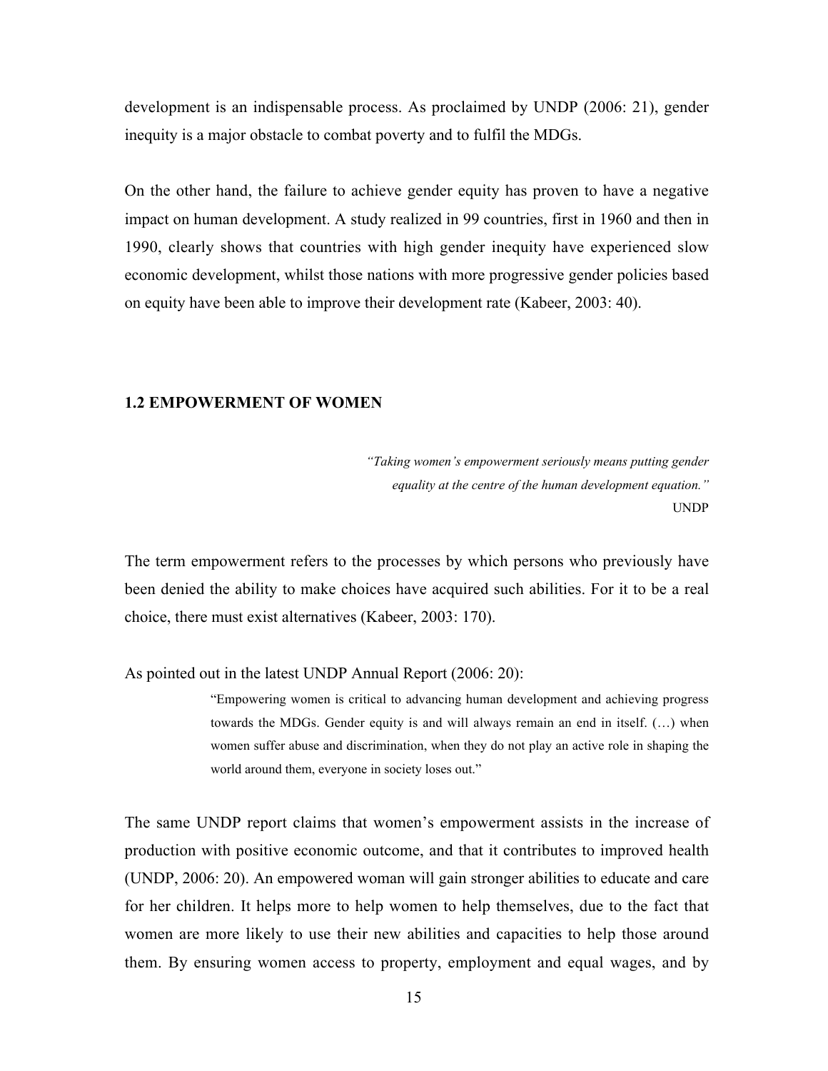development is an indispensable process. As proclaimed by UNDP (2006: 21), gender inequity is a major obstacle to combat poverty and to fulfil the MDGs.

On the other hand, the failure to achieve gender equity has proven to have a negative impact on human development. A study realized in 99 countries, first in 1960 and then in 1990, clearly shows that countries with high gender inequity have experienced slow economic development, whilst those nations with more progressive gender policies based on equity have been able to improve their development rate (Kabeer, 2003: 40).

### 1.2 EMPOWERMENT OF WOMEN

> *"Taking women's empowerment seriously means putting gender equality at the centre of the human development equation."*
>
> UNDP

The term empowerment refers to the processes by which persons who previously have been denied the ability to make choices have acquired such abilities. For it to be a real choice, there must exist alternatives (Kabeer, 2003: 170).

As pointed out in the latest UNDP Annual Report (2006: 20):

> "Empowering women is critical to advancing human development and achieving progress towards the MDGs. Gender equity is and will always remain an end in itself. (…) when women suffer abuse and discrimination, when they do not play an active role in shaping the world around them, everyone in society loses out."

The same UNDP report claims that women's empowerment assists in the increase of production with positive economic outcome, and that it contributes to improved health (UNDP, 2006: 20). An empowered woman will gain stronger abilities to educate and care for her children. It helps more to help women to help themselves, due to the fact that women are more likely to use their new abilities and capacities to help those around them. By ensuring women access to property, employment and equal wages, and by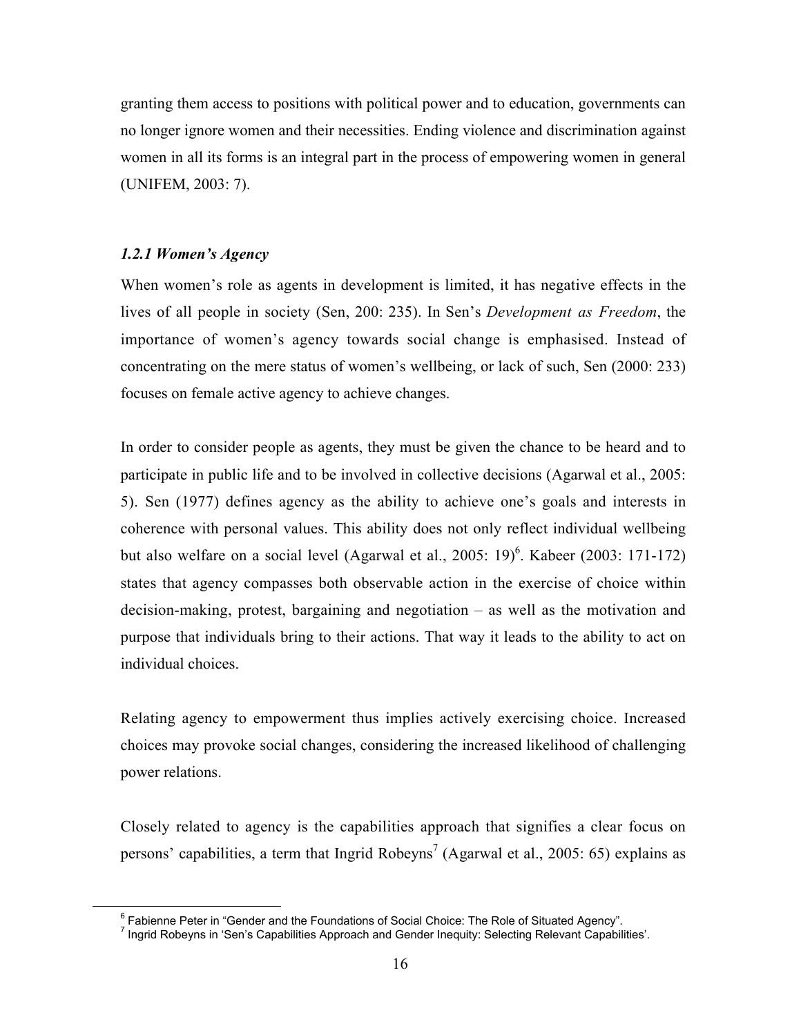granting them access to positions with political power and to education, governments can no longer ignore women and their necessities. Ending violence and discrimination against women in all its forms is an integral part in the process of empowering women in general (UNIFEM, 2003: 7).

### *1.2.1 Women's Agency*

When women's role as agents in development is limited, it has negative effects in the lives of all people in society (Sen, 200: 235). In Sen's *Development as Freedom*, the importance of women's agency towards social change is emphasised. Instead of concentrating on the mere status of women's wellbeing, or lack of such, Sen (2000: 233) focuses on female active agency to achieve changes.

In order to consider people as agents, they must be given the chance to be heard and to participate in public life and to be involved in collective decisions (Agarwal et al., 2005: 5). Sen (1977) defines agency as the ability to achieve one's goals and interests in coherence with personal values. This ability does not only reflect individual wellbeing but also welfare on a social level (Agarwal et al., 2005: 19)[6]. Kabeer (2003: 171-172) states that agency compasses both observable action in the exercise of choice within decision-making, protest, bargaining and negotiation – as well as the motivation and purpose that individuals bring to their actions. That way it leads to the ability to act on individual choices.

Relating agency to empowerment thus implies actively exercising choice. Increased choices may provoke social changes, considering the increased likelihood of challenging power relations.

Closely related to agency is the capabilities approach that signifies a clear focus on persons' capabilities, a term that Ingrid Robeyns[7] (Agarwal et al., 2005: 65) explains as

[6] Fabienne Peter in "Gender and the Foundations of Social Choice: The Role of Situated Agency".
[7] Ingrid Robeyns in 'Sen's Capabilities Approach and Gender Inequity: Selecting Relevant Capabilities'.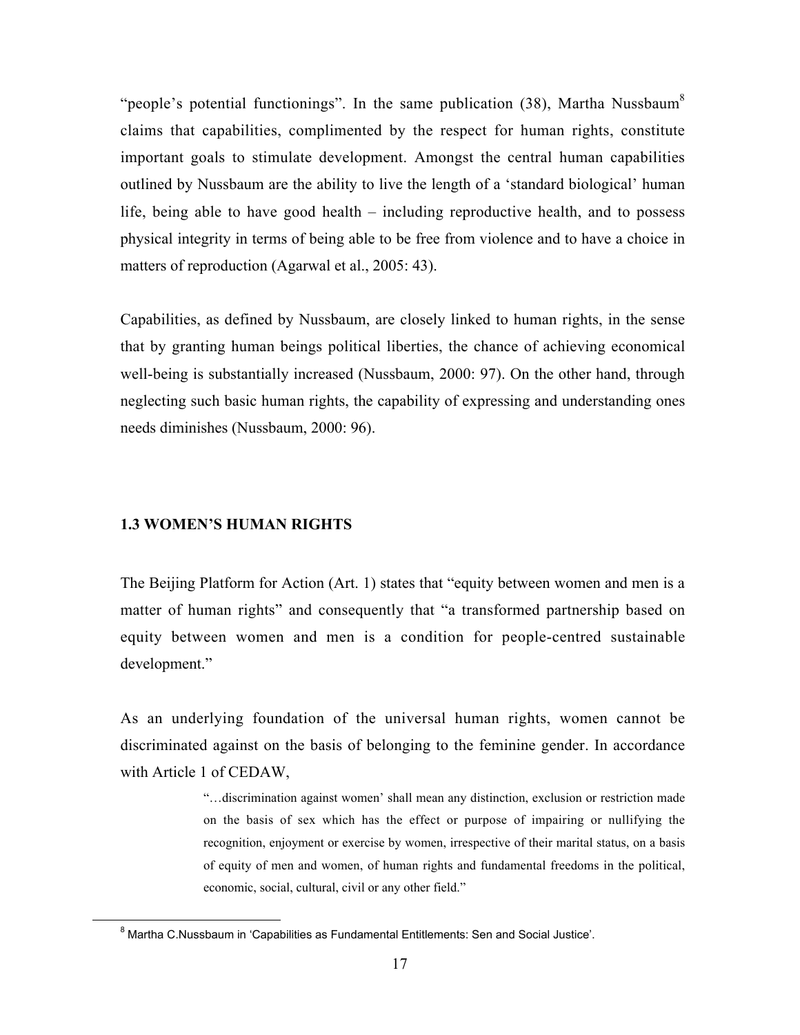"people's potential functionings". In the same publication (38), Martha Nussbaum[8] claims that capabilities, complimented by the respect for human rights, constitute important goals to stimulate development. Amongst the central human capabilities outlined by Nussbaum are the ability to live the length of a 'standard biological' human life, being able to have good health – including reproductive health, and to possess physical integrity in terms of being able to be free from violence and to have a choice in matters of reproduction (Agarwal et al., 2005: 43).

Capabilities, as defined by Nussbaum, are closely linked to human rights, in the sense that by granting human beings political liberties, the chance of achieving economical well-being is substantially increased (Nussbaum, 2000: 97). On the other hand, through neglecting such basic human rights, the capability of expressing and understanding ones needs diminishes (Nussbaum, 2000: 96).

### 1.3 WOMEN'S HUMAN RIGHTS

The Beijing Platform for Action (Art. 1) states that "equity between women and men is a matter of human rights" and consequently that "a transformed partnership based on equity between women and men is a condition for people-centred sustainable development."

As an underlying foundation of the universal human rights, women cannot be discriminated against on the basis of belonging to the feminine gender. In accordance with Article 1 of CEDAW,

> "…discrimination against women' shall mean any distinction, exclusion or restriction made on the basis of sex which has the effect or purpose of impairing or nullifying the recognition, enjoyment or exercise by women, irrespective of their marital status, on a basis of equity of men and women, of human rights and fundamental freedoms in the political, economic, social, cultural, civil or any other field."

[8] Martha C.Nussbaum in 'Capabilities as Fundamental Entitlements: Sen and Social Justice'.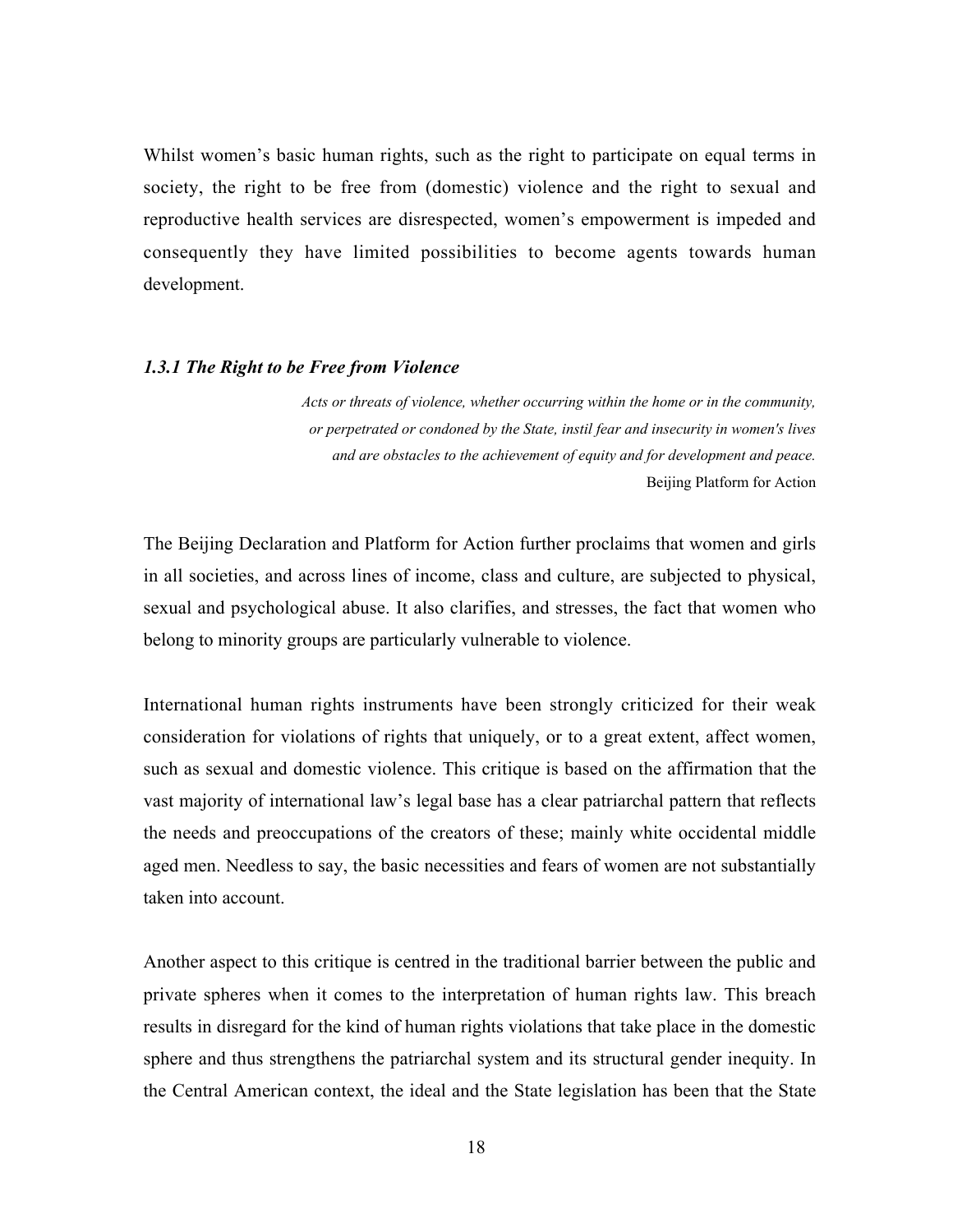Whilst women's basic human rights, such as the right to participate on equal terms in society, the right to be free from (domestic) violence and the right to sexual and reproductive health services are disrespected, women's empowerment is impeded and consequently they have limited possibilities to become agents towards human development.

### *1.3.1 The Right to be Free from Violence*

> *Acts or threats of violence, whether occurring within the home or in the community, or perpetrated or condoned by the State, instil fear and insecurity in women's lives and are obstacles to the achievement of equity and for development and peace.*
>
> Beijing Platform for Action

The Beijing Declaration and Platform for Action further proclaims that women and girls in all societies, and across lines of income, class and culture, are subjected to physical, sexual and psychological abuse. It also clarifies, and stresses, the fact that women who belong to minority groups are particularly vulnerable to violence.

International human rights instruments have been strongly criticized for their weak consideration for violations of rights that uniquely, or to a great extent, affect women, such as sexual and domestic violence. This critique is based on the affirmation that the vast majority of international law's legal base has a clear patriarchal pattern that reflects the needs and preoccupations of the creators of these; mainly white occidental middle aged men. Needless to say, the basic necessities and fears of women are not substantially taken into account.

Another aspect to this critique is centred in the traditional barrier between the public and private spheres when it comes to the interpretation of human rights law. This breach results in disregard for the kind of human rights violations that take place in the domestic sphere and thus strengthens the patriarchal system and its structural gender inequity. In the Central American context, the ideal and the State legislation has been that the State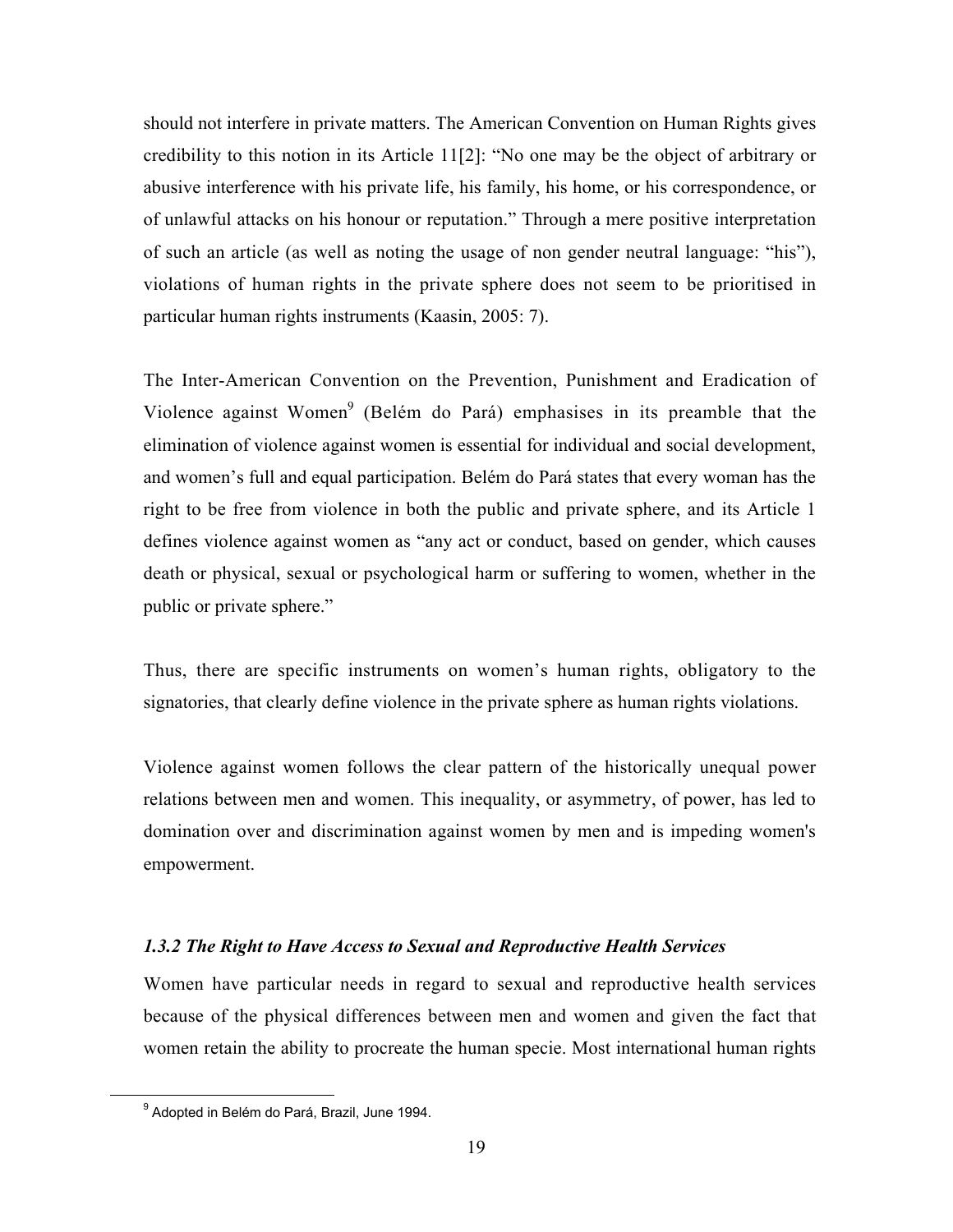should not interfere in private matters. The American Convention on Human Rights gives credibility to this notion in its Article 11[2]: "No one may be the object of arbitrary or abusive interference with his private life, his family, his home, or his correspondence, or of unlawful attacks on his honour or reputation." Through a mere positive interpretation of such an article (as well as noting the usage of non gender neutral language: "his"), violations of human rights in the private sphere does not seem to be prioritised in particular human rights instruments (Kaasin, 2005: 7).

The Inter-American Convention on the Prevention, Punishment and Eradication of Violence against Women[9] (Belém do Pará) emphasises in its preamble that the elimination of violence against women is essential for individual and social development, and women's full and equal participation. Belém do Pará states that every woman has the right to be free from violence in both the public and private sphere, and its Article 1 defines violence against women as "any act or conduct, based on gender, which causes death or physical, sexual or psychological harm or suffering to women, whether in the public or private sphere."

Thus, there are specific instruments on women's human rights, obligatory to the signatories, that clearly define violence in the private sphere as human rights violations.

Violence against women follows the clear pattern of the historically unequal power relations between men and women. This inequality, or asymmetry, of power, has led to domination over and discrimination against women by men and is impeding women's empowerment.

### *1.3.2 The Right to Have Access to Sexual and Reproductive Health Services*

Women have particular needs in regard to sexual and reproductive health services because of the physical differences between men and women and given the fact that women retain the ability to procreate the human specie. Most international human rights

[9] Adopted in Belém do Pará, Brazil, June 1994.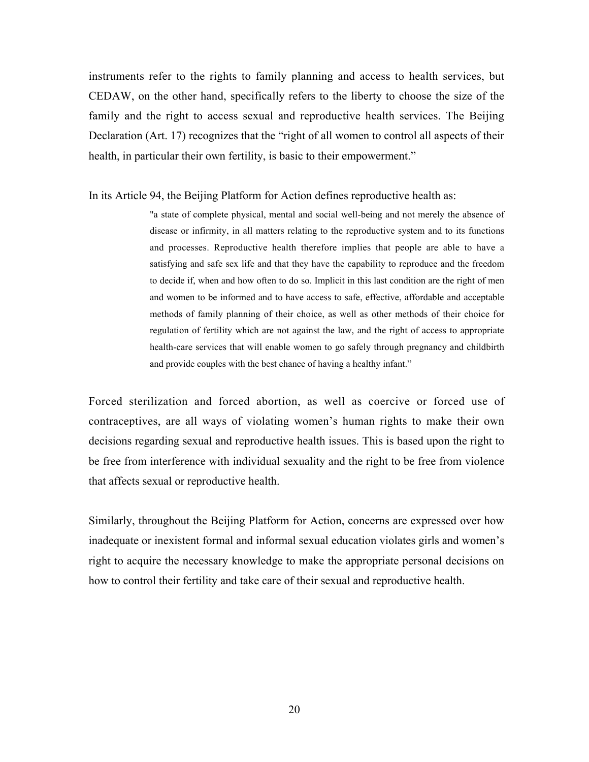instruments refer to the rights to family planning and access to health services, but CEDAW, on the other hand, specifically refers to the liberty to choose the size of the family and the right to access sexual and reproductive health services. The Beijing Declaration (Art. 17) recognizes that the "right of all women to control all aspects of their health, in particular their own fertility, is basic to their empowerment."

In its Article 94, the Beijing Platform for Action defines reproductive health as:

> "a state of complete physical, mental and social well-being and not merely the absence of disease or infirmity, in all matters relating to the reproductive system and to its functions and processes. Reproductive health therefore implies that people are able to have a satisfying and safe sex life and that they have the capability to reproduce and the freedom to decide if, when and how often to do so. Implicit in this last condition are the right of men and women to be informed and to have access to safe, effective, affordable and acceptable methods of family planning of their choice, as well as other methods of their choice for regulation of fertility which are not against the law, and the right of access to appropriate health-care services that will enable women to go safely through pregnancy and childbirth and provide couples with the best chance of having a healthy infant."

Forced sterilization and forced abortion, as well as coercive or forced use of contraceptives, are all ways of violating women's human rights to make their own decisions regarding sexual and reproductive health issues. This is based upon the right to be free from interference with individual sexuality and the right to be free from violence that affects sexual or reproductive health.

Similarly, throughout the Beijing Platform for Action, concerns are expressed over how inadequate or inexistent formal and informal sexual education violates girls and women's right to acquire the necessary knowledge to make the appropriate personal decisions on how to control their fertility and take care of their sexual and reproductive health.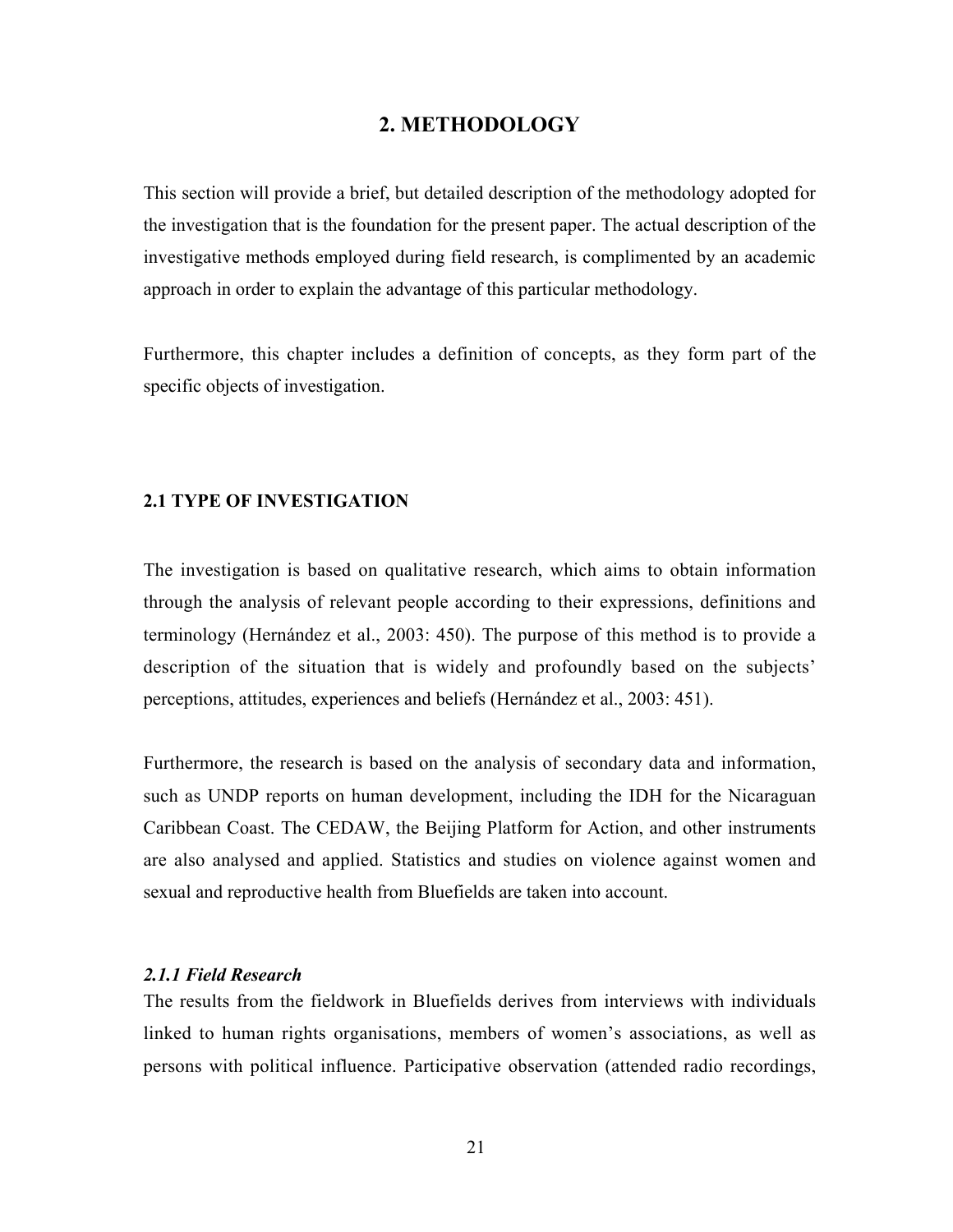# 2. METHODOLOGY

This section will provide a brief, but detailed description of the methodology adopted for the investigation that is the foundation for the present paper. The actual description of the investigative methods employed during field research, is complimented by an academic approach in order to explain the advantage of this particular methodology.

Furthermore, this chapter includes a definition of concepts, as they form part of the specific objects of investigation.

## 2.1 TYPE OF INVESTIGATION

The investigation is based on qualitative research, which aims to obtain information through the analysis of relevant people according to their expressions, definitions and terminology (Hernández et al., 2003: 450). The purpose of this method is to provide a description of the situation that is widely and profoundly based on the subjects' perceptions, attitudes, experiences and beliefs (Hernández et al., 2003: 451).

Furthermore, the research is based on the analysis of secondary data and information, such as UNDP reports on human development, including the IDH for the Nicaraguan Caribbean Coast. The CEDAW, the Beijing Platform for Action, and other instruments are also analysed and applied. Statistics and studies on violence against women and sexual and reproductive health from Bluefields are taken into account.

### *2.1.1 Field Research*

The results from the fieldwork in Bluefields derives from interviews with individuals linked to human rights organisations, members of women's associations, as well as persons with political influence. Participative observation (attended radio recordings,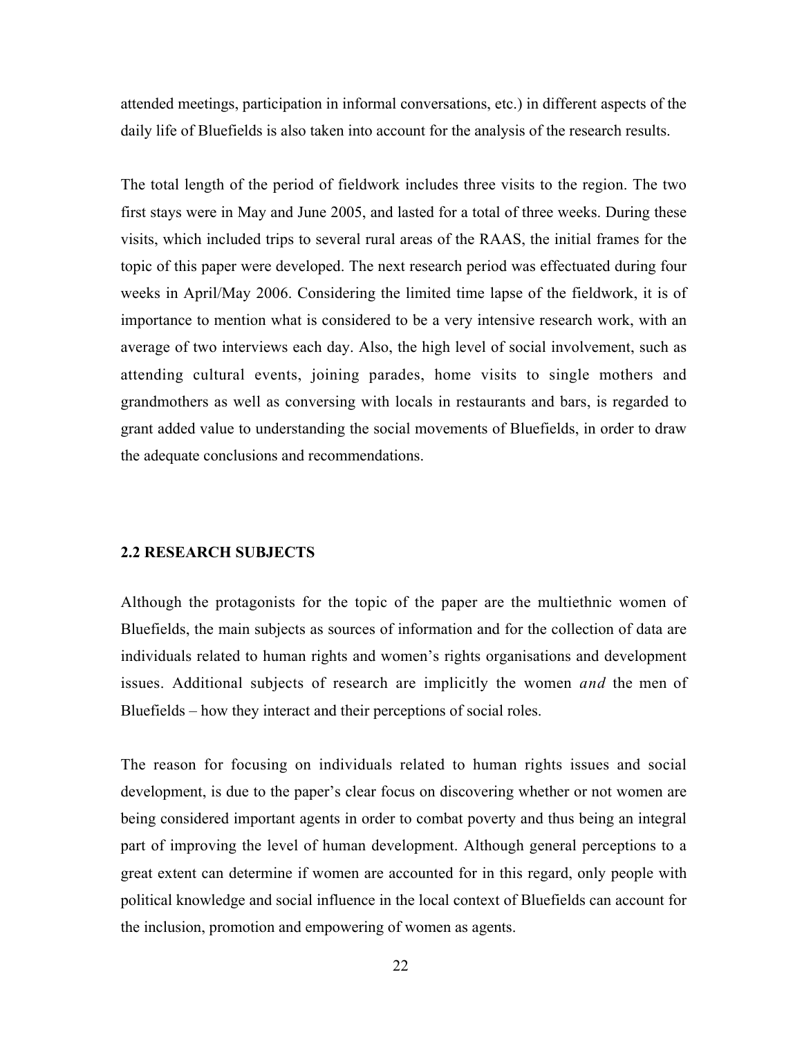attended meetings, participation in informal conversations, etc.) in different aspects of the daily life of Bluefields is also taken into account for the analysis of the research results.

The total length of the period of fieldwork includes three visits to the region. The two first stays were in May and June 2005, and lasted for a total of three weeks. During these visits, which included trips to several rural areas of the RAAS, the initial frames for the topic of this paper were developed. The next research period was effectuated during four weeks in April/May 2006. Considering the limited time lapse of the fieldwork, it is of importance to mention what is considered to be a very intensive research work, with an average of two interviews each day. Also, the high level of social involvement, such as attending cultural events, joining parades, home visits to single mothers and grandmothers as well as conversing with locals in restaurants and bars, is regarded to grant added value to understanding the social movements of Bluefields, in order to draw the adequate conclusions and recommendations.

## 2.2 RESEARCH SUBJECTS

Although the protagonists for the topic of the paper are the multiethnic women of Bluefields, the main subjects as sources of information and for the collection of data are individuals related to human rights and women's rights organisations and development issues. Additional subjects of research are implicitly the women *and* the men of Bluefields – how they interact and their perceptions of social roles.

The reason for focusing on individuals related to human rights issues and social development, is due to the paper's clear focus on discovering whether or not women are being considered important agents in order to combat poverty and thus being an integral part of improving the level of human development. Although general perceptions to a great extent can determine if women are accounted for in this regard, only people with political knowledge and social influence in the local context of Bluefields can account for the inclusion, promotion and empowering of women as agents.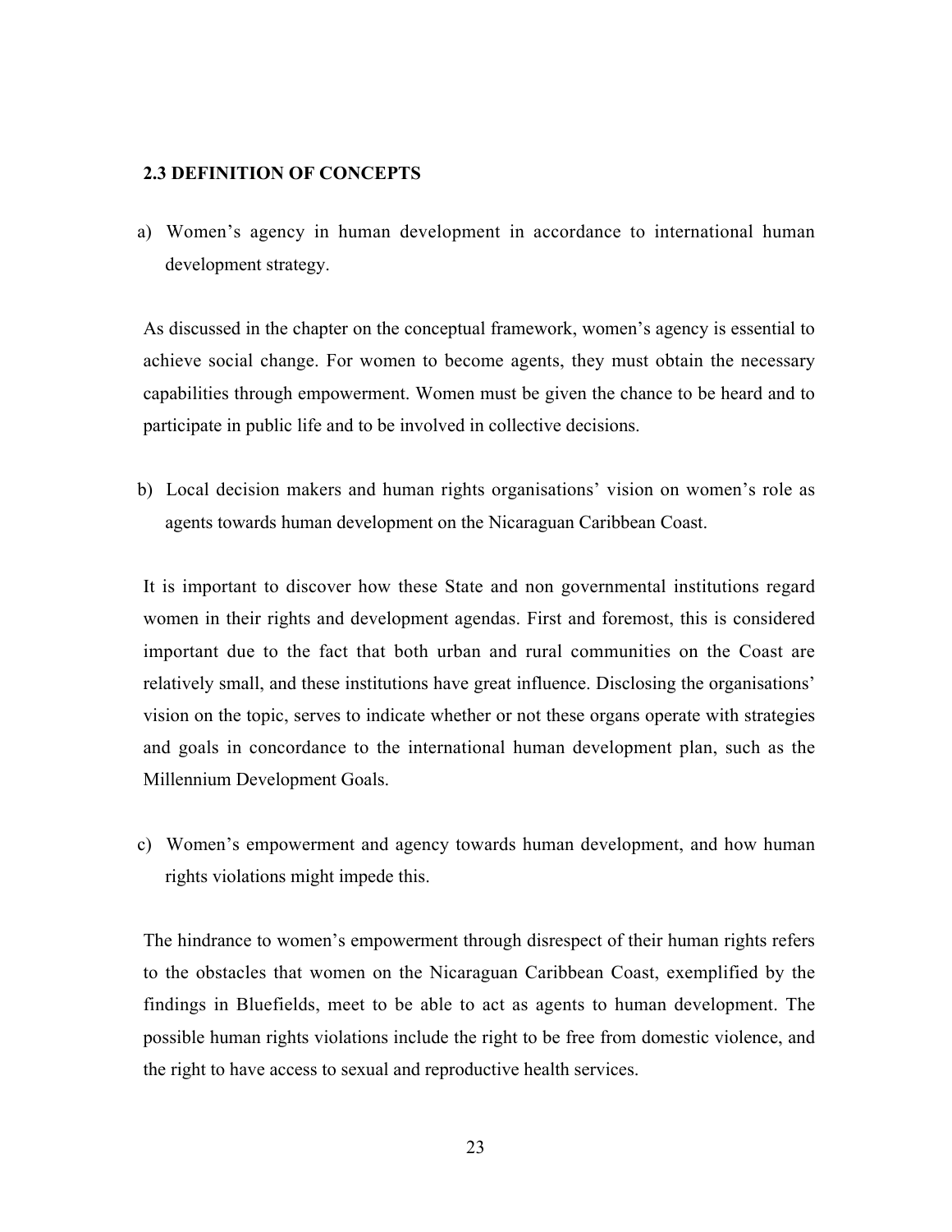## 2.3 DEFINITION OF CONCEPTS

a) Women's agency in human development in accordance to international human development strategy.

As discussed in the chapter on the conceptual framework, women's agency is essential to achieve social change. For women to become agents, they must obtain the necessary capabilities through empowerment. Women must be given the chance to be heard and to participate in public life and to be involved in collective decisions.

b) Local decision makers and human rights organisations' vision on women's role as agents towards human development on the Nicaraguan Caribbean Coast.

It is important to discover how these State and non governmental institutions regard women in their rights and development agendas. First and foremost, this is considered important due to the fact that both urban and rural communities on the Coast are relatively small, and these institutions have great influence. Disclosing the organisations' vision on the topic, serves to indicate whether or not these organs operate with strategies and goals in concordance to the international human development plan, such as the Millennium Development Goals.

c) Women's empowerment and agency towards human development, and how human rights violations might impede this.

The hindrance to women's empowerment through disrespect of their human rights refers to the obstacles that women on the Nicaraguan Caribbean Coast, exemplified by the findings in Bluefields, meet to be able to act as agents to human development. The possible human rights violations include the right to be free from domestic violence, and the right to have access to sexual and reproductive health services.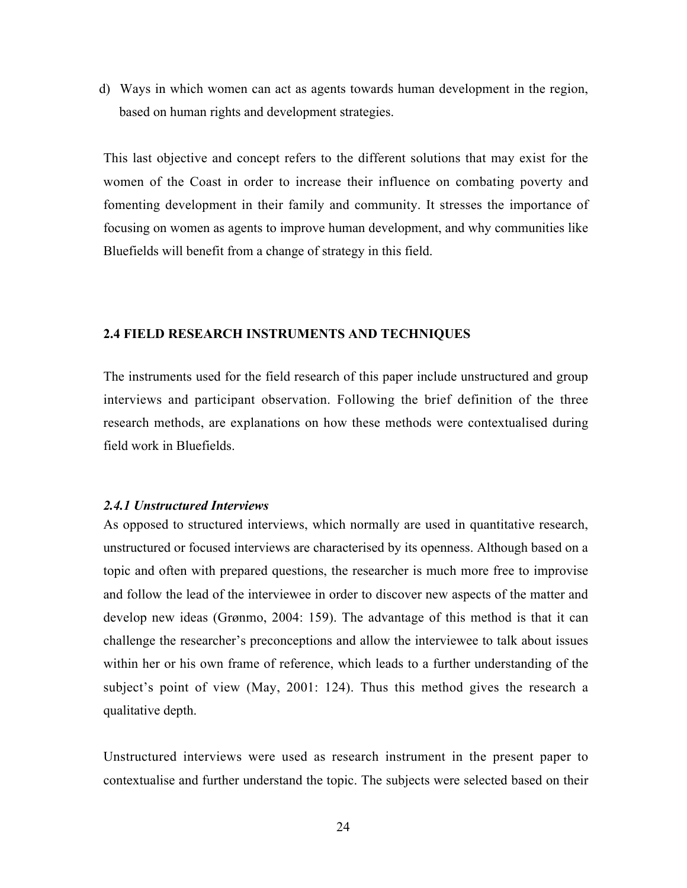d) Ways in which women can act as agents towards human development in the region, based on human rights and development strategies.

This last objective and concept refers to the different solutions that may exist for the women of the Coast in order to increase their influence on combating poverty and fomenting development in their family and community. It stresses the importance of focusing on women as agents to improve human development, and why communities like Bluefields will benefit from a change of strategy in this field.

## 2.4 FIELD RESEARCH INSTRUMENTS AND TECHNIQUES

The instruments used for the field research of this paper include unstructured and group interviews and participant observation. Following the brief definition of the three research methods, are explanations on how these methods were contextualised during field work in Bluefields.

### *2.4.1 Unstructured Interviews*

As opposed to structured interviews, which normally are used in quantitative research, unstructured or focused interviews are characterised by its openness. Although based on a topic and often with prepared questions, the researcher is much more free to improvise and follow the lead of the interviewee in order to discover new aspects of the matter and develop new ideas (Grønmo, 2004: 159). The advantage of this method is that it can challenge the researcher's preconceptions and allow the interviewee to talk about issues within her or his own frame of reference, which leads to a further understanding of the subject's point of view (May, 2001: 124). Thus this method gives the research a qualitative depth.

Unstructured interviews were used as research instrument in the present paper to contextualise and further understand the topic. The subjects were selected based on their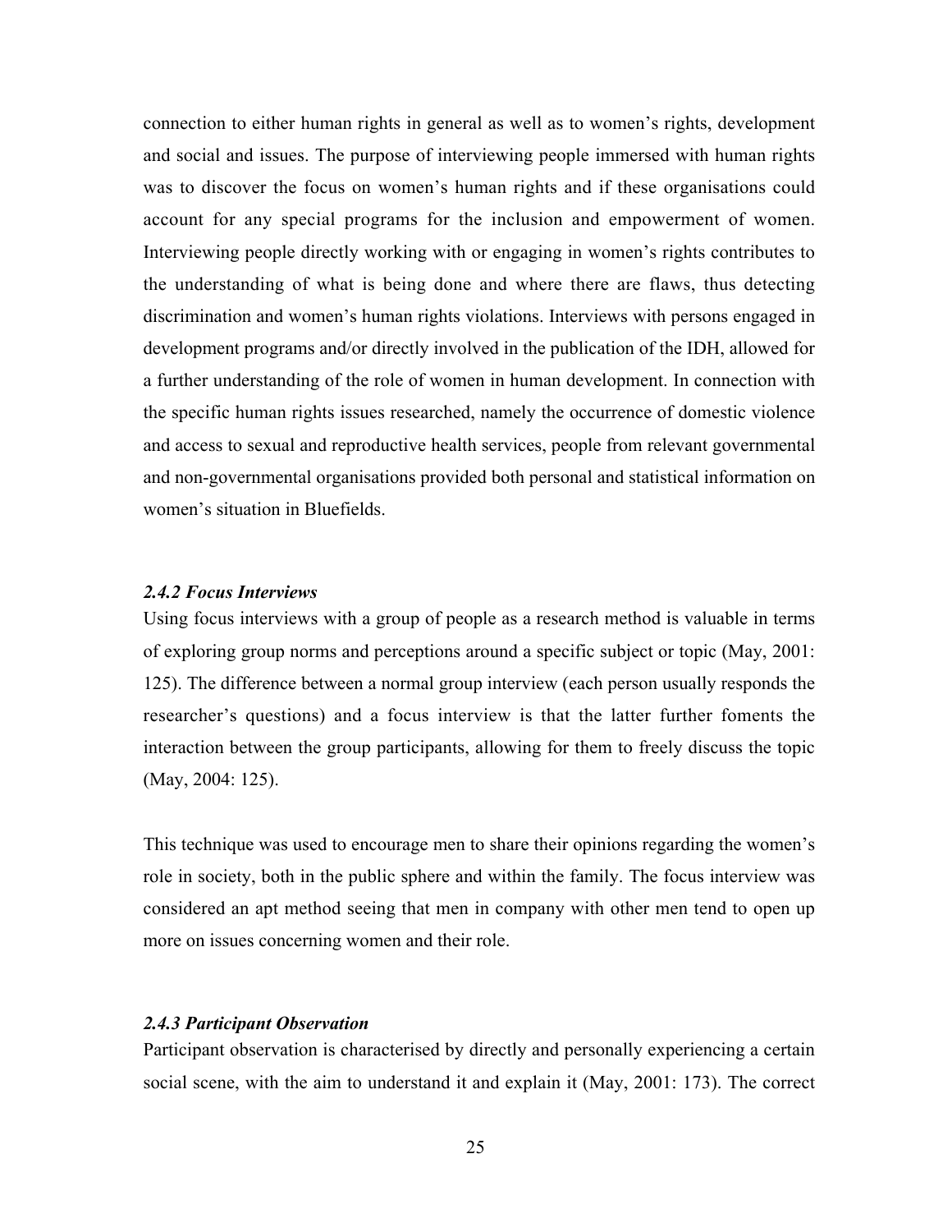connection to either human rights in general as well as to women's rights, development and social and issues. The purpose of interviewing people immersed with human rights was to discover the focus on women's human rights and if these organisations could account for any special programs for the inclusion and empowerment of women. Interviewing people directly working with or engaging in women's rights contributes to the understanding of what is being done and where there are flaws, thus detecting discrimination and women's human rights violations. Interviews with persons engaged in development programs and/or directly involved in the publication of the IDH, allowed for a further understanding of the role of women in human development. In connection with the specific human rights issues researched, namely the occurrence of domestic violence and access to sexual and reproductive health services, people from relevant governmental and non-governmental organisations provided both personal and statistical information on women's situation in Bluefields.

#### *2.4.2 Focus Interviews*

Using focus interviews with a group of people as a research method is valuable in terms of exploring group norms and perceptions around a specific subject or topic (May, 2001: 125). The difference between a normal group interview (each person usually responds the researcher's questions) and a focus interview is that the latter further foments the interaction between the group participants, allowing for them to freely discuss the topic (May, 2004: 125).

This technique was used to encourage men to share their opinions regarding the women's role in society, both in the public sphere and within the family. The focus interview was considered an apt method seeing that men in company with other men tend to open up more on issues concerning women and their role.

#### *2.4.3 Participant Observation*

Participant observation is characterised by directly and personally experiencing a certain social scene, with the aim to understand it and explain it (May, 2001: 173). The correct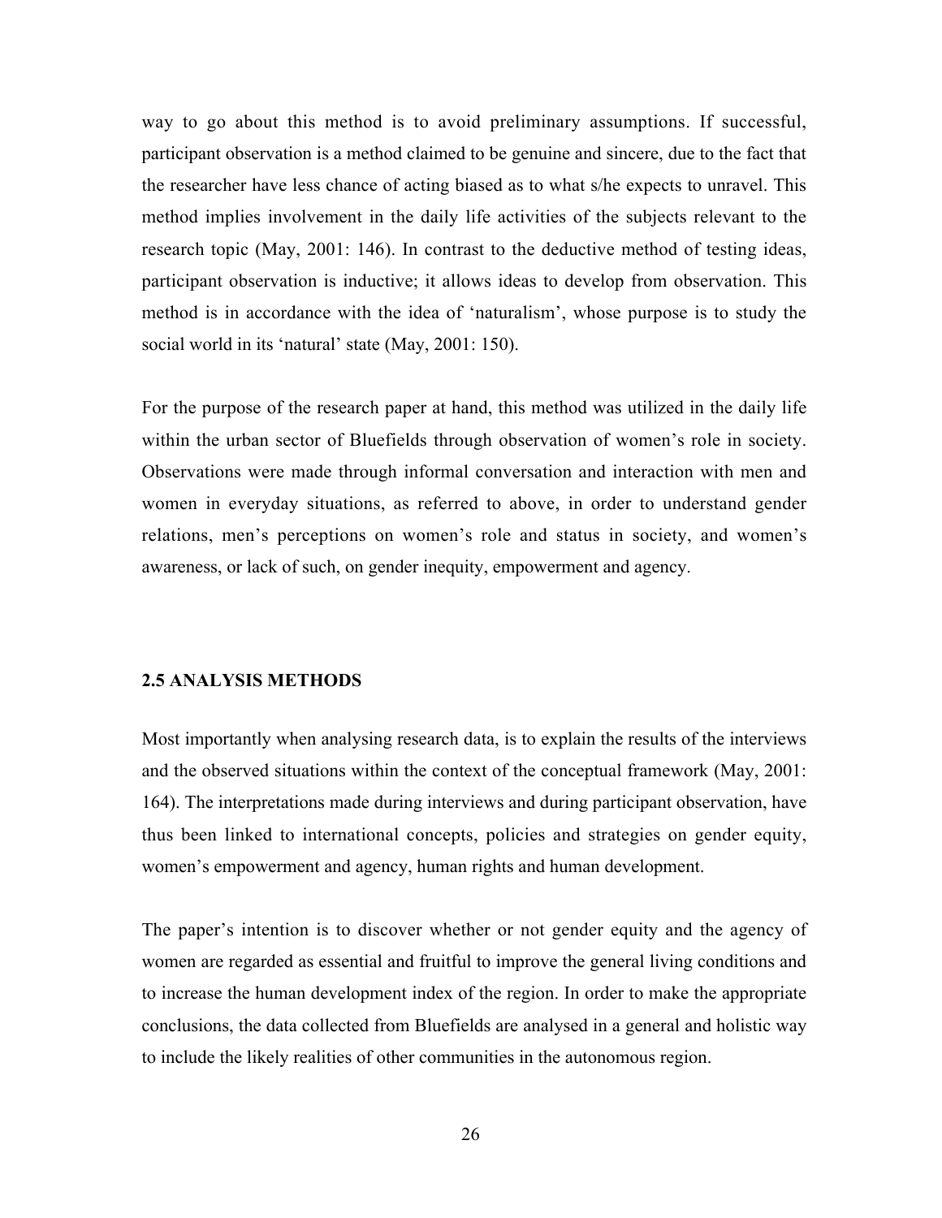way to go about this method is to avoid preliminary assumptions. If successful, participant observation is a method claimed to be genuine and sincere, due to the fact that the researcher have less chance of acting biased as to what s/he expects to unravel. This method implies involvement in the daily life activities of the subjects relevant to the research topic (May, 2001: 146). In contrast to the deductive method of testing ideas, participant observation is inductive; it allows ideas to develop from observation. This method is in accordance with the idea of 'naturalism', whose purpose is to study the social world in its 'natural' state (May, 2001: 150).

For the purpose of the research paper at hand, this method was utilized in the daily life within the urban sector of Bluefields through observation of women's role in society. Observations were made through informal conversation and interaction with men and women in everyday situations, as referred to above, in order to understand gender relations, men's perceptions on women's role and status in society, and women's awareness, or lack of such, on gender inequity, empowerment and agency.

### 2.5 ANALYSIS METHODS

Most importantly when analysing research data, is to explain the results of the interviews and the observed situations within the context of the conceptual framework (May, 2001: 164). The interpretations made during interviews and during participant observation, have thus been linked to international concepts, policies and strategies on gender equity, women's empowerment and agency, human rights and human development.

The paper's intention is to discover whether or not gender equity and the agency of women are regarded as essential and fruitful to improve the general living conditions and to increase the human development index of the region. In order to make the appropriate conclusions, the data collected from Bluefields are analysed in a general and holistic way to include the likely realities of other communities in the autonomous region.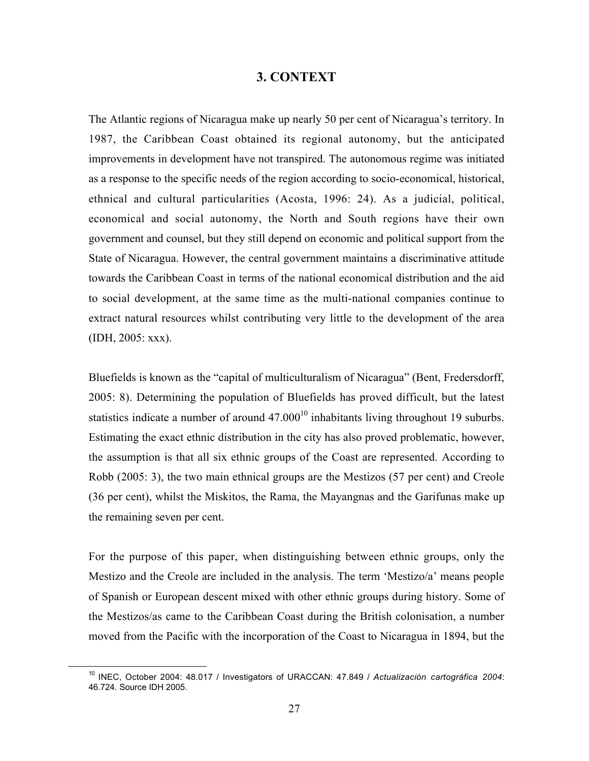# 3. CONTEXT

The Atlantic regions of Nicaragua make up nearly 50 per cent of Nicaragua's territory. In 1987, the Caribbean Coast obtained its regional autonomy, but the anticipated improvements in development have not transpired. The autonomous regime was initiated as a response to the specific needs of the region according to socio-economical, historical, ethnical and cultural particularities (Acosta, 1996: 24). As a judicial, political, economical and social autonomy, the North and South regions have their own government and counsel, but they still depend on economic and political support from the State of Nicaragua. However, the central government maintains a discriminative attitude towards the Caribbean Coast in terms of the national economical distribution and the aid to social development, at the same time as the multi-national companies continue to extract natural resources whilst contributing very little to the development of the area (IDH, 2005: xxx).

Bluefields is known as the "capital of multiculturalism of Nicaragua" (Bent, Fredersdorff, 2005: 8). Determining the population of Bluefields has proved difficult, but the latest statistics indicate a number of around 47.000[10] inhabitants living throughout 19 suburbs. Estimating the exact ethnic distribution in the city has also proved problematic, however, the assumption is that all six ethnic groups of the Coast are represented. According to Robb (2005: 3), the two main ethnical groups are the Mestizos (57 per cent) and Creole (36 per cent), whilst the Miskitos, the Rama, the Mayangnas and the Garifunas make up the remaining seven per cent.

For the purpose of this paper, when distinguishing between ethnic groups, only the Mestizo and the Creole are included in the analysis. The term 'Mestizo/a' means people of Spanish or European descent mixed with other ethnic groups during history. Some of the Mestizos/as came to the Caribbean Coast during the British colonisation, a number moved from the Pacific with the incorporation of the Coast to Nicaragua in 1894, but the

[10] INEC, October 2004: 48.017 / Investigators of URACCAN: 47.849 / *Actualización cartográfica 2004*: 46.724. Source IDH 2005.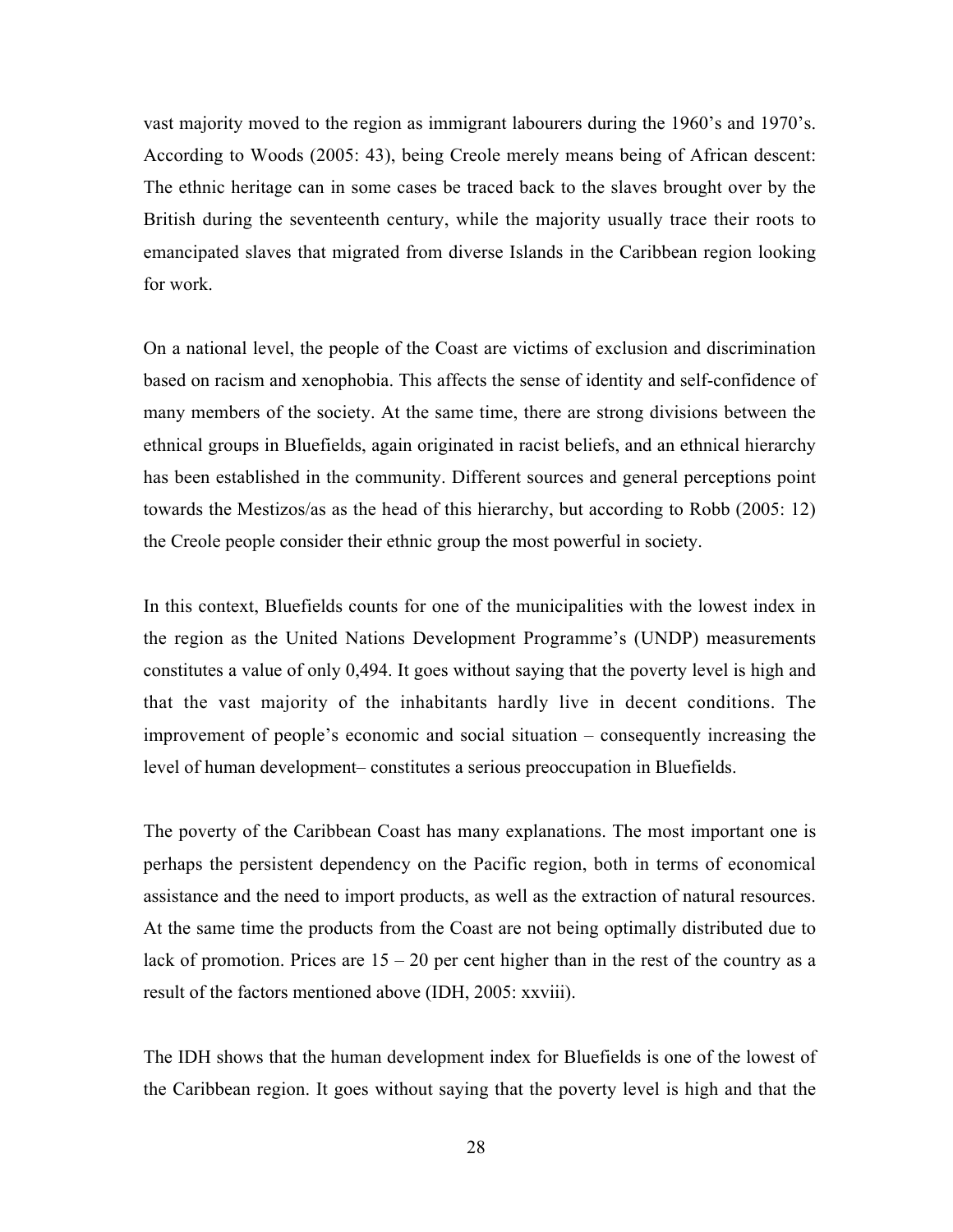vast majority moved to the region as immigrant labourers during the 1960's and 1970's. According to Woods (2005: 43), being Creole merely means being of African descent: The ethnic heritage can in some cases be traced back to the slaves brought over by the British during the seventeenth century, while the majority usually trace their roots to emancipated slaves that migrated from diverse Islands in the Caribbean region looking for work.

On a national level, the people of the Coast are victims of exclusion and discrimination based on racism and xenophobia. This affects the sense of identity and self-confidence of many members of the society. At the same time, there are strong divisions between the ethnical groups in Bluefields, again originated in racist beliefs, and an ethnical hierarchy has been established in the community. Different sources and general perceptions point towards the Mestizos/as as the head of this hierarchy, but according to Robb (2005: 12) the Creole people consider their ethnic group the most powerful in society.

In this context, Bluefields counts for one of the municipalities with the lowest index in the region as the United Nations Development Programme's (UNDP) measurements constitutes a value of only 0,494. It goes without saying that the poverty level is high and that the vast majority of the inhabitants hardly live in decent conditions. The improvement of people's economic and social situation – consequently increasing the level of human development– constitutes a serious preoccupation in Bluefields.

The poverty of the Caribbean Coast has many explanations. The most important one is perhaps the persistent dependency on the Pacific region, both in terms of economical assistance and the need to import products, as well as the extraction of natural resources. At the same time the products from the Coast are not being optimally distributed due to lack of promotion. Prices are 15 – 20 per cent higher than in the rest of the country as a result of the factors mentioned above (IDH, 2005: xxviii).

The IDH shows that the human development index for Bluefields is one of the lowest of the Caribbean region. It goes without saying that the poverty level is high and that the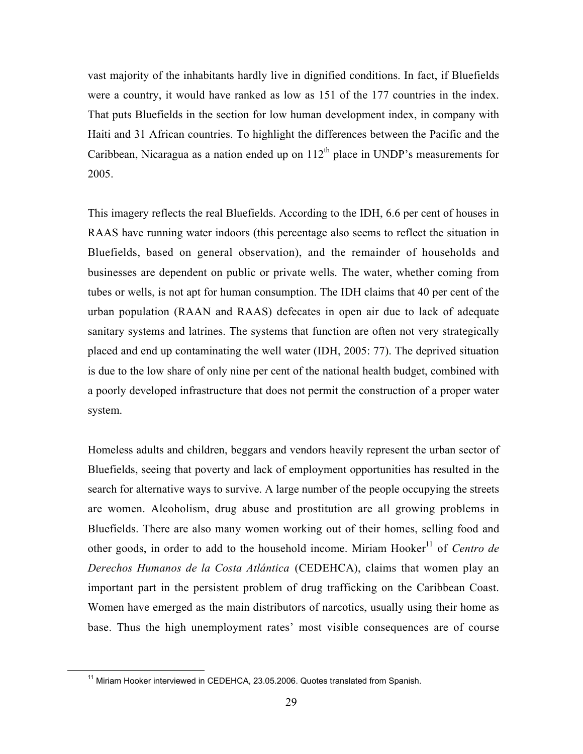vast majority of the inhabitants hardly live in dignified conditions. In fact, if Bluefields were a country, it would have ranked as low as 151 of the 177 countries in the index. That puts Bluefields in the section for low human development index, in company with Haiti and 31 African countries. To highlight the differences between the Pacific and the Caribbean, Nicaragua as a nation ended up on 112$^{th}$ place in UNDP's measurements for 2005.

This imagery reflects the real Bluefields. According to the IDH, 6.6 per cent of houses in RAAS have running water indoors (this percentage also seems to reflect the situation in Bluefields, based on general observation), and the remainder of households and businesses are dependent on public or private wells. The water, whether coming from tubes or wells, is not apt for human consumption. The IDH claims that 40 per cent of the urban population (RAAN and RAAS) defecates in open air due to lack of adequate sanitary systems and latrines. The systems that function are often not very strategically placed and end up contaminating the well water (IDH, 2005: 77). The deprived situation is due to the low share of only nine per cent of the national health budget, combined with a poorly developed infrastructure that does not permit the construction of a proper water system.

Homeless adults and children, beggars and vendors heavily represent the urban sector of Bluefields, seeing that poverty and lack of employment opportunities has resulted in the search for alternative ways to survive. A large number of the people occupying the streets are women. Alcoholism, drug abuse and prostitution are all growing problems in Bluefields. There are also many women working out of their homes, selling food and other goods, in order to add to the household income. Miriam Hooker[11] of *Centro de Derechos Humanos de la Costa Atlántica* (CEDEHCA), claims that women play an important part in the persistent problem of drug trafficking on the Caribbean Coast. Women have emerged as the main distributors of narcotics, usually using their home as base. Thus the high unemployment rates' most visible consequences are of course

[11] Miriam Hooker interviewed in CEDEHCA, 23.05.2006. Quotes translated from Spanish.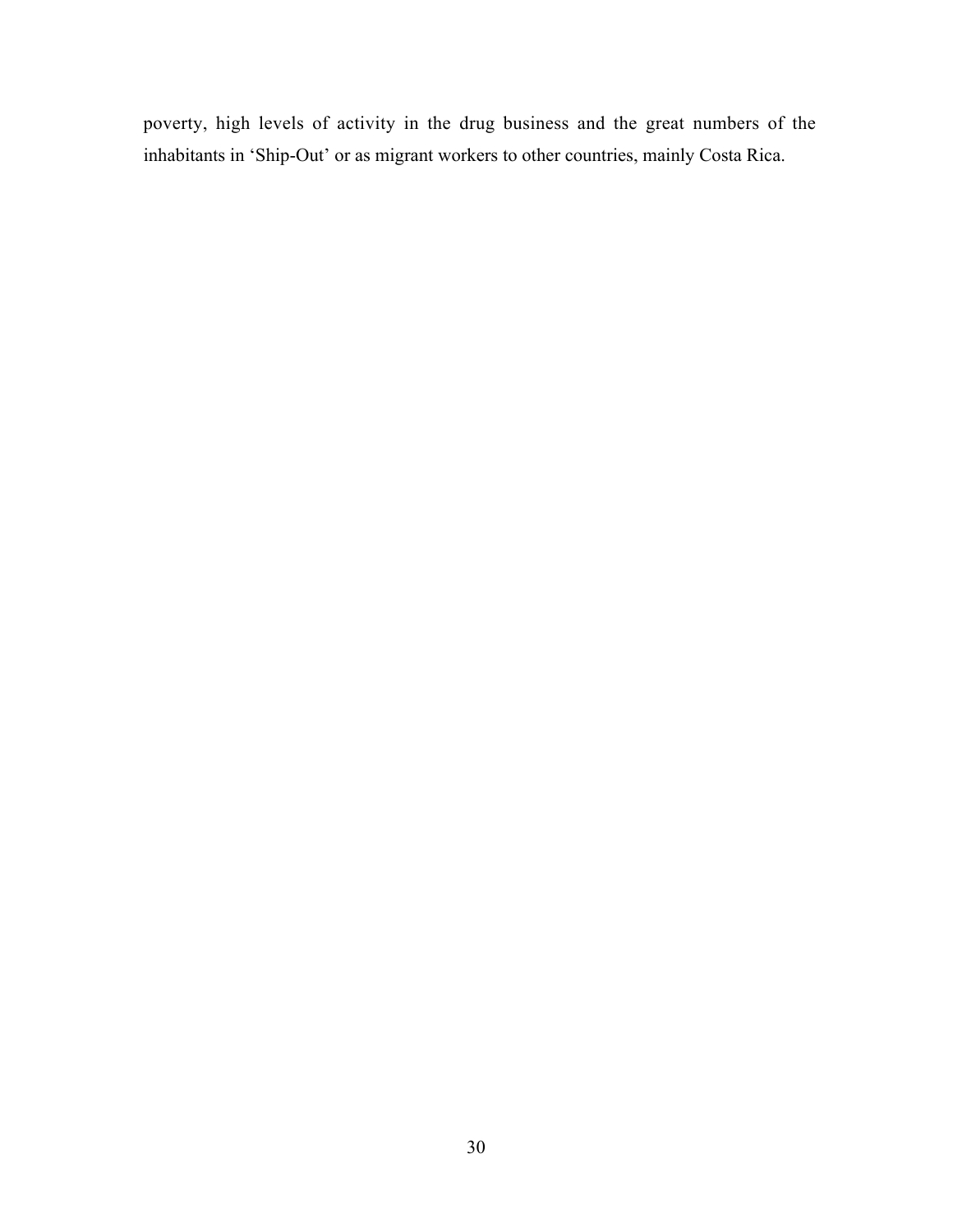poverty, high levels of activity in the drug business and the great numbers of the inhabitants in 'Ship-Out' or as migrant workers to other countries, mainly Costa Rica.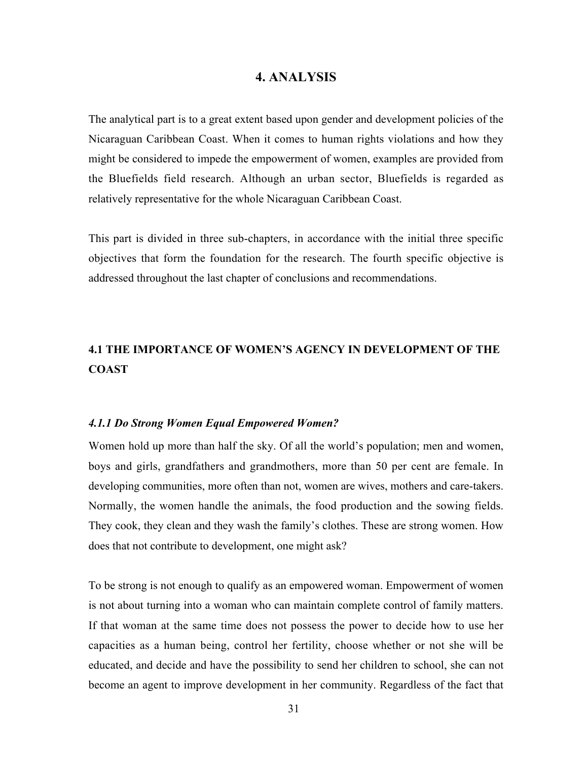# 4. ANALYSIS

The analytical part is to a great extent based upon gender and development policies of the Nicaraguan Caribbean Coast. When it comes to human rights violations and how they might be considered to impede the empowerment of women, examples are provided from the Bluefields field research. Although an urban sector, Bluefields is regarded as relatively representative for the whole Nicaraguan Caribbean Coast.

This part is divided in three sub-chapters, in accordance with the initial three specific objectives that form the foundation for the research. The fourth specific objective is addressed throughout the last chapter of conclusions and recommendations.

## 4.1 THE IMPORTANCE OF WOMEN'S AGENCY IN DEVELOPMENT OF THE COAST

### *4.1.1 Do Strong Women Equal Empowered Women?*

Women hold up more than half the sky. Of all the world's population; men and women, boys and girls, grandfathers and grandmothers, more than 50 per cent are female. In developing communities, more often than not, women are wives, mothers and care-takers. Normally, the women handle the animals, the food production and the sowing fields. They cook, they clean and they wash the family's clothes. These are strong women. How does that not contribute to development, one might ask?

To be strong is not enough to qualify as an empowered woman. Empowerment of women is not about turning into a woman who can maintain complete control of family matters. If that woman at the same time does not possess the power to decide how to use her capacities as a human being, control her fertility, choose whether or not she will be educated, and decide and have the possibility to send her children to school, she can not become an agent to improve development in her community. Regardless of the fact that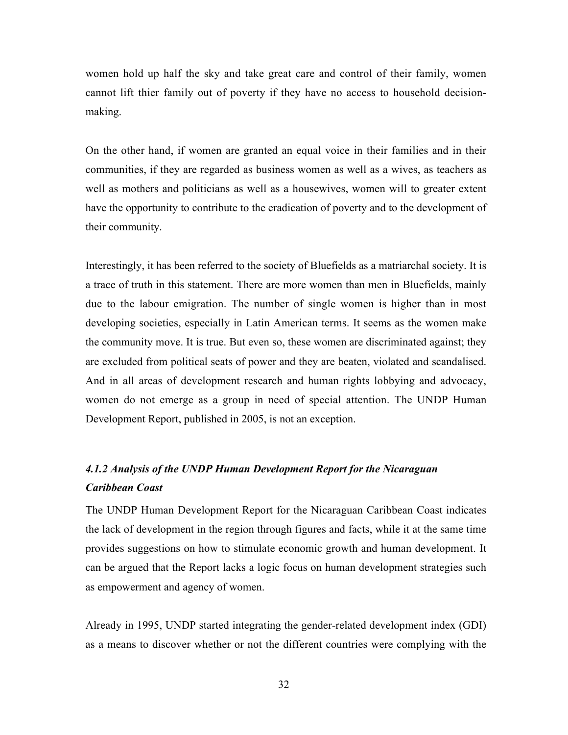women hold up half the sky and take great care and control of their family, women cannot lift thier family out of poverty if they have no access to household decision-making.

On the other hand, if women are granted an equal voice in their families and in their communities, if they are regarded as business women as well as a wives, as teachers as well as mothers and politicians as well as a housewives, women will to greater extent have the opportunity to contribute to the eradication of poverty and to the development of their community.

Interestingly, it has been referred to the society of Bluefields as a matriarchal society. It is a trace of truth in this statement. There are more women than men in Bluefields, mainly due to the labour emigration. The number of single women is higher than in most developing societies, especially in Latin American terms. It seems as the women make the community move. It is true. But even so, these women are discriminated against; they are excluded from political seats of power and they are beaten, violated and scandalised. And in all areas of development research and human rights lobbying and advocacy, women do not emerge as a group in need of special attention. The UNDP Human Development Report, published in 2005, is not an exception.

### *4.1.2 Analysis of the UNDP Human Development Report for the Nicaraguan Caribbean Coast*

The UNDP Human Development Report for the Nicaraguan Caribbean Coast indicates the lack of development in the region through figures and facts, while it at the same time provides suggestions on how to stimulate economic growth and human development. It can be argued that the Report lacks a logic focus on human development strategies such as empowerment and agency of women.

Already in 1995, UNDP started integrating the gender-related development index (GDI) as a means to discover whether or not the different countries were complying with the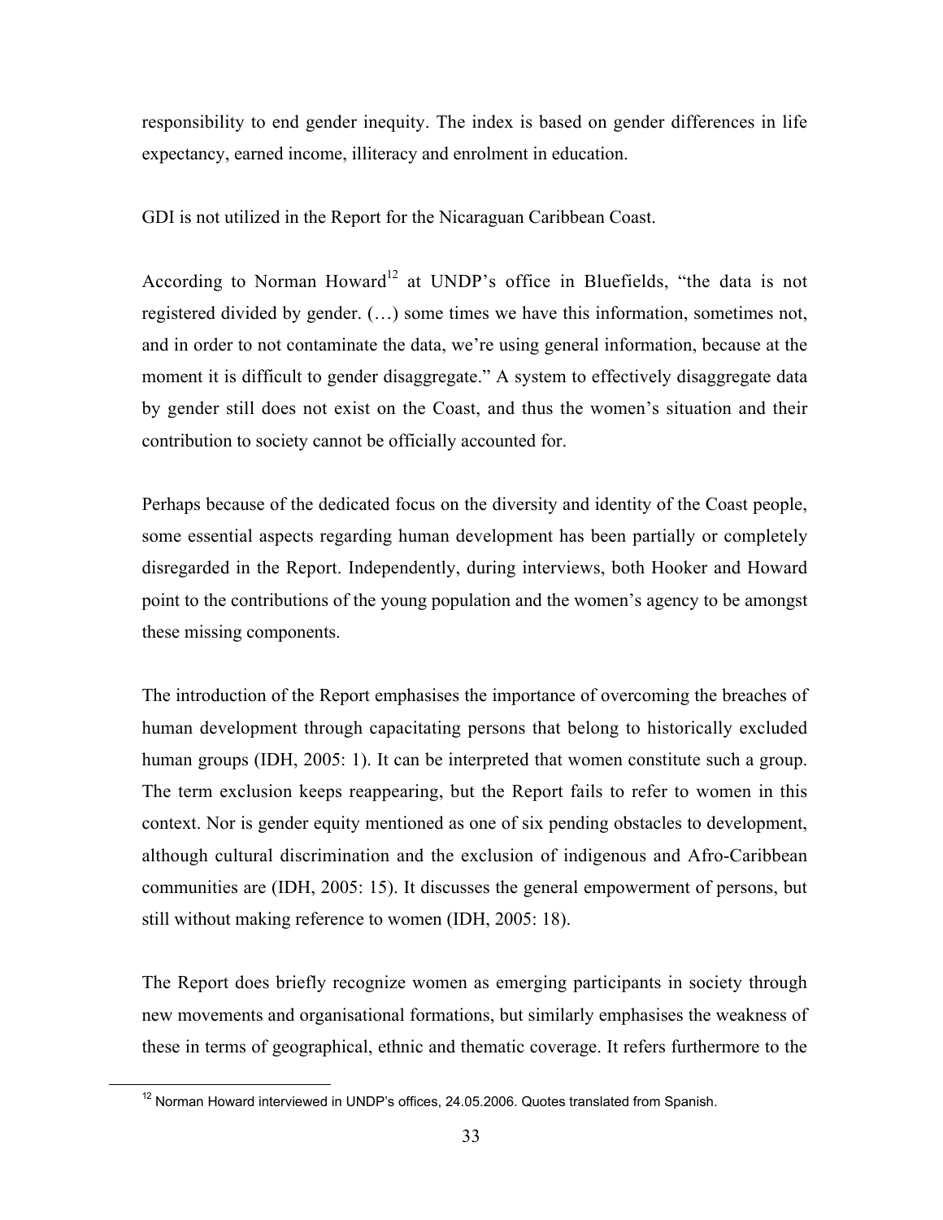responsibility to end gender inequity. The index is based on gender differences in life expectancy, earned income, illiteracy and enrolment in education.

GDI is not utilized in the Report for the Nicaraguan Caribbean Coast.

According to Norman Howard[12] at UNDP's office in Bluefields, "the data is not registered divided by gender. (…) some times we have this information, sometimes not, and in order to not contaminate the data, we're using general information, because at the moment it is difficult to gender disaggregate." A system to effectively disaggregate data by gender still does not exist on the Coast, and thus the women's situation and their contribution to society cannot be officially accounted for.

Perhaps because of the dedicated focus on the diversity and identity of the Coast people, some essential aspects regarding human development has been partially or completely disregarded in the Report. Independently, during interviews, both Hooker and Howard point to the contributions of the young population and the women's agency to be amongst these missing components.

The introduction of the Report emphasises the importance of overcoming the breaches of human development through capacitating persons that belong to historically excluded human groups (IDH, 2005: 1). It can be interpreted that women constitute such a group. The term exclusion keeps reappearing, but the Report fails to refer to women in this context. Nor is gender equity mentioned as one of six pending obstacles to development, although cultural discrimination and the exclusion of indigenous and Afro-Caribbean communities are (IDH, 2005: 15). It discusses the general empowerment of persons, but still without making reference to women (IDH, 2005: 18).

The Report does briefly recognize women as emerging participants in society through new movements and organisational formations, but similarly emphasises the weakness of these in terms of geographical, ethnic and thematic coverage. It refers furthermore to the

[12] Norman Howard interviewed in UNDP's offices, 24.05.2006. Quotes translated from Spanish.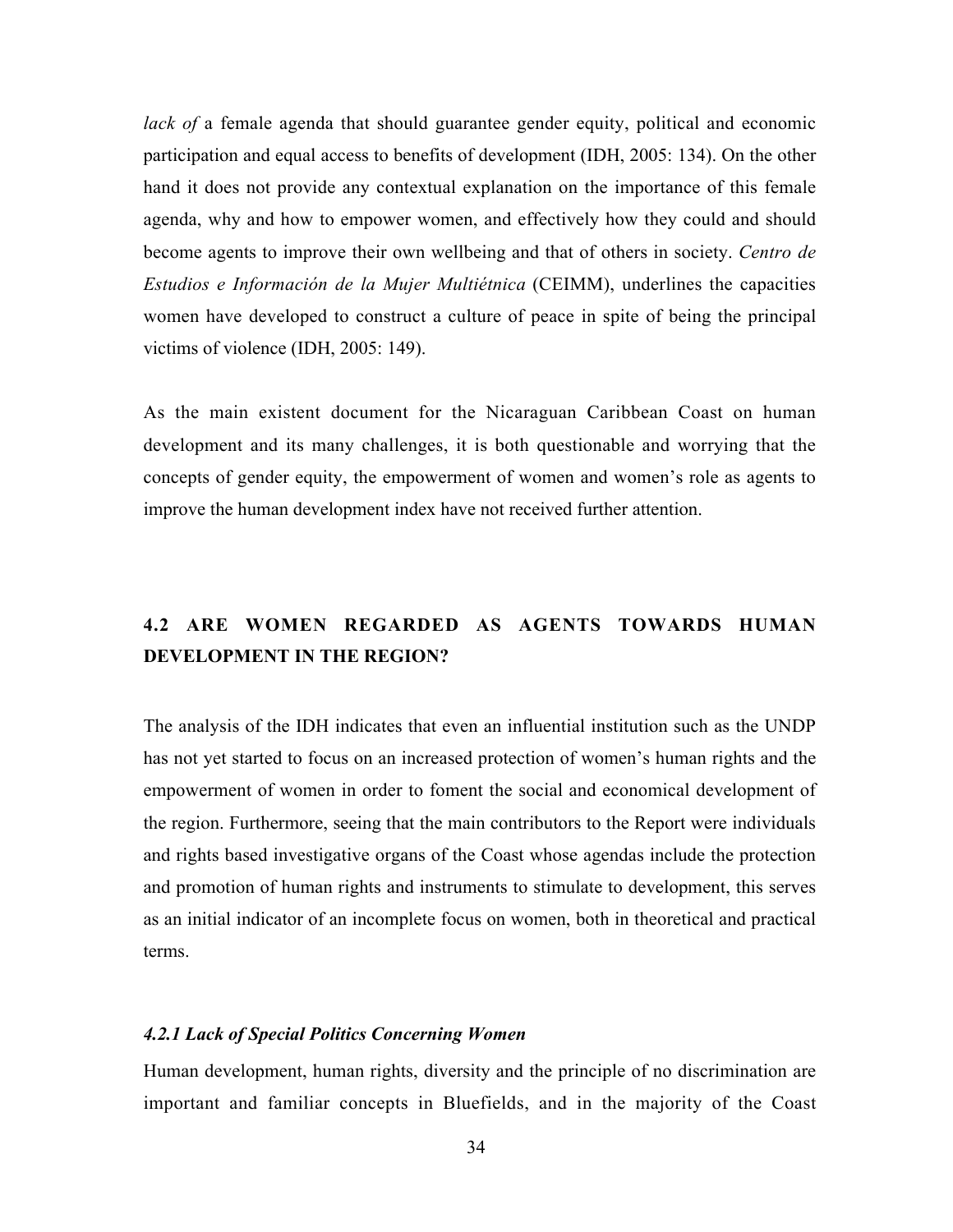*lack of* a female agenda that should guarantee gender equity, political and economic participation and equal access to benefits of development (IDH, 2005: 134). On the other hand it does not provide any contextual explanation on the importance of this female agenda, why and how to empower women, and effectively how they could and should become agents to improve their own wellbeing and that of others in society. *Centro de Estudios e Información de la Mujer Multiétnica* (CEIMM), underlines the capacities women have developed to construct a culture of peace in spite of being the principal victims of violence (IDH, 2005: 149).

As the main existent document for the Nicaraguan Caribbean Coast on human development and its many challenges, it is both questionable and worrying that the concepts of gender equity, the empowerment of women and women's role as agents to improve the human development index have not received further attention.

## 4.2 ARE WOMEN REGARDED AS AGENTS TOWARDS HUMAN DEVELOPMENT IN THE REGION?

The analysis of the IDH indicates that even an influential institution such as the UNDP has not yet started to focus on an increased protection of women's human rights and the empowerment of women in order to foment the social and economical development of the region. Furthermore, seeing that the main contributors to the Report were individuals and rights based investigative organs of the Coast whose agendas include the protection and promotion of human rights and instruments to stimulate to development, this serves as an initial indicator of an incomplete focus on women, both in theoretical and practical terms.

### *4.2.1 Lack of Special Politics Concerning Women*

Human development, human rights, diversity and the principle of no discrimination are important and familiar concepts in Bluefields, and in the majority of the Coast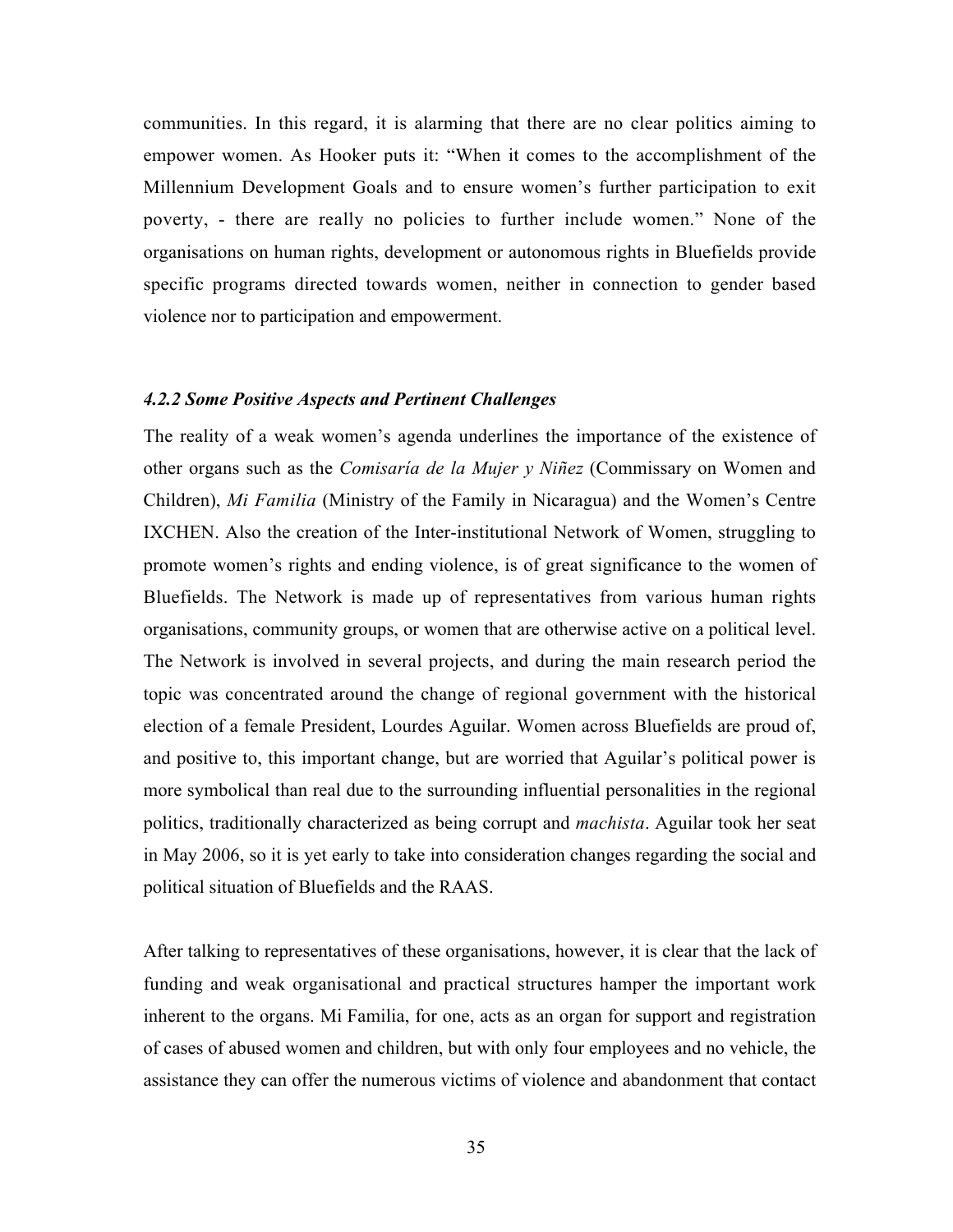communities. In this regard, it is alarming that there are no clear politics aiming to empower women. As Hooker puts it: "When it comes to the accomplishment of the Millennium Development Goals and to ensure women's further participation to exit poverty, - there are really no policies to further include women." None of the organisations on human rights, development or autonomous rights in Bluefields provide specific programs directed towards women, neither in connection to gender based violence nor to participation and empowerment.

#### *4.2.2 Some Positive Aspects and Pertinent Challenges*

The reality of a weak women's agenda underlines the importance of the existence of other organs such as the *Comisaría de la Mujer y Niñez* (Commissary on Women and Children), *Mi Familia* (Ministry of the Family in Nicaragua) and the Women's Centre IXCHEN. Also the creation of the Inter-institutional Network of Women, struggling to promote women's rights and ending violence, is of great significance to the women of Bluefields. The Network is made up of representatives from various human rights organisations, community groups, or women that are otherwise active on a political level. The Network is involved in several projects, and during the main research period the topic was concentrated around the change of regional government with the historical election of a female President, Lourdes Aguilar. Women across Bluefields are proud of, and positive to, this important change, but are worried that Aguilar's political power is more symbolical than real due to the surrounding influential personalities in the regional politics, traditionally characterized as being corrupt and *machista*. Aguilar took her seat in May 2006, so it is yet early to take into consideration changes regarding the social and political situation of Bluefields and the RAAS.

After talking to representatives of these organisations, however, it is clear that the lack of funding and weak organisational and practical structures hamper the important work inherent to the organs. Mi Familia, for one, acts as an organ for support and registration of cases of abused women and children, but with only four employees and no vehicle, the assistance they can offer the numerous victims of violence and abandonment that contact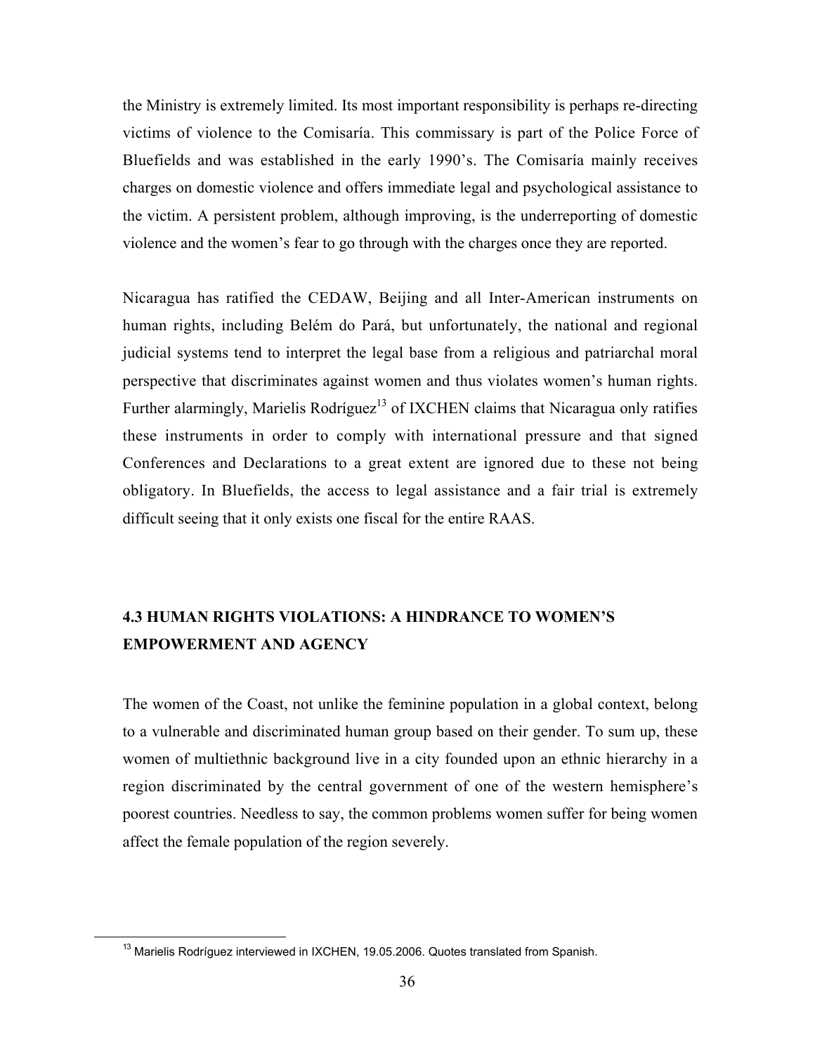the Ministry is extremely limited. Its most important responsibility is perhaps re-directing victims of violence to the Comisaría. This commissary is part of the Police Force of Bluefields and was established in the early 1990's. The Comisaría mainly receives charges on domestic violence and offers immediate legal and psychological assistance to the victim. A persistent problem, although improving, is the underreporting of domestic violence and the women's fear to go through with the charges once they are reported.

Nicaragua has ratified the CEDAW, Beijing and all Inter-American instruments on human rights, including Belém do Pará, but unfortunately, the national and regional judicial systems tend to interpret the legal base from a religious and patriarchal moral perspective that discriminates against women and thus violates women's human rights. Further alarmingly, Marielis Rodríguez[13] of IXCHEN claims that Nicaragua only ratifies these instruments in order to comply with international pressure and that signed Conferences and Declarations to a great extent are ignored due to these not being obligatory. In Bluefields, the access to legal assistance and a fair trial is extremely difficult seeing that it only exists one fiscal for the entire RAAS.

## 4.3 HUMAN RIGHTS VIOLATIONS: A HINDRANCE TO WOMEN'S EMPOWERMENT AND AGENCY

The women of the Coast, not unlike the feminine population in a global context, belong to a vulnerable and discriminated human group based on their gender. To sum up, these women of multiethnic background live in a city founded upon an ethnic hierarchy in a region discriminated by the central government of one of the western hemisphere's poorest countries. Needless to say, the common problems women suffer for being women affect the female population of the region severely.

[13] Marielis Rodríguez interviewed in IXCHEN, 19.05.2006. Quotes translated from Spanish.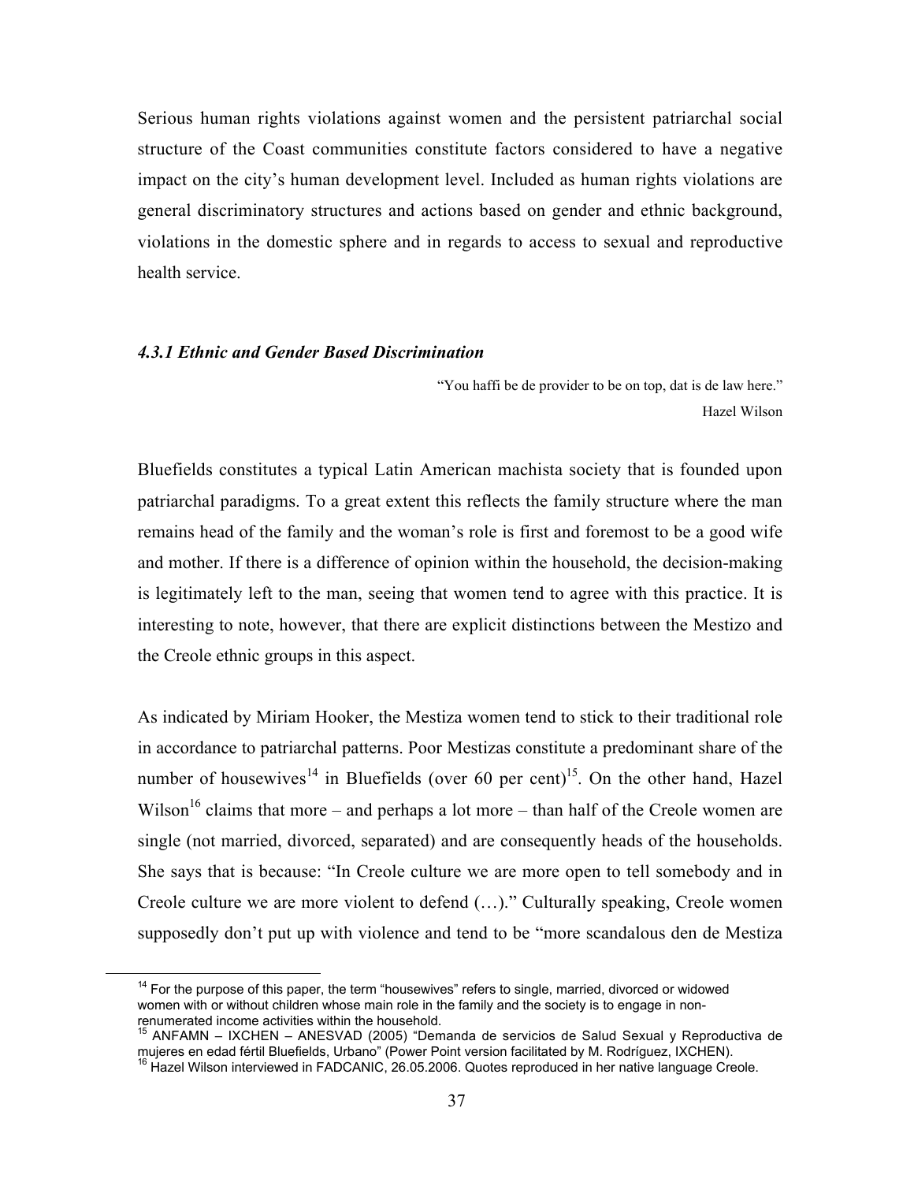Serious human rights violations against women and the persistent patriarchal social structure of the Coast communities constitute factors considered to have a negative impact on the city's human development level. Included as human rights violations are general discriminatory structures and actions based on gender and ethnic background, violations in the domestic sphere and in regards to access to sexual and reproductive health service.

### *4.3.1 Ethnic and Gender Based Discrimination*

> "You haffi be de provider to be on top, dat is de law here."
> Hazel Wilson

Bluefields constitutes a typical Latin American machista society that is founded upon patriarchal paradigms. To a great extent this reflects the family structure where the man remains head of the family and the woman's role is first and foremost to be a good wife and mother. If there is a difference of opinion within the household, the decision-making is legitimately left to the man, seeing that women tend to agree with this practice. It is interesting to note, however, that there are explicit distinctions between the Mestizo and the Creole ethnic groups in this aspect.

As indicated by Miriam Hooker, the Mestiza women tend to stick to their traditional role in accordance to patriarchal patterns. Poor Mestizas constitute a predominant share of the number of housewives[14] in Bluefields (over 60 per cent)[15]. On the other hand, Hazel Wilson[16] claims that more – and perhaps a lot more – than half of the Creole women are single (not married, divorced, separated) and are consequently heads of the households. She says that is because: "In Creole culture we are more open to tell somebody and in Creole culture we are more violent to defend (…)." Culturally speaking, Creole women supposedly don't put up with violence and tend to be "more scandalous den de Mestiza

---

[14] For the purpose of this paper, the term "housewives" refers to single, married, divorced or widowed women with or without children whose main role in the family and the society is to engage in non-renumerated income activities within the household.

[15] ANFAMN – IXCHEN – ANESVAD (2005) "Demanda de servicios de Salud Sexual y Reproductiva de mujeres en edad fértil Bluefields, Urbano" (Power Point version facilitated by M. Rodríguez, IXCHEN).

[16] Hazel Wilson interviewed in FADCANIC, 26.05.2006. Quotes reproduced in her native language Creole.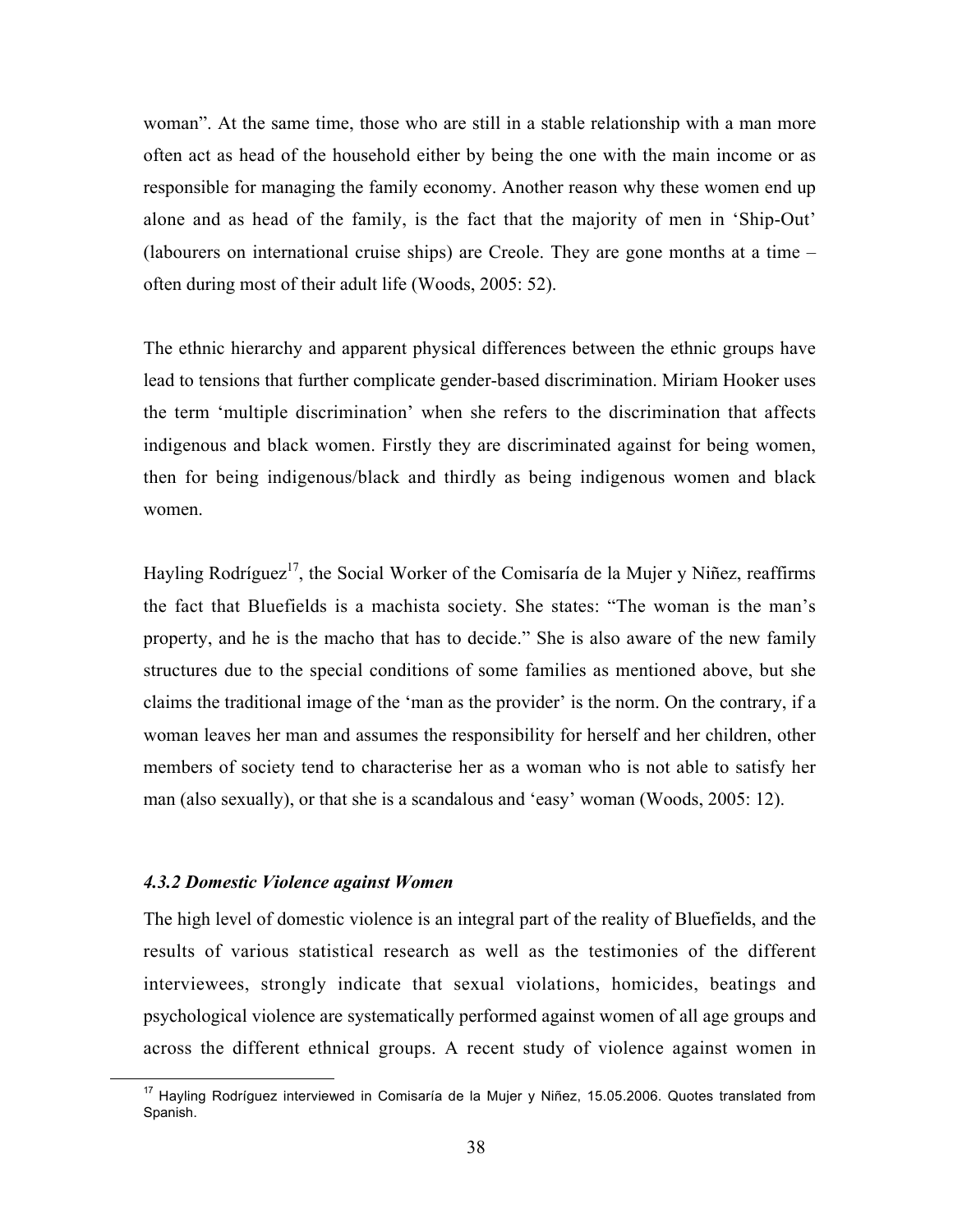woman". At the same time, those who are still in a stable relationship with a man more often act as head of the household either by being the one with the main income or as responsible for managing the family economy. Another reason why these women end up alone and as head of the family, is the fact that the majority of men in 'Ship-Out' (labourers on international cruise ships) are Creole. They are gone months at a time – often during most of their adult life (Woods, 2005: 52).

The ethnic hierarchy and apparent physical differences between the ethnic groups have lead to tensions that further complicate gender-based discrimination. Miriam Hooker uses the term 'multiple discrimination' when she refers to the discrimination that affects indigenous and black women. Firstly they are discriminated against for being women, then for being indigenous/black and thirdly as being indigenous women and black women.

Hayling Rodríguez[17], the Social Worker of the Comisaría de la Mujer y Niñez, reaffirms the fact that Bluefields is a machista society. She states: "The woman is the man's property, and he is the macho that has to decide." She is also aware of the new family structures due to the special conditions of some families as mentioned above, but she claims the traditional image of the 'man as the provider' is the norm. On the contrary, if a woman leaves her man and assumes the responsibility for herself and her children, other members of society tend to characterise her as a woman who is not able to satisfy her man (also sexually), or that she is a scandalous and 'easy' woman (Woods, 2005: 12).

#### *4.3.2 Domestic Violence against Women*

The high level of domestic violence is an integral part of the reality of Bluefields, and the results of various statistical research as well as the testimonies of the different interviewees, strongly indicate that sexual violations, homicides, beatings and psychological violence are systematically performed against women of all age groups and across the different ethnical groups. A recent study of violence against women in

[17] Hayling Rodríguez interviewed in Comisaría de la Mujer y Niñez, 15.05.2006. Quotes translated from Spanish.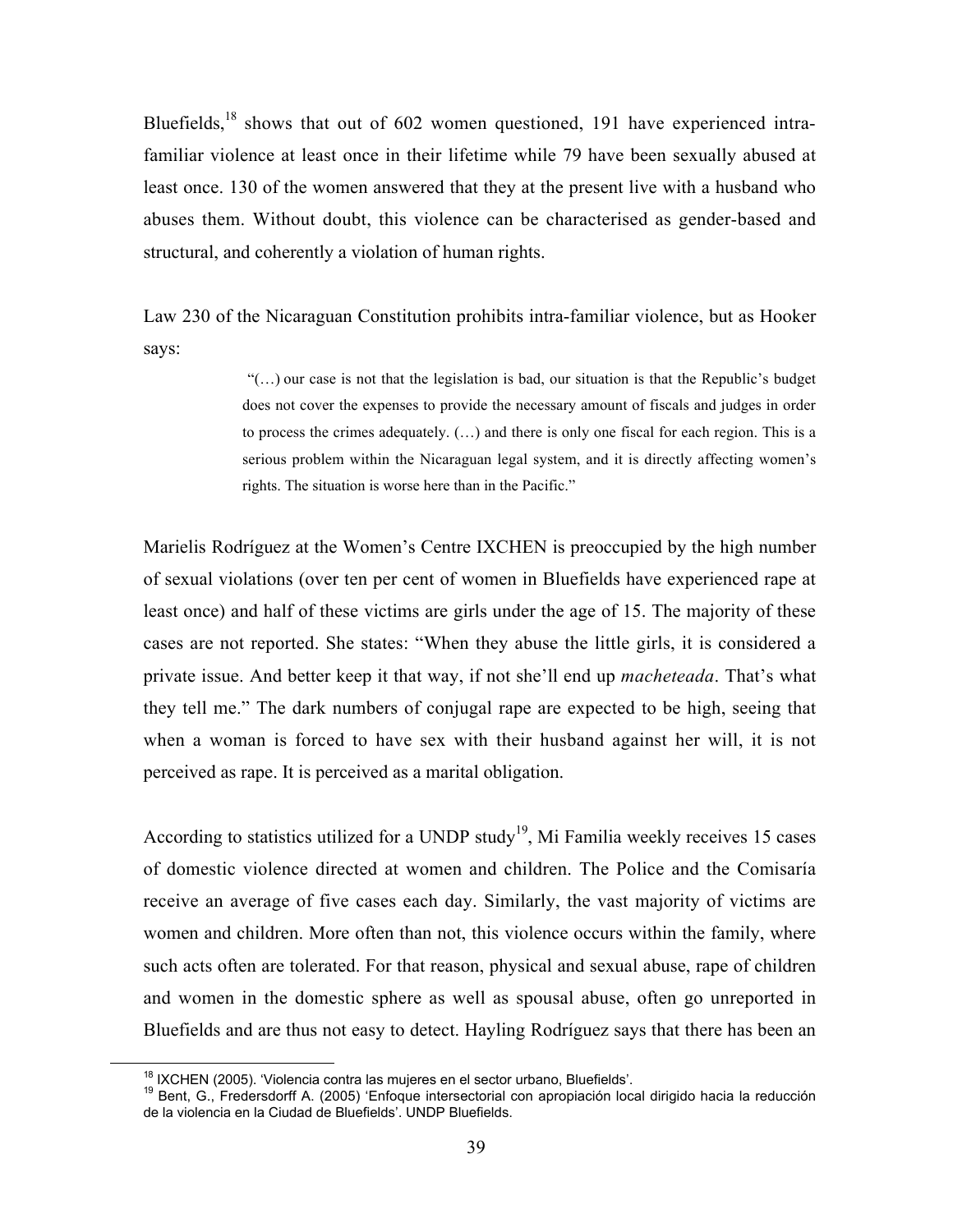Bluefields,[18] shows that out of 602 women questioned, 191 have experienced intra-familiar violence at least once in their lifetime while 79 have been sexually abused at least once. 130 of the women answered that they at the present live with a husband who abuses them. Without doubt, this violence can be characterised as gender-based and structural, and coherently a violation of human rights.

Law 230 of the Nicaraguan Constitution prohibits intra-familiar violence, but as Hooker says:

> "(…) our case is not that the legislation is bad, our situation is that the Republic's budget does not cover the expenses to provide the necessary amount of fiscals and judges in order to process the crimes adequately. (…) and there is only one fiscal for each region. This is a serious problem within the Nicaraguan legal system, and it is directly affecting women's rights. The situation is worse here than in the Pacific."

Marielis Rodríguez at the Women's Centre IXCHEN is preoccupied by the high number of sexual violations (over ten per cent of women in Bluefields have experienced rape at least once) and half of these victims are girls under the age of 15. The majority of these cases are not reported. She states: "When they abuse the little girls, it is considered a private issue. And better keep it that way, if not she'll end up *macheteada*. That's what they tell me." The dark numbers of conjugal rape are expected to be high, seeing that when a woman is forced to have sex with their husband against her will, it is not perceived as rape. It is perceived as a marital obligation.

According to statistics utilized for a UNDP study[19], Mi Familia weekly receives 15 cases of domestic violence directed at women and children. The Police and the Comisaría receive an average of five cases each day. Similarly, the vast majority of victims are women and children. More often than not, this violence occurs within the family, where such acts often are tolerated. For that reason, physical and sexual abuse, rape of children and women in the domestic sphere as well as spousal abuse, often go unreported in Bluefields and are thus not easy to detect. Hayling Rodríguez says that there has been an

[18] IXCHEN (2005). 'Violencia contra las mujeres en el sector urbano, Bluefields'.

[19] Bent, G., Fredersdorff A. (2005) 'Enfoque intersectorial con apropiación local dirigido hacia la reducción de la violencia en la Ciudad de Bluefields'. UNDP Bluefields.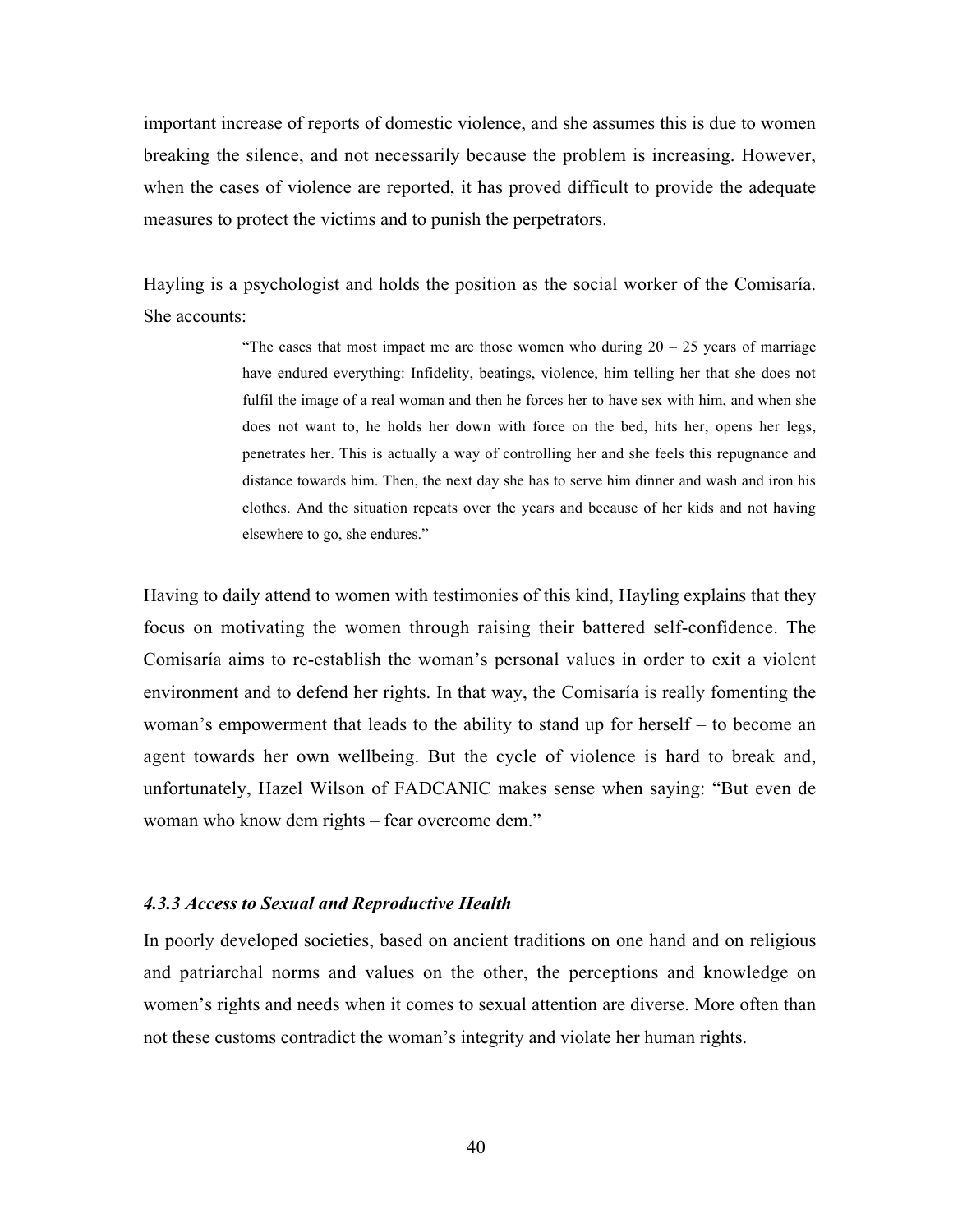important increase of reports of domestic violence, and she assumes this is due to women breaking the silence, and not necessarily because the problem is increasing. However, when the cases of violence are reported, it has proved difficult to provide the adequate measures to protect the victims and to punish the perpetrators.

Hayling is a psychologist and holds the position as the social worker of the Comisaría. She accounts:

> "The cases that most impact me are those women who during 20 – 25 years of marriage have endured everything: Infidelity, beatings, violence, him telling her that she does not fulfil the image of a real woman and then he forces her to have sex with him, and when she does not want to, he holds her down with force on the bed, hits her, opens her legs, penetrates her. This is actually a way of controlling her and she feels this repugnance and distance towards him. Then, the next day she has to serve him dinner and wash and iron his clothes. And the situation repeats over the years and because of her kids and not having elsewhere to go, she endures."

Having to daily attend to women with testimonies of this kind, Hayling explains that they focus on motivating the women through raising their battered self-confidence. The Comisaría aims to re-establish the woman's personal values in order to exit a violent environment and to defend her rights. In that way, the Comisaría is really fomenting the woman's empowerment that leads to the ability to stand up for herself – to become an agent towards her own wellbeing. But the cycle of violence is hard to break and, unfortunately, Hazel Wilson of FADCANIC makes sense when saying: "But even de woman who know dem rights – fear overcome dem."

#### *4.3.3 Access to Sexual and Reproductive Health*

In poorly developed societies, based on ancient traditions on one hand and on religious and patriarchal norms and values on the other, the perceptions and knowledge on women's rights and needs when it comes to sexual attention are diverse. More often than not these customs contradict the woman's integrity and violate her human rights.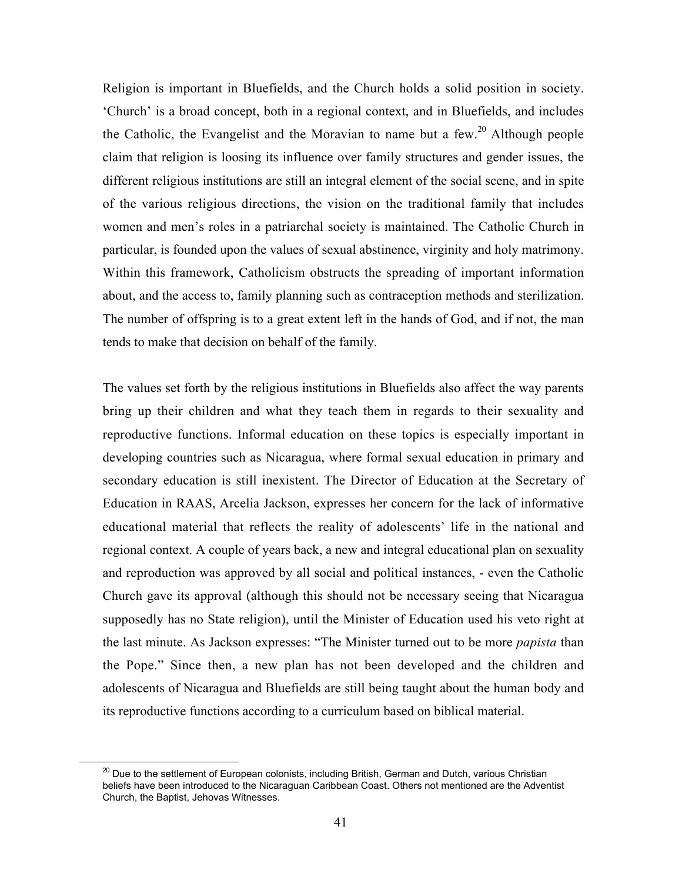Religion is important in Bluefields, and the Church holds a solid position in society. 'Church' is a broad concept, both in a regional context, and in Bluefields, and includes the Catholic, the Evangelist and the Moravian to name but a few.[20] Although people claim that religion is loosing its influence over family structures and gender issues, the different religious institutions are still an integral element of the social scene, and in spite of the various religious directions, the vision on the traditional family that includes women and men's roles in a patriarchal society is maintained. The Catholic Church in particular, is founded upon the values of sexual abstinence, virginity and holy matrimony. Within this framework, Catholicism obstructs the spreading of important information about, and the access to, family planning such as contraception methods and sterilization. The number of offspring is to a great extent left in the hands of God, and if not, the man tends to make that decision on behalf of the family.

The values set forth by the religious institutions in Bluefields also affect the way parents bring up their children and what they teach them in regards to their sexuality and reproductive functions. Informal education on these topics is especially important in developing countries such as Nicaragua, where formal sexual education in primary and secondary education is still inexistent. The Director of Education at the Secretary of Education in RAAS, Arcelia Jackson, expresses her concern for the lack of informative educational material that reflects the reality of adolescents' life in the national and regional context. A couple of years back, a new and integral educational plan on sexuality and reproduction was approved by all social and political instances, - even the Catholic Church gave its approval (although this should not be necessary seeing that Nicaragua supposedly has no State religion), until the Minister of Education used his veto right at the last minute. As Jackson expresses: "The Minister turned out to be more *papista* than the Pope." Since then, a new plan has not been developed and the children and adolescents of Nicaragua and Bluefields are still being taught about the human body and its reproductive functions according to a curriculum based on biblical material.

---

[20] Due to the settlement of European colonists, including British, German and Dutch, various Christian beliefs have been introduced to the Nicaraguan Caribbean Coast. Others not mentioned are the Adventist Church, the Baptist, Jehovas Witnesses.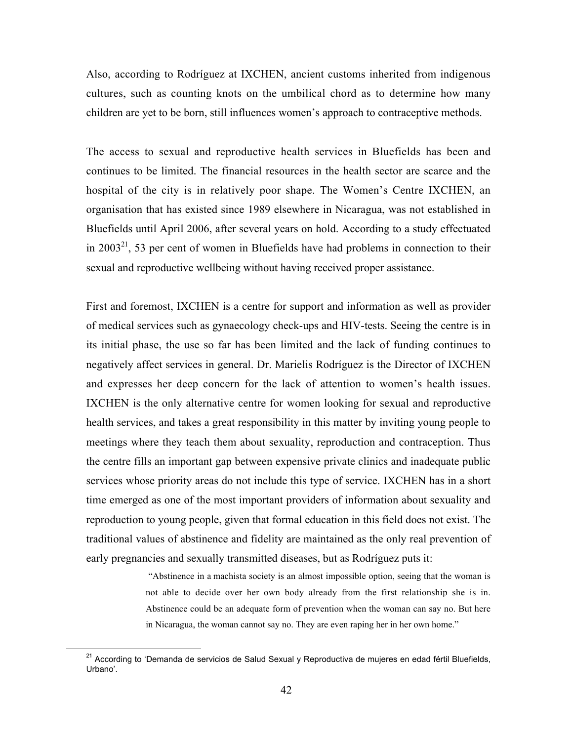Also, according to Rodríguez at IXCHEN, ancient customs inherited from indigenous cultures, such as counting knots on the umbilical chord as to determine how many children are yet to be born, still influences women's approach to contraceptive methods.

The access to sexual and reproductive health services in Bluefields has been and continues to be limited. The financial resources in the health sector are scarce and the hospital of the city is in relatively poor shape. The Women's Centre IXCHEN, an organisation that has existed since 1989 elsewhere in Nicaragua, was not established in Bluefields until April 2006, after several years on hold. According to a study effectuated in 2003[21], 53 per cent of women in Bluefields have had problems in connection to their sexual and reproductive wellbeing without having received proper assistance.

First and foremost, IXCHEN is a centre for support and information as well as provider of medical services such as gynaecology check-ups and HIV-tests. Seeing the centre is in its initial phase, the use so far has been limited and the lack of funding continues to negatively affect services in general. Dr. Marielis Rodríguez is the Director of IXCHEN and expresses her deep concern for the lack of attention to women's health issues. IXCHEN is the only alternative centre for women looking for sexual and reproductive health services, and takes a great responsibility in this matter by inviting young people to meetings where they teach them about sexuality, reproduction and contraception. Thus the centre fills an important gap between expensive private clinics and inadequate public services whose priority areas do not include this type of service. IXCHEN has in a short time emerged as one of the most important providers of information about sexuality and reproduction to young people, given that formal education in this field does not exist. The traditional values of abstinence and fidelity are maintained as the only real prevention of early pregnancies and sexually transmitted diseases, but as Rodríguez puts it:

> "Abstinence in a machista society is an almost impossible option, seeing that the woman is not able to decide over her own body already from the first relationship she is in. Abstinence could be an adequate form of prevention when the woman can say no. But here in Nicaragua, the woman cannot say no. They are even raping her in her own home."

[21] According to 'Demanda de servicios de Salud Sexual y Reproductiva de mujeres en edad fértil Bluefields, Urbano'.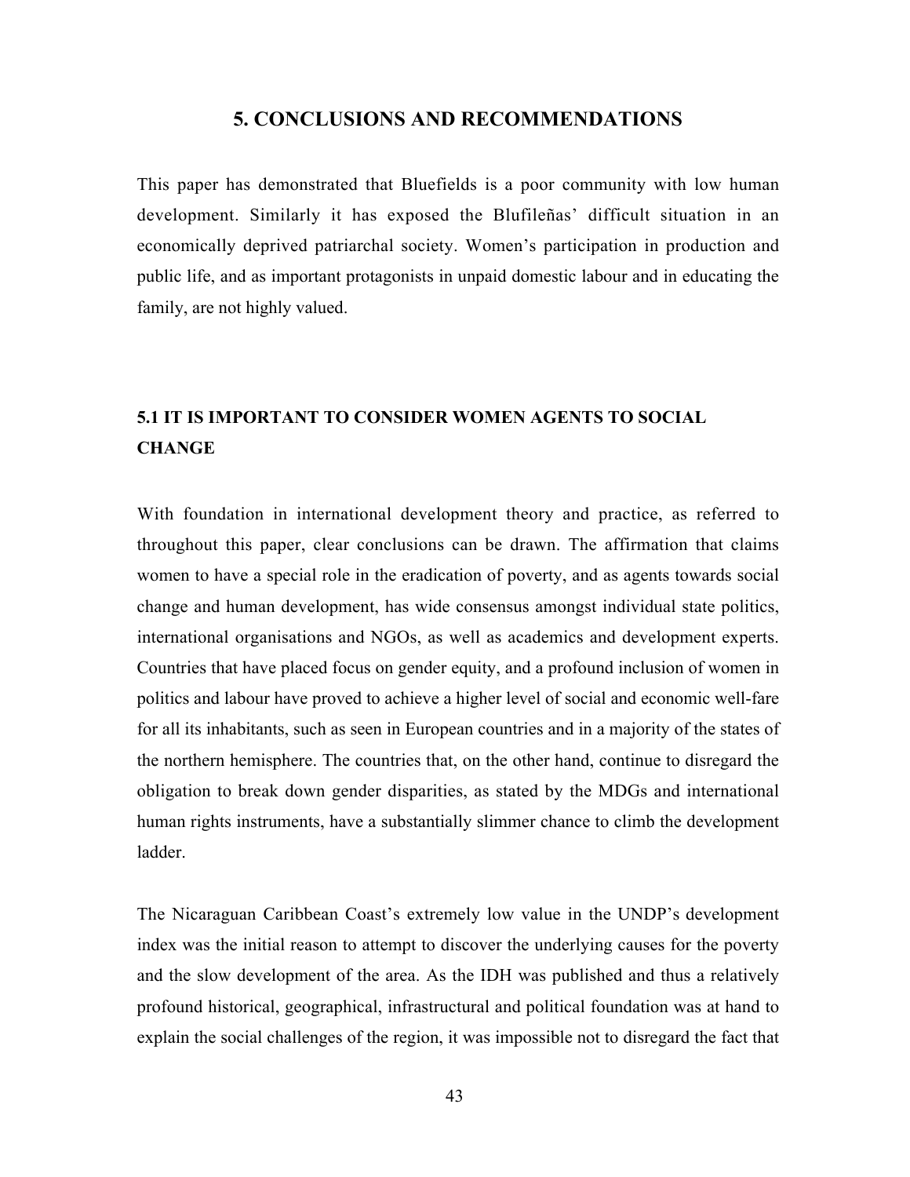# 5. CONCLUSIONS AND RECOMMENDATIONS

This paper has demonstrated that Bluefields is a poor community with low human development. Similarly it has exposed the Blufileñas' difficult situation in an economically deprived patriarchal society. Women's participation in production and public life, and as important protagonists in unpaid domestic labour and in educating the family, are not highly valued.

## 5.1 IT IS IMPORTANT TO CONSIDER WOMEN AGENTS TO SOCIAL CHANGE

With foundation in international development theory and practice, as referred to throughout this paper, clear conclusions can be drawn. The affirmation that claims women to have a special role in the eradication of poverty, and as agents towards social change and human development, has wide consensus amongst individual state politics, international organisations and NGOs, as well as academics and development experts. Countries that have placed focus on gender equity, and a profound inclusion of women in politics and labour have proved to achieve a higher level of social and economic well-fare for all its inhabitants, such as seen in European countries and in a majority of the states of the northern hemisphere. The countries that, on the other hand, continue to disregard the obligation to break down gender disparities, as stated by the MDGs and international human rights instruments, have a substantially slimmer chance to climb the development ladder.

The Nicaraguan Caribbean Coast's extremely low value in the UNDP's development index was the initial reason to attempt to discover the underlying causes for the poverty and the slow development of the area. As the IDH was published and thus a relatively profound historical, geographical, infrastructural and political foundation was at hand to explain the social challenges of the region, it was impossible not to disregard the fact that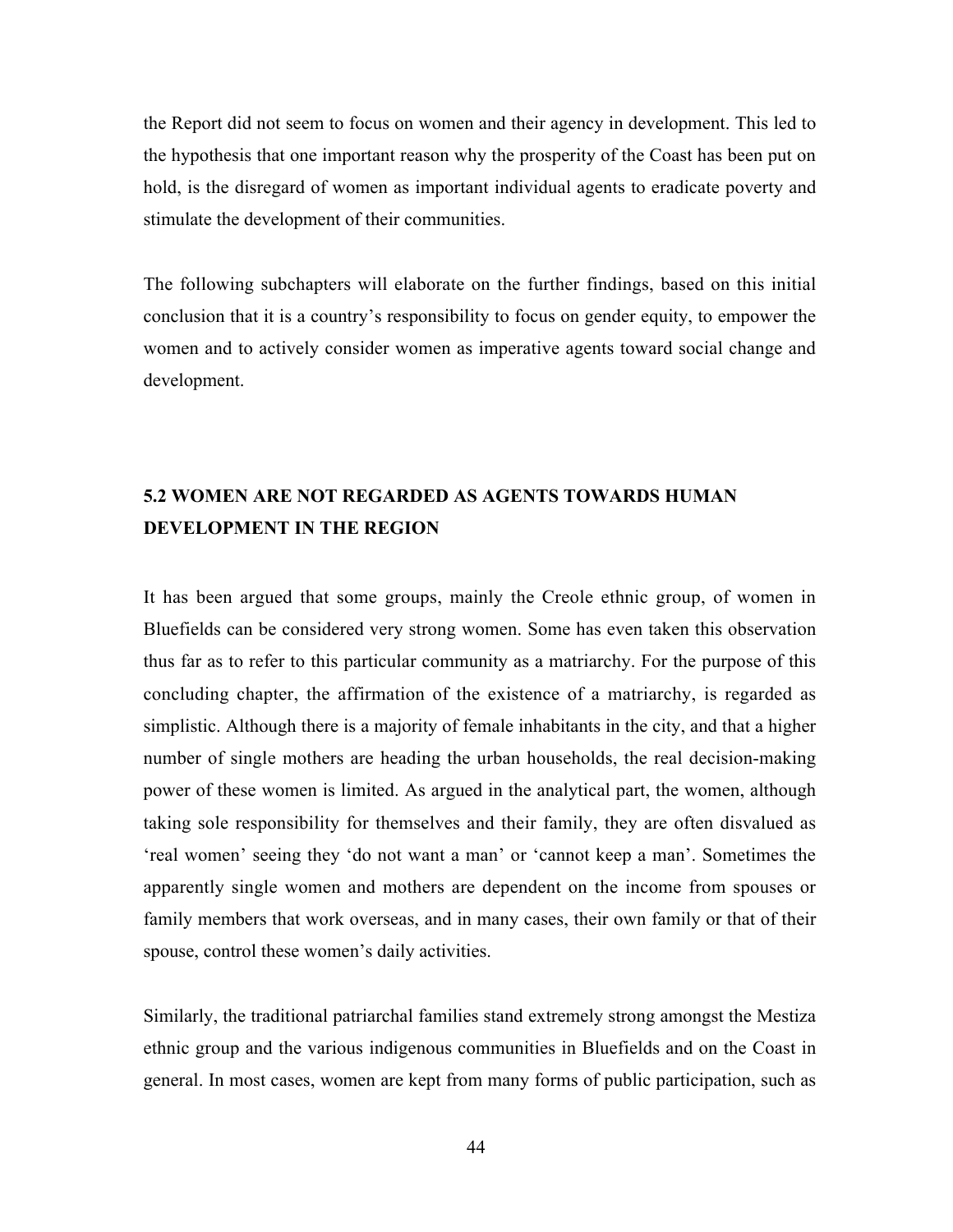the Report did not seem to focus on women and their agency in development. This led to the hypothesis that one important reason why the prosperity of the Coast has been put on hold, is the disregard of women as important individual agents to eradicate poverty and stimulate the development of their communities.

The following subchapters will elaborate on the further findings, based on this initial conclusion that it is a country's responsibility to focus on gender equity, to empower the women and to actively consider women as imperative agents toward social change and development.

## 5.2 WOMEN ARE NOT REGARDED AS AGENTS TOWARDS HUMAN DEVELOPMENT IN THE REGION

It has been argued that some groups, mainly the Creole ethnic group, of women in Bluefields can be considered very strong women. Some has even taken this observation thus far as to refer to this particular community as a matriarchy. For the purpose of this concluding chapter, the affirmation of the existence of a matriarchy, is regarded as simplistic. Although there is a majority of female inhabitants in the city, and that a higher number of single mothers are heading the urban households, the real decision-making power of these women is limited. As argued in the analytical part, the women, although taking sole responsibility for themselves and their family, they are often disvalued as 'real women' seeing they 'do not want a man' or 'cannot keep a man'. Sometimes the apparently single women and mothers are dependent on the income from spouses or family members that work overseas, and in many cases, their own family or that of their spouse, control these women's daily activities.

Similarly, the traditional patriarchal families stand extremely strong amongst the Mestiza ethnic group and the various indigenous communities in Bluefields and on the Coast in general. In most cases, women are kept from many forms of public participation, such as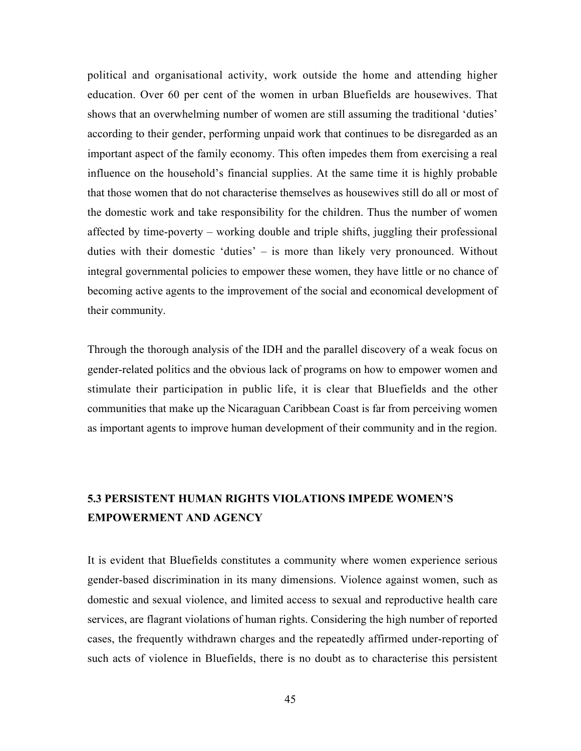political and organisational activity, work outside the home and attending higher education. Over 60 per cent of the women in urban Bluefields are housewives. That shows that an overwhelming number of women are still assuming the traditional 'duties' according to their gender, performing unpaid work that continues to be disregarded as an important aspect of the family economy. This often impedes them from exercising a real influence on the household's financial supplies. At the same time it is highly probable that those women that do not characterise themselves as housewives still do all or most of the domestic work and take responsibility for the children. Thus the number of women affected by time-poverty – working double and triple shifts, juggling their professional duties with their domestic 'duties' – is more than likely very pronounced. Without integral governmental policies to empower these women, they have little or no chance of becoming active agents to the improvement of the social and economical development of their community.

Through the thorough analysis of the IDH and the parallel discovery of a weak focus on gender-related politics and the obvious lack of programs on how to empower women and stimulate their participation in public life, it is clear that Bluefields and the other communities that make up the Nicaraguan Caribbean Coast is far from perceiving women as important agents to improve human development of their community and in the region.

## 5.3 PERSISTENT HUMAN RIGHTS VIOLATIONS IMPEDE WOMEN'S EMPOWERMENT AND AGENCY

It is evident that Bluefields constitutes a community where women experience serious gender-based discrimination in its many dimensions. Violence against women, such as domestic and sexual violence, and limited access to sexual and reproductive health care services, are flagrant violations of human rights. Considering the high number of reported cases, the frequently withdrawn charges and the repeatedly affirmed under-reporting of such acts of violence in Bluefields, there is no doubt as to characterise this persistent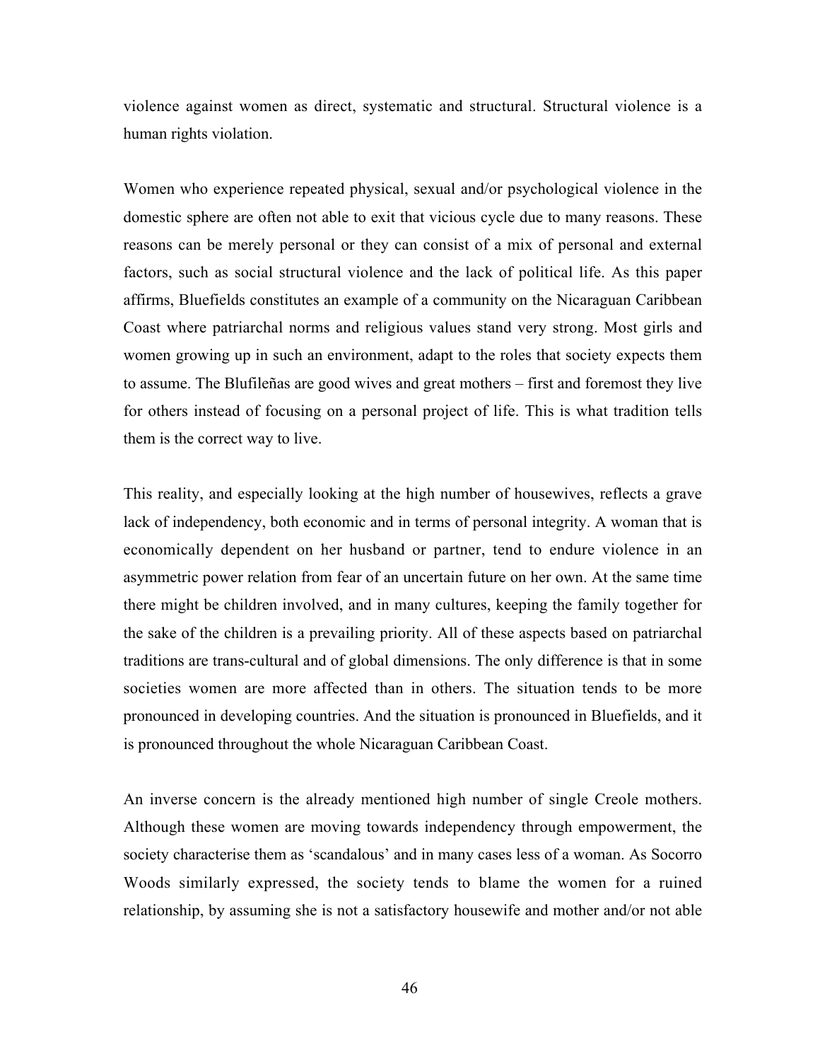violence against women as direct, systematic and structural. Structural violence is a human rights violation.

Women who experience repeated physical, sexual and/or psychological violence in the domestic sphere are often not able to exit that vicious cycle due to many reasons. These reasons can be merely personal or they can consist of a mix of personal and external factors, such as social structural violence and the lack of political life. As this paper affirms, Bluefields constitutes an example of a community on the Nicaraguan Caribbean Coast where patriarchal norms and religious values stand very strong. Most girls and women growing up in such an environment, adapt to the roles that society expects them to assume. The Blufileñas are good wives and great mothers – first and foremost they live for others instead of focusing on a personal project of life. This is what tradition tells them is the correct way to live.

This reality, and especially looking at the high number of housewives, reflects a grave lack of independency, both economic and in terms of personal integrity. A woman that is economically dependent on her husband or partner, tend to endure violence in an asymmetric power relation from fear of an uncertain future on her own. At the same time there might be children involved, and in many cultures, keeping the family together for the sake of the children is a prevailing priority. All of these aspects based on patriarchal traditions are trans-cultural and of global dimensions. The only difference is that in some societies women are more affected than in others. The situation tends to be more pronounced in developing countries. And the situation is pronounced in Bluefields, and it is pronounced throughout the whole Nicaraguan Caribbean Coast.

An inverse concern is the already mentioned high number of single Creole mothers. Although these women are moving towards independency through empowerment, the society characterise them as 'scandalous' and in many cases less of a woman. As Socorro Woods similarly expressed, the society tends to blame the women for a ruined relationship, by assuming she is not a satisfactory housewife and mother and/or not able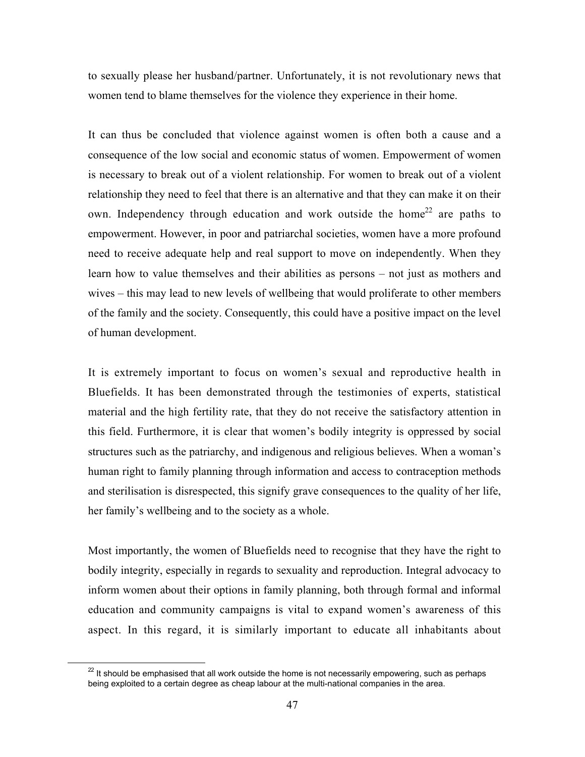to sexually please her husband/partner. Unfortunately, it is not revolutionary news that women tend to blame themselves for the violence they experience in their home.

It can thus be concluded that violence against women is often both a cause and a consequence of the low social and economic status of women. Empowerment of women is necessary to break out of a violent relationship. For women to break out of a violent relationship they need to feel that there is an alternative and that they can make it on their own. Independency through education and work outside the home[22] are paths to empowerment. However, in poor and patriarchal societies, women have a more profound need to receive adequate help and real support to move on independently. When they learn how to value themselves and their abilities as persons – not just as mothers and wives – this may lead to new levels of wellbeing that would proliferate to other members of the family and the society. Consequently, this could have a positive impact on the level of human development.

It is extremely important to focus on women's sexual and reproductive health in Bluefields. It has been demonstrated through the testimonies of experts, statistical material and the high fertility rate, that they do not receive the satisfactory attention in this field. Furthermore, it is clear that women's bodily integrity is oppressed by social structures such as the patriarchy, and indigenous and religious believes. When a woman's human right to family planning through information and access to contraception methods and sterilisation is disrespected, this signify grave consequences to the quality of her life, her family's wellbeing and to the society as a whole.

Most importantly, the women of Bluefields need to recognise that they have the right to bodily integrity, especially in regards to sexuality and reproduction. Integral advocacy to inform women about their options in family planning, both through formal and informal education and community campaigns is vital to expand women's awareness of this aspect. In this regard, it is similarly important to educate all inhabitants about

[22] It should be emphasised that all work outside the home is not necessarily empowering, such as perhaps being exploited to a certain degree as cheap labour at the multi-national companies in the area.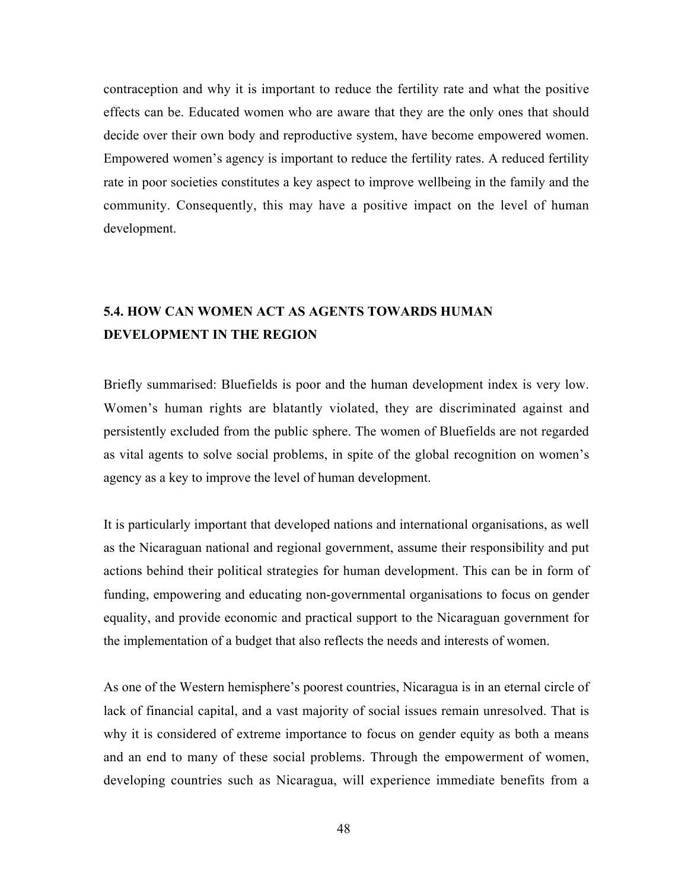contraception and why it is important to reduce the fertility rate and what the positive effects can be. Educated women who are aware that they are the only ones that should decide over their own body and reproductive system, have become empowered women. Empowered women's agency is important to reduce the fertility rates. A reduced fertility rate in poor societies constitutes a key aspect to improve wellbeing in the family and the community. Consequently, this may have a positive impact on the level of human development.

## 5.4. HOW CAN WOMEN ACT AS AGENTS TOWARDS HUMAN DEVELOPMENT IN THE REGION

Briefly summarised: Bluefields is poor and the human development index is very low. Women's human rights are blatantly violated, they are discriminated against and persistently excluded from the public sphere. The women of Bluefields are not regarded as vital agents to solve social problems, in spite of the global recognition on women's agency as a key to improve the level of human development.

It is particularly important that developed nations and international organisations, as well as the Nicaraguan national and regional government, assume their responsibility and put actions behind their political strategies for human development. This can be in form of funding, empowering and educating non-governmental organisations to focus on gender equality, and provide economic and practical support to the Nicaraguan government for the implementation of a budget that also reflects the needs and interests of women.

As one of the Western hemisphere's poorest countries, Nicaragua is in an eternal circle of lack of financial capital, and a vast majority of social issues remain unresolved. That is why it is considered of extreme importance to focus on gender equity as both a means and an end to many of these social problems. Through the empowerment of women, developing countries such as Nicaragua, will experience immediate benefits from a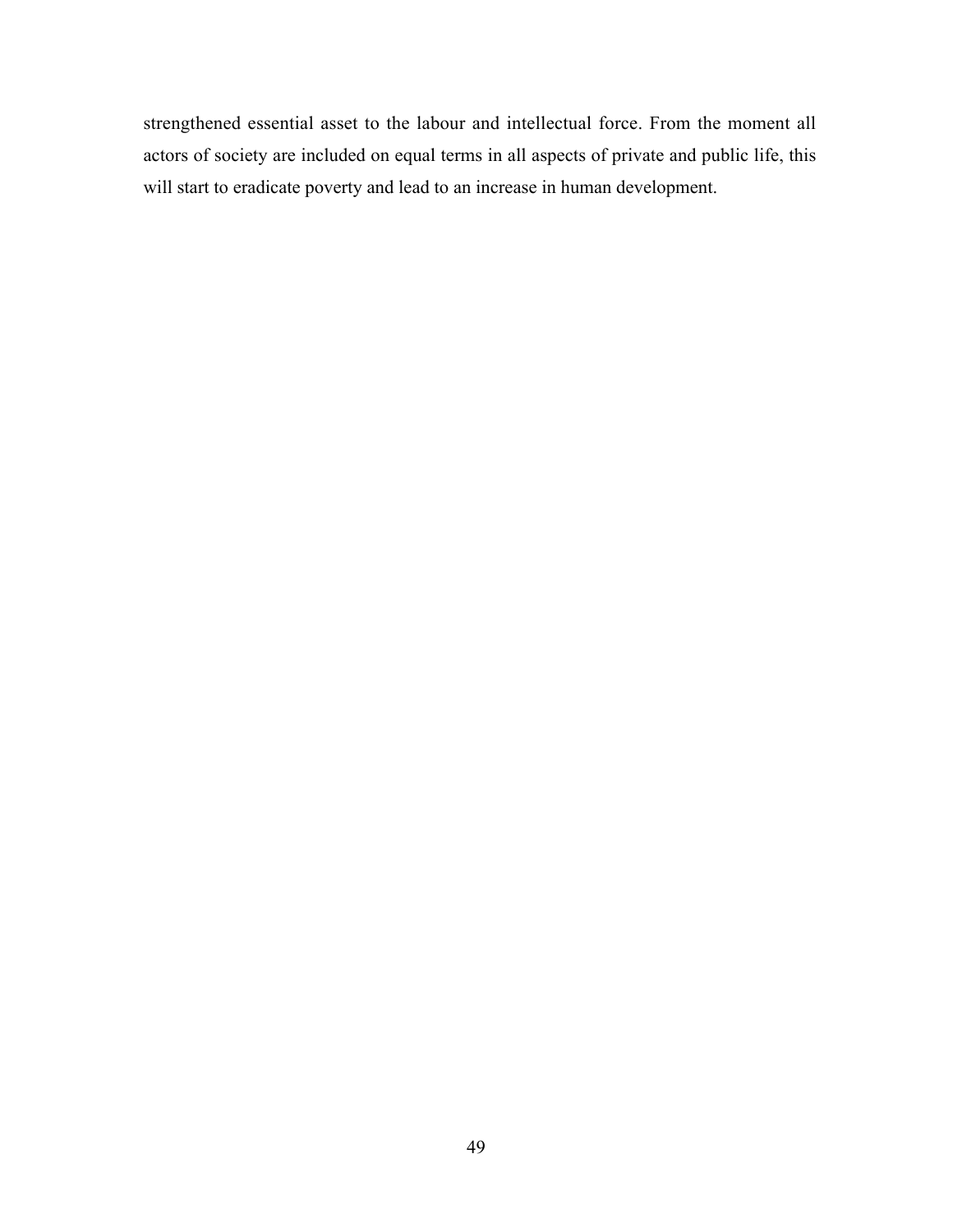strengthened essential asset to the labour and intellectual force. From the moment all actors of society are included on equal terms in all aspects of private and public life, this will start to eradicate poverty and lead to an increase in human development.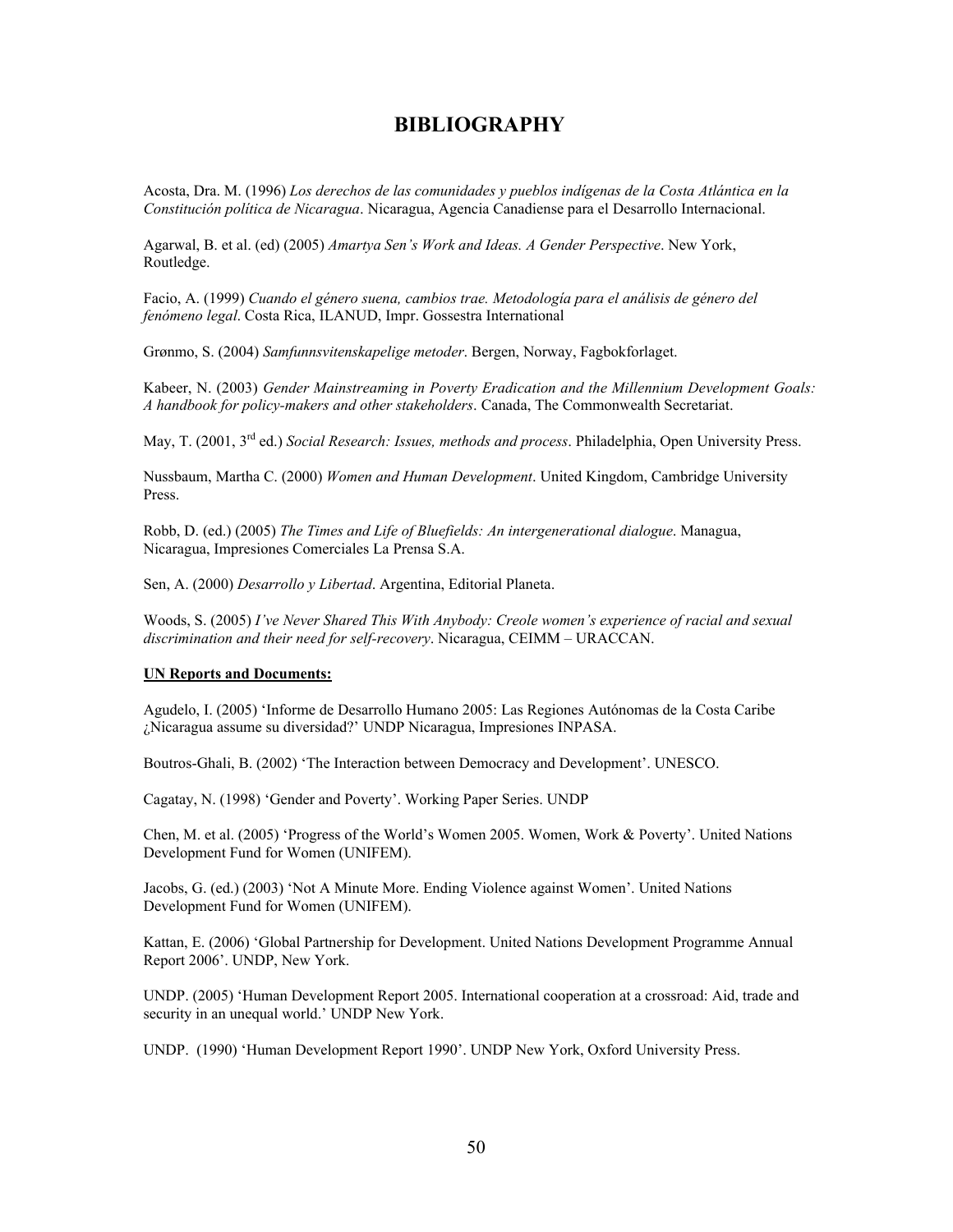# BIBLIOGRAPHY

Acosta, Dra. M. (1996) *Los derechos de las comunidades y pueblos indígenas de la Costa Atlántica en la Constitución política de Nicaragua*. Nicaragua, Agencia Canadiense para el Desarrollo Internacional.

Agarwal, B. et al. (ed) (2005) *Amartya Sen's Work and Ideas. A Gender Perspective*. New York, Routledge.

Facio, A. (1999) *Cuando el género suena, cambios trae. Metodología para el análisis de género del fenómeno legal*. Costa Rica, ILANUD, Impr. Gossestra International

Grønmo, S. (2004) *Samfunnsvitenskapelige metoder*. Bergen, Norway, Fagbokforlaget.

Kabeer, N. (2003) *Gender Mainstreaming in Poverty Eradication and the Millennium Development Goals: A handbook for policy-makers and other stakeholders*. Canada, The Commonwealth Secretariat.

May, T. (2001, 3rd ed.) *Social Research: Issues, methods and process*. Philadelphia, Open University Press.

Nussbaum, Martha C. (2000) *Women and Human Development*. United Kingdom, Cambridge University Press.

Robb, D. (ed.) (2005) *The Times and Life of Bluefields: An intergenerational dialogue*. Managua, Nicaragua, Impresiones Comerciales La Prensa S.A.

Sen, A. (2000) *Desarrollo y Libertad*. Argentina, Editorial Planeta.

Woods, S. (2005) *I've Never Shared This With Anybody: Creole women's experience of racial and sexual discrimination and their need for self-recovery*. Nicaragua, CEIMM – URACCAN.

**UN Reports and Documents:**

Agudelo, I. (2005) 'Informe de Desarrollo Humano 2005: Las Regiones Autónomas de la Costa Caribe ¿Nicaragua assume su diversidad?' UNDP Nicaragua, Impresiones INPASA.

Boutros-Ghali, B. (2002) 'The Interaction between Democracy and Development'. UNESCO.

Cagatay, N. (1998) 'Gender and Poverty'. Working Paper Series. UNDP

Chen, M. et al. (2005) 'Progress of the World's Women 2005. Women, Work & Poverty'. United Nations Development Fund for Women (UNIFEM).

Jacobs, G. (ed.) (2003) 'Not A Minute More. Ending Violence against Women'. United Nations Development Fund for Women (UNIFEM).

Kattan, E. (2006) 'Global Partnership for Development. United Nations Development Programme Annual Report 2006'. UNDP, New York.

UNDP. (2005) 'Human Development Report 2005. International cooperation at a crossroad: Aid, trade and security in an unequal world.' UNDP New York.

UNDP. (1990) 'Human Development Report 1990'. UNDP New York, Oxford University Press.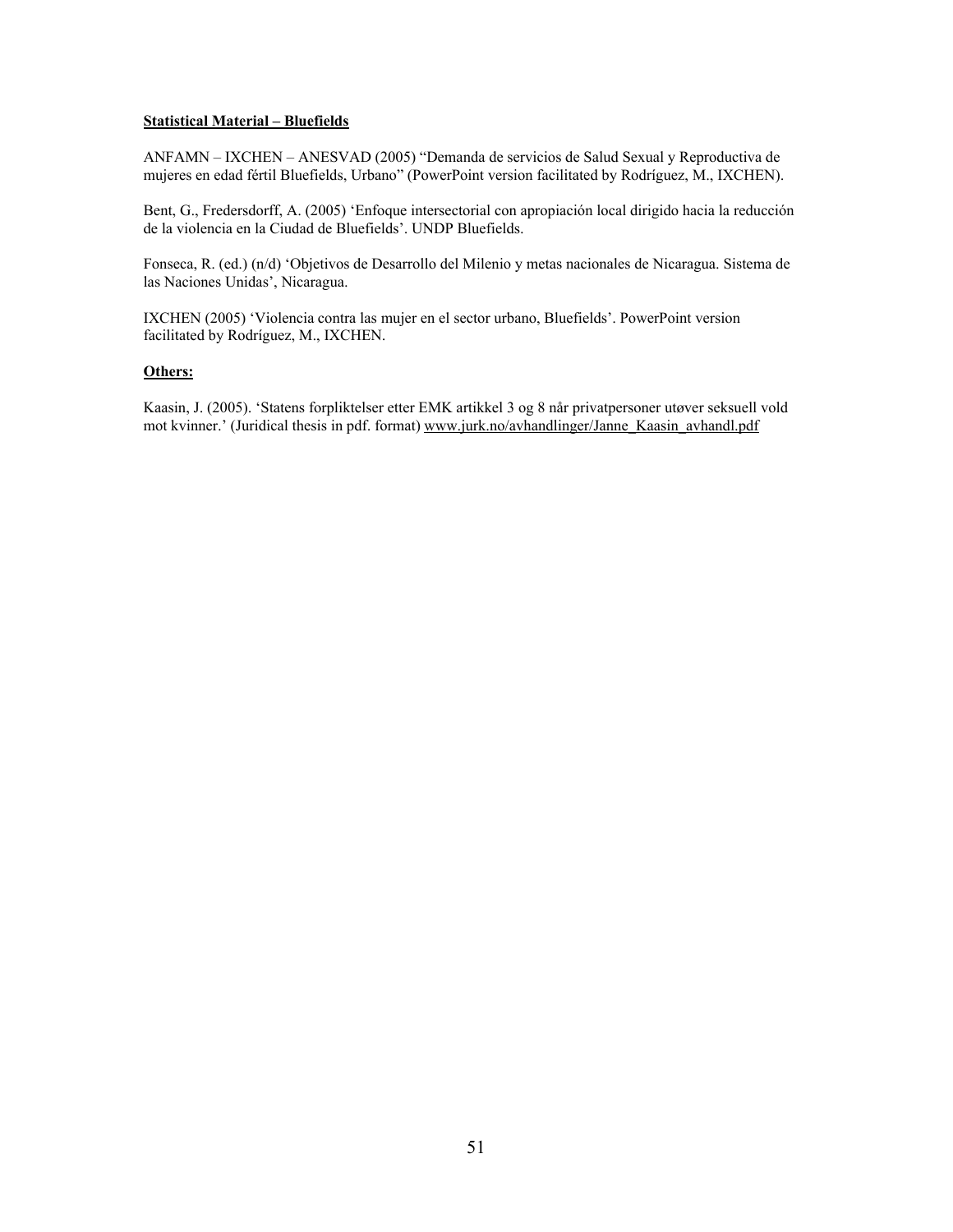**Statistical Material – Bluefields**

ANFAMN – IXCHEN – ANESVAD (2005) "Demanda de servicios de Salud Sexual y Reproductiva de mujeres en edad fértil Bluefields, Urbano" (PowerPoint version facilitated by Rodríguez, M., IXCHEN).

Bent, G., Fredersdorff, A. (2005) 'Enfoque intersectorial con apropiación local dirigido hacia la reducción de la violencia en la Ciudad de Bluefields'. UNDP Bluefields.

Fonseca, R. (ed.) (n/d) 'Objetivos de Desarrollo del Milenio y metas nacionales de Nicaragua. Sistema de las Naciones Unidas', Nicaragua.

IXCHEN (2005) 'Violencia contra las mujer en el sector urbano, Bluefields'. PowerPoint version facilitated by Rodríguez, M., IXCHEN.

**Others:**

Kaasin, J. (2005). 'Statens forpliktelser etter EMK artikkel 3 og 8 når privatpersoner utøver seksuell vold mot kvinner.' (Juridical thesis in pdf. format) www.jurk.no/avhandlinger/Janne_Kaasin_avhandl.pdf